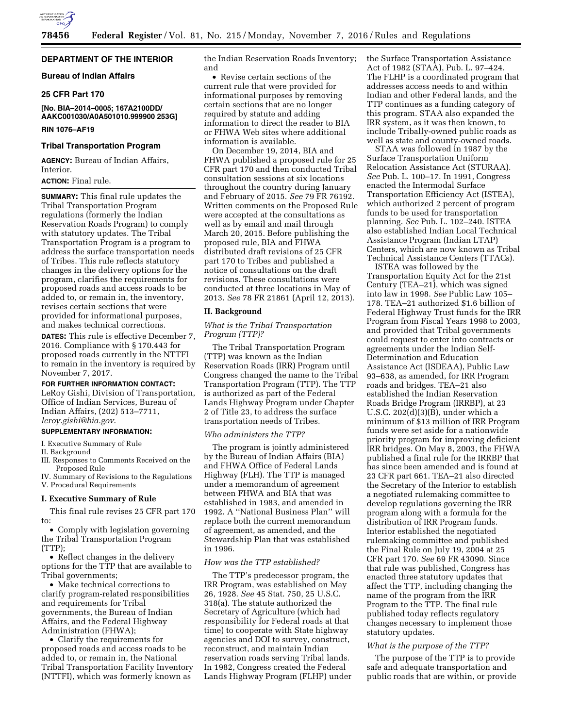**DEPARTMENT OF THE INTERIOR**

**Bureau of Indian Affairs**

**25 CFR Part 170**

**[No. BIA–2014–0005; 167A2100DD/AAKC001030/A0A501010.999900 253G]**

**RIN 1076–AF19**

# Tribal Transportation Program

**AGENCY:** Bureau of Indian Affairs, Interior.

**ACTION:** Final rule.

**SUMMARY:** This final rule updates the Tribal Transportation Program regulations (formerly the Indian Reservation Roads Program) to comply with statutory updates. The Tribal Transportation Program is a program to address the surface transportation needs of Tribes. This rule reflects statutory changes in the delivery options for the program, clarifies the requirements for proposed roads and access roads to be added to, or remain in, the inventory, revises certain sections that were provided for informational purposes, and makes technical corrections.

**DATES:** This rule is effective December 7, 2016. Compliance with § 170.443 for proposed roads currently in the NTTFI to remain in the inventory is required by November 7, 2017.

**FOR FURTHER INFORMATION CONTACT:** LeRoy Gishi, Division of Transportation, Office of Indian Services, Bureau of Indian Affairs, (202) 513–7711, *leroy.gishi@bia.gov*.

**SUPPLEMENTARY INFORMATION:**

I. Executive Summary of Rule
II. Background
III. Responses to Comments Received on the Proposed Rule
IV. Summary of Revisions to the Regulations
V. Procedural Requirements

## I. Executive Summary of Rule

This final rule revises 25 CFR part 170 to:

- Comply with legislation governing the Tribal Transportation Program (TTP);
- Reflect changes in the delivery options for the TTP that are available to Tribal governments;
- Make technical corrections to clarify program-related responsibilities and requirements for Tribal governments, the Bureau of Indian Affairs, and the Federal Highway Administration (FHWA);
- Clarify the requirements for proposed roads and access roads to be added to, or remain in, the National Tribal Transportation Facility Inventory (NTTFI), which was formerly known as the Indian Reservation Roads Inventory; and
- Revise certain sections of the current rule that were provided for informational purposes by removing certain sections that are no longer required by statute and adding information to direct the reader to BIA or FHWA Web sites where additional information is available.

On December 19, 2014, BIA and FHWA published a proposed rule for 25 CFR part 170 and then conducted Tribal consultation sessions at six locations throughout the country during January and February of 2015. *See* 79 FR 76192. Written comments on the Proposed Rule were accepted at the consultations as well as by email and mail through March 20, 2015. Before publishing the proposed rule, BIA and FHWA distributed draft revisions of 25 CFR part 170 to Tribes and published a notice of consultations on the draft revisions. These consultations were conducted at three locations in May of 2013. *See* 78 FR 21861 (April 12, 2013).

## II. Background

### *What is the Tribal Transportation Program (TTP)?*

The Tribal Transportation Program (TTP) was known as the Indian Reservation Roads (IRR) Program until Congress changed the name to the Tribal Transportation Program (TTP). The TTP is authorized as part of the Federal Lands Highway Program under Chapter 2 of Title 23, to address the surface transportation needs of Tribes.

### *Who administers the TTP?*

The program is jointly administered by the Bureau of Indian Affairs (BIA) and FHWA Office of Federal Lands Highway (FLH). The TTP is managed under a memorandum of agreement between FHWA and BIA that was established in 1983, and amended in 1992. A ''National Business Plan'' will replace both the current memorandum of agreement, as amended, and the Stewardship Plan that was established in 1996.

### *How was the TTP established?*

The TTP's predecessor program, the IRR Program, was established on May 26, 1928. *See* 45 Stat. 750, 25 U.S.C. 318(a). The statute authorized the Secretary of Agriculture (which had responsibility for Federal roads at that time) to cooperate with State highway agencies and DOI to survey, construct, reconstruct, and maintain Indian reservation roads serving Tribal lands. In 1982, Congress created the Federal Lands Highway Program (FLHP) under the Surface Transportation Assistance Act of 1982 (STAA), Pub. L. 97–424. The FLHP is a coordinated program that addresses access needs to and within Indian and other Federal lands, and the TTP continues as a funding category of this program. STAA also expanded the IRR system, as it was then known, to include Tribally-owned public roads as well as state and county-owned roads.

STAA was followed in 1987 by the Surface Transportation Uniform Relocation Assistance Act (STURAA). *See* Pub. L. 100–17. In 1991, Congress enacted the Intermodal Surface Transportation Efficiency Act (ISTEA), which authorized 2 percent of program funds to be used for transportation planning. *See* Pub. L. 102–240. ISTEA also established Indian Local Technical Assistance Program (Indian LTAP) Centers, which are now known as Tribal Technical Assistance Centers (TTACs).

ISTEA was followed by the Transportation Equity Act for the 21st Century (TEA–21), which was signed into law in 1998. *See* Public Law 105–178. TEA–21 authorized $1.6 billion of Federal Highway Trust funds for the IRR Program from Fiscal Years 1998 to 2003, and provided that Tribal governments could request to enter into contracts or agreements under the Indian Self-Determination and Education Assistance Act (ISDEAA), Public Law 93–638, as amended, for IRR Program roads and bridges. TEA–21 also established the Indian Reservation Roads Bridge Program (IRRBP), at 23 U.S.C. 202(d)(3)(B), under which a minimum of $13 million of IRR Program funds were set aside for a nationwide priority program for improving deficient IRR bridges. On May 8, 2003, the FHWA published a final rule for the IRRBP that has since been amended and is found at 23 CFR part 661. TEA–21 also directed the Secretary of the Interior to establish a negotiated rulemaking committee to develop regulations governing the IRR program along with a formula for the distribution of IRR Program funds. Interior established the negotiated rulemaking committee and published the Final Rule on July 19, 2004 at 25 CFR part 170. *See* 69 FR 43090. Since that rule was published, Congress has enacted three statutory updates that affect the TTP, including changing the name of the program from the IRR Program to the TTP. The final rule published today reflects regulatory changes necessary to implement those statutory updates.

### *What is the purpose of the TTP?*

The purpose of the TTP is to provide safe and adequate transportation and public roads that are within, or provide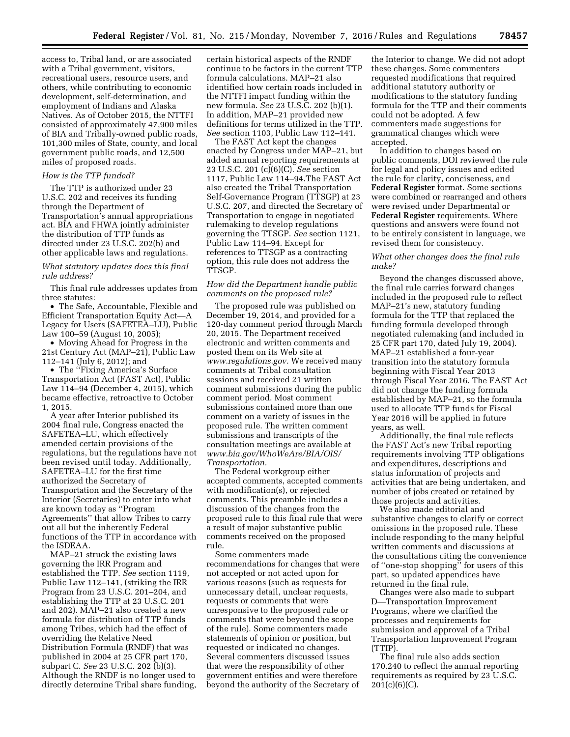access to, Tribal land, or are associated with a Tribal government, visitors, recreational users, resource users, and others, while contributing to economic development, self-determination, and employment of Indians and Alaska Natives. As of October 2015, the NTTFI consisted of approximately 47,900 miles of BIA and Tribally-owned public roads, 101,300 miles of State, county, and local government public roads, and 12,500 miles of proposed roads.

*How is the TTP funded?*

The TTP is authorized under 23 U.S.C. 202 and receives its funding through the Department of Transportation's annual appropriations act. BIA and FHWA jointly administer the distribution of TTP funds as directed under 23 U.S.C. 202(b) and other applicable laws and regulations.

*What statutory updates does this final rule address?*

This final rule addresses updates from three statutes:

- The Safe, Accountable, Flexible and Efficient Transportation Equity Act—A Legacy for Users (SAFETEA–LU), Public Law 100–59 (August 10, 2005);
- Moving Ahead for Progress in the 21st Century Act (MAP–21), Public Law 112–141 (July 6, 2012); and
- The ''Fixing America's Surface Transportation Act (FAST Act), Public Law 114–94 (December 4, 2015), which became effective, retroactive to October 1, 2015.

A year after Interior published its 2004 final rule, Congress enacted the SAFETEA–LU, which effectively amended certain provisions of the regulations, but the regulations have not been revised until today. Additionally, SAFETEA–LU for the first time authorized the Secretary of Transportation and the Secretary of the Interior (Secretaries) to enter into what are known today as ''Program Agreements'' that allow Tribes to carry out all but the inherently Federal functions of the TTP in accordance with the ISDEAA.

MAP–21 struck the existing laws governing the IRR Program and established the TTP. *See* section 1119, Public Law 112–141, (striking the IRR Program from 23 U.S.C. 201–204, and establishing the TTP at 23 U.S.C. 201 and 202). MAP–21 also created a new formula for distribution of TTP funds among Tribes, which had the effect of overriding the Relative Need Distribution Formula (RNDF) that was published in 2004 at 25 CFR part 170, subpart C. *See* 23 U.S.C. 202 (b)(3). Although the RNDF is no longer used to directly determine Tribal share funding, certain historical aspects of the RNDF continue to be factors in the current TTP formula calculations. MAP–21 also identified how certain roads included in the NTTFI impact funding within the new formula. *See* 23 U.S.C. 202 (b)(1). In addition, MAP–21 provided new definitions for terms utilized in the TTP. *See* section 1103, Public Law 112–141.

The FAST Act kept the changes enacted by Congress under MAP–21, but added annual reporting requirements at 23 U.S.C. 201 (c)(6)(C). *See* section 1117, Public Law 114–94.The FAST Act also created the Tribal Transportation Self-Governance Program (TTSGP) at 23 U.S.C. 207, and directed the Secretary of Transportation to engage in negotiated rulemaking to develop regulations governing the TTSGP. *See* section 1121, Public Law 114–94. Except for references to TTSGP as a contracting option, this rule does not address the TTSGP.

*How did the Department handle public comments on the proposed rule?*

The proposed rule was published on December 19, 2014, and provided for a 120-day comment period through March 20, 2015. The Department received electronic and written comments and posted them on its Web site at *www.regulations.gov.* We received many comments at Tribal consultation sessions and received 21 written comment submissions during the public comment period. Most comment submissions contained more than one comment on a variety of issues in the proposed rule. The written comment submissions and transcripts of the consultation meetings are available at *www.bia.gov/WhoWeAre/BIA/OIS/Transportation.*

The Federal workgroup either accepted comments, accepted comments with modification(s), or rejected comments. This preamble includes a discussion of the changes from the proposed rule to this final rule that were a result of major substantive public comments received on the proposed rule.

Some commenters made recommendations for changes that were not accepted or not acted upon for various reasons (such as requests for unnecessary detail, unclear requests, requests or comments that were unresponsive to the proposed rule or comments that were beyond the scope of the rule). Some commenters made statements of opinion or position, but requested or indicated no changes. Several commenters discussed issues that were the responsibility of other government entities and were therefore beyond the authority of the Secretary of the Interior to change. We did not adopt these changes. Some commenters requested modifications that required additional statutory authority or modifications to the statutory funding formula for the TTP and their comments could not be adopted. A few commenters made suggestions for grammatical changes which were accepted.

In addition to changes based on public comments, DOI reviewed the rule for legal and policy issues and edited the rule for clarity, conciseness, and **Federal Register** format. Some sections were combined or rearranged and others were revised under Departmental or **Federal Register** requirements. Where questions and answers were found not to be entirely consistent in language, we revised them for consistency.

*What other changes does the final rule make?*

Beyond the changes discussed above, the final rule carries forward changes included in the proposed rule to reflect MAP–21's new, statutory funding formula for the TTP that replaced the funding formula developed through negotiated rulemaking (and included in 25 CFR part 170, dated July 19, 2004). MAP–21 established a four-year transition into the statutory formula beginning with Fiscal Year 2013 through Fiscal Year 2016. The FAST Act did not change the funding formula established by MAP–21, so the formula used to allocate TTP funds for Fiscal Year 2016 will be applied in future years, as well.

Additionally, the final rule reflects the FAST Act's new Tribal reporting requirements involving TTP obligations and expenditures, descriptions and status information of projects and activities that are being undertaken, and number of jobs created or retained by those projects and activities.

We also made editorial and substantive changes to clarify or correct omissions in the proposed rule. These include responding to the many helpful written comments and discussions at the consultations citing the convenience of ''one-stop shopping'' for users of this part, so updated appendices have returned in the final rule.

Changes were also made to subpart D—Transportation Improvement Programs, where we clarified the processes and requirements for submission and approval of a Tribal Transportation Improvement Program (TTIP).

The final rule also adds section 170.240 to reflect the annual reporting requirements as required by 23 U.S.C. 201(c)(6)(C).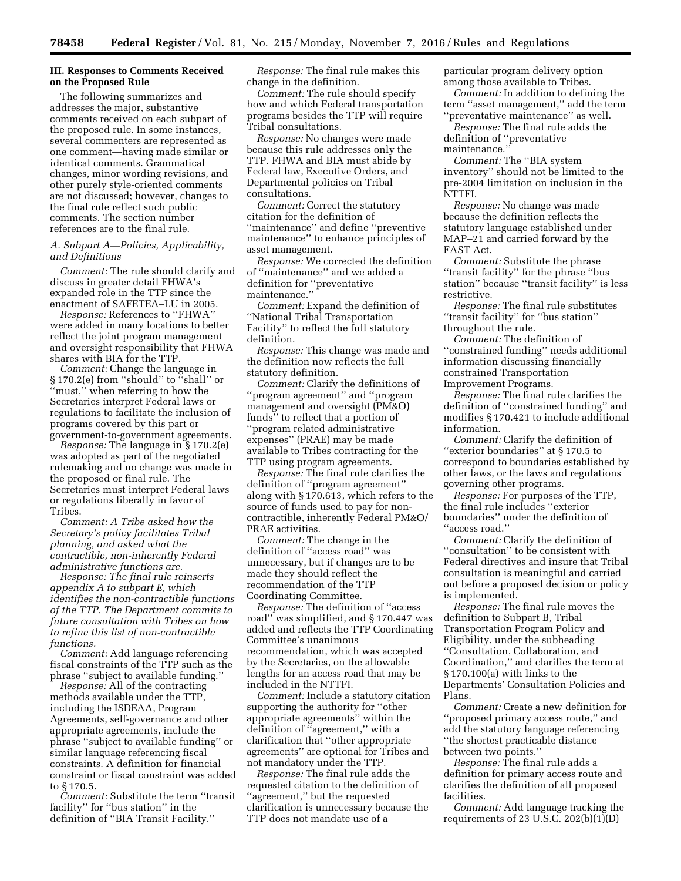## III. Responses to Comments Received on the Proposed Rule

The following summarizes and addresses the major, substantive comments received on each subpart of the proposed rule. In some instances, several commenters are represented as one comment—having made similar or identical comments. Grammatical changes, minor wording revisions, and other purely style-oriented comments are not discussed; however, changes to the final rule reflect such public comments. The section number references are to the final rule.

### A. Subpart A—Policies, Applicability, and Definitions

*Comment:* The rule should clarify and discuss in greater detail FHWA's expanded role in the TTP since the enactment of SAFETEA–LU in 2005.

*Response:* References to ''FHWA'' were added in many locations to better reflect the joint program management and oversight responsibility that FHWA shares with BIA for the TTP.

*Comment:* Change the language in § 170.2(e) from ''should'' to ''shall'' or ''must,'' when referring to how the Secretaries interpret Federal laws or regulations to facilitate the inclusion of programs covered by this part or government-to-government agreements.

*Response:* The language in § 170.2(e) was adopted as part of the negotiated rulemaking and no change was made in the proposed or final rule. The Secretaries must interpret Federal laws or regulations liberally in favor of Tribes.

*Comment: A Tribe asked how the Secretary's policy facilitates Tribal planning, and asked what the contractible, non-inherently Federal administrative functions are.*

*Response: The final rule reinserts appendix A to subpart E, which identifies the non-contractible functions of the TTP. The Department commits to future consultation with Tribes on how to refine this list of non-contractible functions.*

*Comment:* Add language referencing fiscal constraints of the TTP such as the phrase ''subject to available funding.''

*Response:* All of the contracting methods available under the TTP, including the ISDEAA, Program Agreements, self-governance and other appropriate agreements, include the phrase ''subject to available funding'' or similar language referencing fiscal constraints. A definition for financial constraint or fiscal constraint was added to § 170.5.

*Comment:* Substitute the term ''transit facility'' for ''bus station'' in the definition of ''BIA Transit Facility.''

*Response:* The final rule makes this change in the definition.

*Comment:* The rule should specify how and which Federal transportation programs besides the TTP will require Tribal consultations.

*Response:* No changes were made because this rule addresses only the TTP. FHWA and BIA must abide by Federal law, Executive Orders, and Departmental policies on Tribal consultations.

*Comment:* Correct the statutory citation for the definition of ''maintenance'' and define ''preventive maintenance'' to enhance principles of asset management.

*Response:* We corrected the definition of ''maintenance'' and we added a definition for ''preventative maintenance.''

*Comment:* Expand the definition of ''National Tribal Transportation Facility'' to reflect the full statutory definition.

*Response:* This change was made and the definition now reflects the full statutory definition.

*Comment:* Clarify the definitions of ''program agreement'' and ''program management and oversight (PM&O) funds'' to reflect that a portion of ''program related administrative expenses'' (PRAE) may be made available to Tribes contracting for the TTP using program agreements.

*Response:* The final rule clarifies the definition of ''program agreement'' along with § 170.613, which refers to the source of funds used to pay for non-contractible, inherently Federal PM&O/PRAE activities.

*Comment:* The change in the definition of ''access road'' was unnecessary, but if changes are to be made they should reflect the recommendation of the TTP Coordinating Committee.

*Response:* The definition of ''access road'' was simplified, and § 170.447 was added and reflects the TTP Coordinating Committee's unanimous recommendation, which was accepted by the Secretaries, on the allowable lengths for an access road that may be included in the NTTFI.

*Comment:* Include a statutory citation supporting the authority for ''other appropriate agreements'' within the definition of ''agreement,'' with a clarification that ''other appropriate agreements'' are optional for Tribes and not mandatory under the TTP.

*Response:* The final rule adds the requested citation to the definition of ''agreement,'' but the requested clarification is unnecessary because the TTP does not mandate use of a particular program delivery option among those available to Tribes.

*Comment:* In addition to defining the term ''asset management,'' add the term ''preventative maintenance'' as well.

*Response:* The final rule adds the definition of ''preventative maintenance.''

*Comment:* The ''BIA system inventory'' should not be limited to the pre-2004 limitation on inclusion in the NTTFI.

*Response:* No change was made because the definition reflects the statutory language established under MAP–21 and carried forward by the FAST Act.

*Comment:* Substitute the phrase ''transit facility'' for the phrase ''bus station'' because ''transit facility'' is less restrictive.

*Response:* The final rule substitutes ''transit facility'' for ''bus station'' throughout the rule.

*Comment:* The definition of ''constrained funding'' needs additional information discussing financially constrained Transportation Improvement Programs.

*Response:* The final rule clarifies the definition of ''constrained funding'' and modifies § 170.421 to include additional information.

*Comment:* Clarify the definition of ''exterior boundaries'' at § 170.5 to correspond to boundaries established by other laws, or the laws and regulations governing other programs.

*Response:* For purposes of the TTP, the final rule includes ''exterior boundaries'' under the definition of ''access road.''

*Comment:* Clarify the definition of ''consultation'' to be consistent with Federal directives and insure that Tribal consultation is meaningful and carried out before a proposed decision or policy is implemented.

*Response:* The final rule moves the definition to Subpart B, Tribal Transportation Program Policy and Eligibility, under the subheading ''Consultation, Collaboration, and Coordination,'' and clarifies the term at § 170.100(a) with links to the Departments' Consultation Policies and Plans.

*Comment:* Create a new definition for ''proposed primary access route,'' and add the statutory language referencing ''the shortest practicable distance between two points.''

*Response:* The final rule adds a definition for primary access route and clarifies the definition of all proposed facilities.

*Comment:* Add language tracking the requirements of 23 U.S.C. 202(b)(1)(D)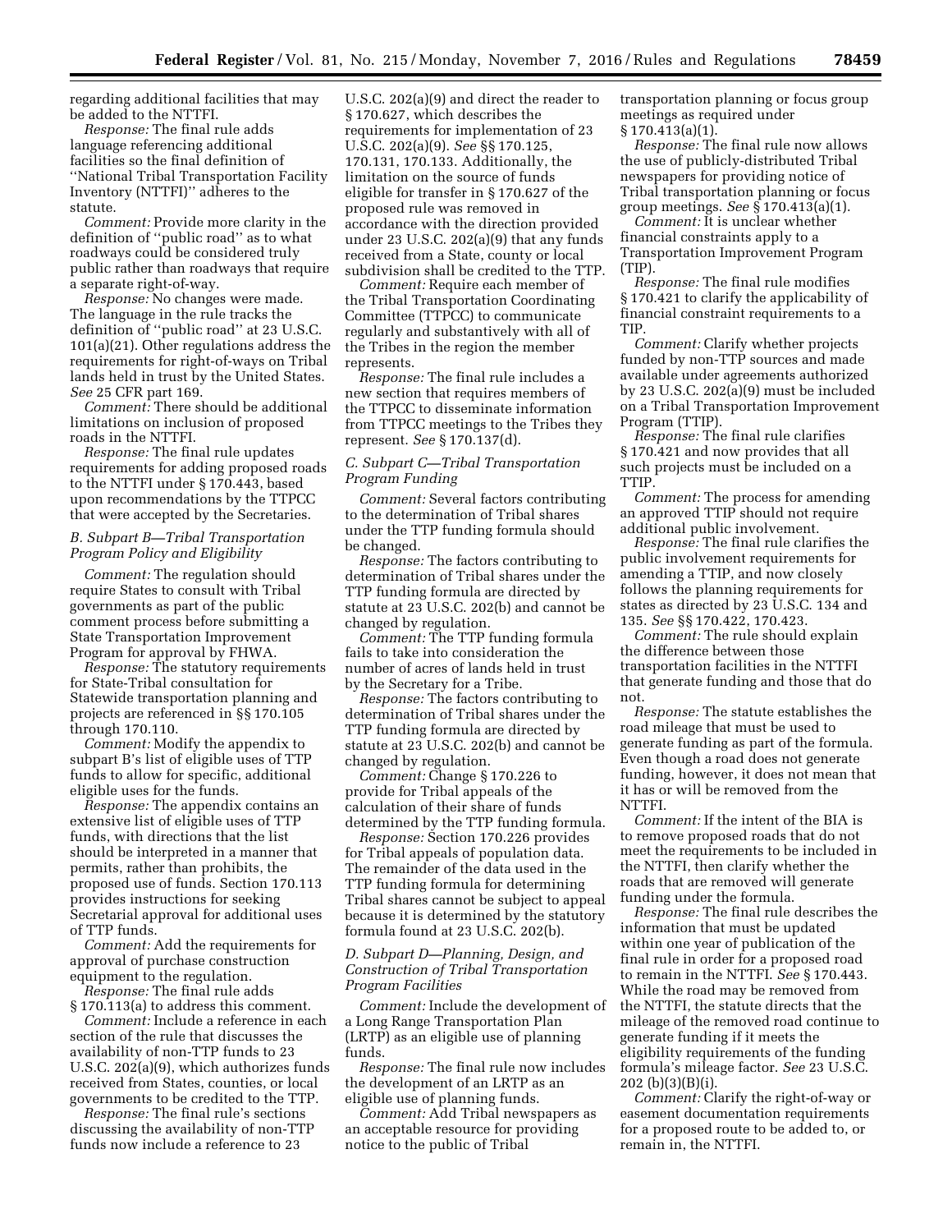regarding additional facilities that may be added to the NTTFI.

*Response:* The final rule adds language referencing additional facilities so the final definition of ''National Tribal Transportation Facility Inventory (NTTFI)'' adheres to the statute.

*Comment:* Provide more clarity in the definition of ''public road'' as to what roadways could be considered truly public rather than roadways that require a separate right-of-way.

*Response:* No changes were made. The language in the rule tracks the definition of ''public road'' at 23 U.S.C. 101(a)(21). Other regulations address the requirements for right-of-ways on Tribal lands held in trust by the United States. *See* 25 CFR part 169.

*Comment:* There should be additional limitations on inclusion of proposed roads in the NTTFI.

*Response:* The final rule updates requirements for adding proposed roads to the NTTFI under § 170.443, based upon recommendations by the TTPCC that were accepted by the Secretaries.

### *B. Subpart B—Tribal Transportation Program Policy and Eligibility*

*Comment:* The regulation should require States to consult with Tribal governments as part of the public comment process before submitting a State Transportation Improvement Program for approval by FHWA.

*Response:* The statutory requirements for State-Tribal consultation for Statewide transportation planning and projects are referenced in §§ 170.105 through 170.110.

*Comment:* Modify the appendix to subpart B's list of eligible uses of TTP funds to allow for specific, additional eligible uses for the funds.

*Response:* The appendix contains an extensive list of eligible uses of TTP funds, with directions that the list should be interpreted in a manner that permits, rather than prohibits, the proposed use of funds. Section 170.113 provides instructions for seeking Secretarial approval for additional uses of TTP funds.

*Comment:* Add the requirements for approval of purchase construction equipment to the regulation.

*Response:* The final rule adds § 170.113(a) to address this comment.

*Comment:* Include a reference in each section of the rule that discusses the availability of non-TTP funds to 23 U.S.C. 202(a)(9), which authorizes funds received from States, counties, or local governments to be credited to the TTP.

*Response:* The final rule's sections discussing the availability of non-TTP funds now include a reference to 23 U.S.C. 202(a)(9) and direct the reader to § 170.627, which describes the requirements for implementation of 23 U.S.C. 202(a)(9). *See* §§ 170.125, 170.131, 170.133. Additionally, the limitation on the source of funds eligible for transfer in § 170.627 of the proposed rule was removed in accordance with the direction provided under 23 U.S.C. 202(a)(9) that any funds received from a State, county or local subdivision shall be credited to the TTP.

*Comment:* Require each member of the Tribal Transportation Coordinating Committee (TTPCC) to communicate regularly and substantively with all of the Tribes in the region the member represents.

*Response:* The final rule includes a new section that requires members of the TTPCC to disseminate information from TTPCC meetings to the Tribes they represent. *See* § 170.137(d).

### *C. Subpart C—Tribal Transportation Program Funding*

*Comment:* Several factors contributing to the determination of Tribal shares under the TTP funding formula should be changed.

*Response:* The factors contributing to determination of Tribal shares under the TTP funding formula are directed by statute at 23 U.S.C. 202(b) and cannot be changed by regulation.

*Comment:* The TTP funding formula fails to take into consideration the number of acres of lands held in trust by the Secretary for a Tribe.

*Response:* The factors contributing to determination of Tribal shares under the TTP funding formula are directed by statute at 23 U.S.C. 202(b) and cannot be changed by regulation.

*Comment:* Change § 170.226 to provide for Tribal appeals of the calculation of their share of funds determined by the TTP funding formula.

*Response:* Section 170.226 provides for Tribal appeals of population data. The remainder of the data used in the TTP funding formula for determining Tribal shares cannot be subject to appeal because it is determined by the statutory formula found at 23 U.S.C. 202(b).

### *D. Subpart D—Planning, Design, and Construction of Tribal Transportation Program Facilities*

*Comment:* Include the development of a Long Range Transportation Plan (LRTP) as an eligible use of planning funds.

*Response:* The final rule now includes the development of an LRTP as an eligible use of planning funds.

*Comment:* Add Tribal newspapers as an acceptable resource for providing notice to the public of Tribal transportation planning or focus group meetings as required under § 170.413(a)(1).

*Response:* The final rule now allows the use of publicly-distributed Tribal newspapers for providing notice of Tribal transportation planning or focus group meetings. *See* § 170.413(a)(1).

*Comment:* It is unclear whether financial constraints apply to a Transportation Improvement Program (TIP).

*Response:* The final rule modifies § 170.421 to clarify the applicability of financial constraint requirements to a TIP.

*Comment:* Clarify whether projects funded by non-TTP sources and made available under agreements authorized by 23 U.S.C. 202(a)(9) must be included on a Tribal Transportation Improvement Program (TTIP).

*Response:* The final rule clarifies § 170.421 and now provides that all such projects must be included on a TTIP.

*Comment:* The process for amending an approved TTIP should not require additional public involvement.

*Response:* The final rule clarifies the public involvement requirements for amending a TTIP, and now closely follows the planning requirements for states as directed by 23 U.S.C. 134 and 135. *See* §§ 170.422, 170.423.

*Comment:* The rule should explain the difference between those transportation facilities in the NTTFI that generate funding and those that do not.

*Response:* The statute establishes the road mileage that must be used to generate funding as part of the formula. Even though a road does not generate funding, however, it does not mean that it has or will be removed from the NTTFI.

*Comment:* If the intent of the BIA is to remove proposed roads that do not meet the requirements to be included in the NTTFI, then clarify whether the roads that are removed will generate funding under the formula.

*Response:* The final rule describes the information that must be updated within one year of publication of the final rule in order for a proposed road to remain in the NTTFI. *See* § 170.443. While the road may be removed from the NTTFI, the statute directs that the mileage of the removed road continue to generate funding if it meets the eligibility requirements of the funding formula's mileage factor. *See* 23 U.S.C. 202 (b)(3)(B)(i).

*Comment:* Clarify the right-of-way or easement documentation requirements for a proposed route to be added to, or remain in, the NTTFI.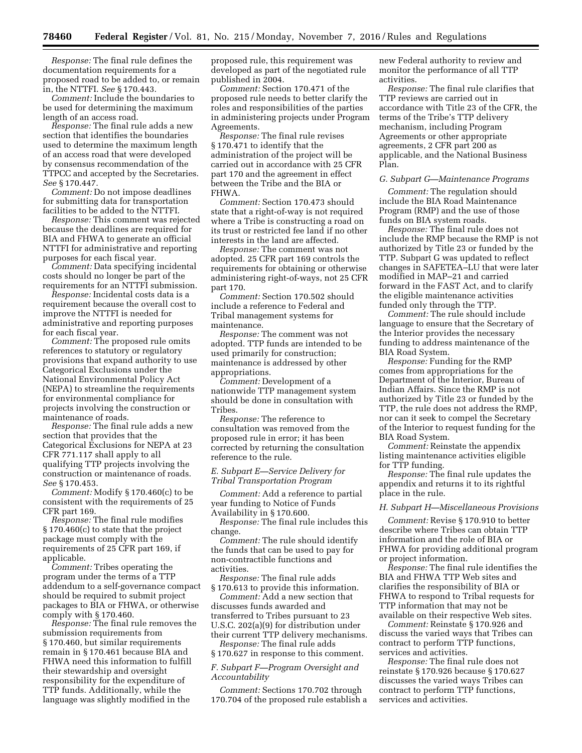*Response:* The final rule defines the documentation requirements for a proposed road to be added to, or remain in, the NTTFI. *See* § 170.443.

*Comment:* Include the boundaries to be used for determining the maximum length of an access road.

*Response:* The final rule adds a new section that identifies the boundaries used to determine the maximum length of an access road that were developed by consensus recommendation of the TTPCC and accepted by the Secretaries. *See* § 170.447.

*Comment:* Do not impose deadlines for submitting data for transportation facilities to be added to the NTTFI.

*Response:* This comment was rejected because the deadlines are required for BIA and FHWA to generate an official NTTFI for administrative and reporting purposes for each fiscal year.

*Comment:* Data specifying incidental costs should no longer be part of the requirements for an NTTFI submission.

*Response:* Incidental costs data is a requirement because the overall cost to improve the NTTFI is needed for administrative and reporting purposes for each fiscal year.

*Comment:* The proposed rule omits references to statutory or regulatory provisions that expand authority to use Categorical Exclusions under the National Environmental Policy Act (NEPA) to streamline the requirements for environmental compliance for projects involving the construction or maintenance of roads.

*Response:* The final rule adds a new section that provides that the Categorical Exclusions for NEPA at 23 CFR 771.117 shall apply to all qualifying TTP projects involving the construction or maintenance of roads. *See* § 170.453.

*Comment:* Modify § 170.460(c) to be consistent with the requirements of 25 CFR part 169.

*Response:* The final rule modifies § 170.460(c) to state that the project package must comply with the requirements of 25 CFR part 169, if applicable.

*Comment:* Tribes operating the program under the terms of a TTP addendum to a self-governance compact should be required to submit project packages to BIA or FHWA, or otherwise comply with § 170.460.

*Response:* The final rule removes the submission requirements from § 170.460, but similar requirements remain in § 170.461 because BIA and FHWA need this information to fulfill their stewardship and oversight responsibility for the expenditure of TTP funds. Additionally, while the language was slightly modified in the proposed rule, this requirement was developed as part of the negotiated rule published in 2004.

*Comment:* Section 170.471 of the proposed rule needs to better clarify the roles and responsibilities of the parties in administering projects under Program Agreements.

*Response:* The final rule revises § 170.471 to identify that the administration of the project will be carried out in accordance with 25 CFR part 170 and the agreement in effect between the Tribe and the BIA or FHWA.

*Comment:* Section 170.473 should state that a right-of-way is not required where a Tribe is constructing a road on its trust or restricted fee land if no other interests in the land are affected.

*Response:* The comment was not adopted. 25 CFR part 169 controls the requirements for obtaining or otherwise administering right-of-ways, not 25 CFR part 170.

*Comment:* Section 170.502 should include a reference to Federal and Tribal management systems for maintenance.

*Response:* The comment was not adopted. TTP funds are intended to be used primarily for construction; maintenance is addressed by other appropriations.

*Comment:* Development of a nationwide TTP management system should be done in consultation with Tribes.

*Response:* The reference to consultation was removed from the proposed rule in error; it has been corrected by returning the consultation reference to the rule.

### *E. Subpart E—Service Delivery for Tribal Transportation Program*

*Comment:* Add a reference to partial year funding to Notice of Funds Availability in § 170.600.

*Response:* The final rule includes this change.

*Comment:* The rule should identify the funds that can be used to pay for non-contractible functions and activities.

*Response:* The final rule adds § 170.613 to provide this information.

*Comment:* Add a new section that discusses funds awarded and transferred to Tribes pursuant to 23 U.S.C. 202(a)(9) for distribution under their current TTP delivery mechanisms.

*Response:* The final rule adds § 170.627 in response to this comment.

### *F. Subpart F—Program Oversight and Accountability*

*Comment:* Sections 170.702 through 170.704 of the proposed rule establish a new Federal authority to review and monitor the performance of all TTP activities.

*Response:* The final rule clarifies that TTP reviews are carried out in accordance with Title 23 of the CFR, the terms of the Tribe's TTP delivery mechanism, including Program Agreements or other appropriate agreements, 2 CFR part 200 as applicable, and the National Business Plan.

### *G. Subpart G—Maintenance Programs*

*Comment:* The regulation should include the BIA Road Maintenance Program (RMP) and the use of those funds on BIA system roads.

*Response:* The final rule does not include the RMP because the RMP is not authorized by Title 23 or funded by the TTP. Subpart G was updated to reflect changes in SAFETEA–LU that were later modified in MAP–21 and carried forward in the FAST Act, and to clarify the eligible maintenance activities funded only through the TTP.

*Comment:* The rule should include language to ensure that the Secretary of the Interior provides the necessary funding to address maintenance of the BIA Road System.

*Response:* Funding for the RMP comes from appropriations for the Department of the Interior, Bureau of Indian Affairs. Since the RMP is not authorized by Title 23 or funded by the TTP, the rule does not address the RMP, nor can it seek to compel the Secretary of the Interior to request funding for the BIA Road System.

*Comment:* Reinstate the appendix listing maintenance activities eligible for TTP funding.

*Response:* The final rule updates the appendix and returns it to its rightful place in the rule.

### *H. Subpart H—Miscellaneous Provisions*

*Comment:* Revise § 170.910 to better describe where Tribes can obtain TTP information and the role of BIA or FHWA for providing additional program or project information.

*Response:* The final rule identifies the BIA and FHWA TTP Web sites and clarifies the responsibility of BIA or FHWA to respond to Tribal requests for TTP information that may not be available on their respective Web sites.

*Comment:* Reinstate § 170.926 and discuss the varied ways that Tribes can contract to perform TTP functions, services and activities.

*Response:* The final rule does not reinstate § 170.926 because § 170.627 discusses the varied ways Tribes can contract to perform TTP functions, services and activities.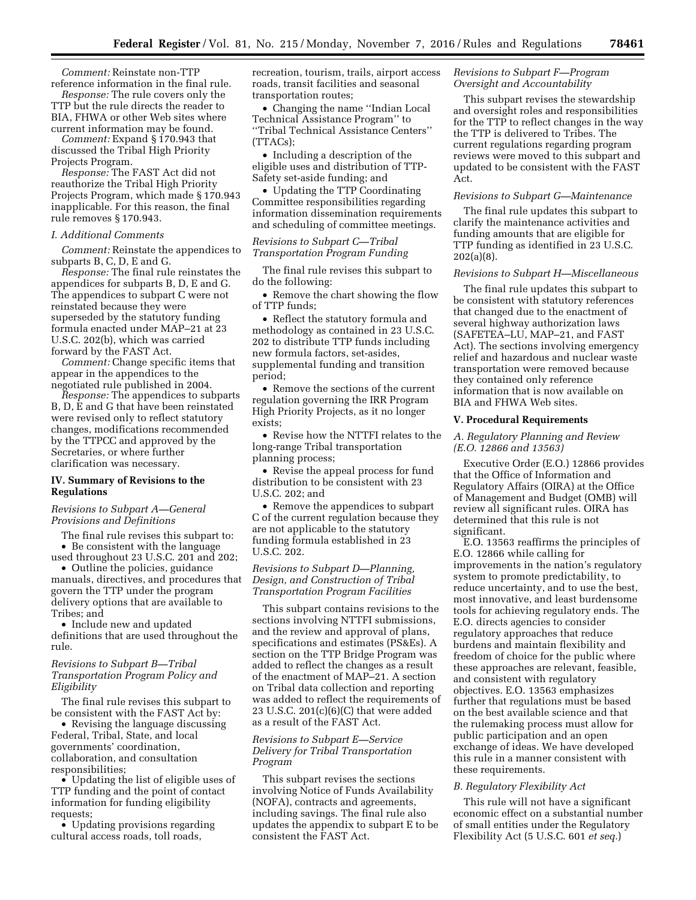*Comment:* Reinstate non-TTP reference information in the final rule.

*Response:* The rule covers only the TTP but the rule directs the reader to BIA, FHWA or other Web sites where current information may be found.

*Comment:* Expand § 170.943 that discussed the Tribal High Priority Projects Program.

*Response:* The FAST Act did not reauthorize the Tribal High Priority Projects Program, which made § 170.943 inapplicable. For this reason, the final rule removes § 170.943.

### *I. Additional Comments*

*Comment:* Reinstate the appendices to subparts B, C, D, E and G.

*Response:* The final rule reinstates the appendices for subparts B, D, E and G. The appendices to subpart C were not reinstated because they were superseded by the statutory funding formula enacted under MAP–21 at 23 U.S.C. 202(b), which was carried forward by the FAST Act.

*Comment:* Change specific items that appear in the appendices to the negotiated rule published in 2004.

*Response:* The appendices to subparts B, D, E and G that have been reinstated were revised only to reflect statutory changes, modifications recommended by the TTPCC and approved by the Secretaries, or where further clarification was necessary.

## IV. Summary of Revisions to the Regulations

### *Revisions to Subpart A—General Provisions and Definitions*

The final rule revises this subpart to:

- Be consistent with the language used throughout 23 U.S.C. 201 and 202;
- Outline the policies, guidance manuals, directives, and procedures that govern the TTP under the program delivery options that are available to Tribes; and
- Include new and updated definitions that are used throughout the rule.

### *Revisions to Subpart B—Tribal Transportation Program Policy and Eligibility*

The final rule revises this subpart to be consistent with the FAST Act by:

- Revising the language discussing Federal, Tribal, State, and local governments' coordination, collaboration, and consultation responsibilities;
- Updating the list of eligible uses of TTP funding and the point of contact information for funding eligibility requests;
- Updating provisions regarding cultural access roads, toll roads, recreation, tourism, trails, airport access roads, transit facilities and seasonal transportation routes;
- Changing the name ''Indian Local Technical Assistance Program'' to ''Tribal Technical Assistance Centers'' (TTACs);
- Including a description of the eligible uses and distribution of TTP-Safety set-aside funding; and
- Updating the TTP Coordinating Committee responsibilities regarding information dissemination requirements and scheduling of committee meetings.

### *Revisions to Subpart C—Tribal Transportation Program Funding*

The final rule revises this subpart to do the following:

- Remove the chart showing the flow of TTP funds;
- Reflect the statutory formula and methodology as contained in 23 U.S.C. 202 to distribute TTP funds including new formula factors, set-asides, supplemental funding and transition period;
- Remove the sections of the current regulation governing the IRR Program High Priority Projects, as it no longer exists;
- Revise how the NTTFI relates to the long-range Tribal transportation planning process;
- Revise the appeal process for fund distribution to be consistent with 23 U.S.C. 202; and
- Remove the appendices to subpart C of the current regulation because they are not applicable to the statutory funding formula established in 23 U.S.C. 202.

### *Revisions to Subpart D—Planning, Design, and Construction of Tribal Transportation Program Facilities*

This subpart contains revisions to the sections involving NTTFI submissions, and the review and approval of plans, specifications and estimates (PS&Es). A section on the TTP Bridge Program was added to reflect the changes as a result of the enactment of MAP–21. A section on Tribal data collection and reporting was added to reflect the requirements of 23 U.S.C. 201(c)(6)(C) that were added as a result of the FAST Act.

### *Revisions to Subpart E—Service Delivery for Tribal Transportation Program*

This subpart revises the sections involving Notice of Funds Availability (NOFA), contracts and agreements, including savings. The final rule also updates the appendix to subpart E to be consistent the FAST Act.

### *Revisions to Subpart F—Program Oversight and Accountability*

This subpart revises the stewardship and oversight roles and responsibilities for the TTP to reflect changes in the way the TTP is delivered to Tribes. The current regulations regarding program reviews were moved to this subpart and updated to be consistent with the FAST Act.

### *Revisions to Subpart G—Maintenance*

The final rule updates this subpart to clarify the maintenance activities and funding amounts that are eligible for TTP funding as identified in 23 U.S.C. 202(a)(8).

### *Revisions to Subpart H—Miscellaneous*

The final rule updates this subpart to be consistent with statutory references that changed due to the enactment of several highway authorization laws (SAFETEA–LU, MAP–21, and FAST Act). The sections involving emergency relief and hazardous and nuclear waste transportation were removed because they contained only reference information that is now available on BIA and FHWA Web sites.

## V. Procedural Requirements

### *A. Regulatory Planning and Review (E.O. 12866 and 13563)*

Executive Order (E.O.) 12866 provides that the Office of Information and Regulatory Affairs (OIRA) at the Office of Management and Budget (OMB) will review all significant rules. OIRA has determined that this rule is not significant.

E.O. 13563 reaffirms the principles of E.O. 12866 while calling for improvements in the nation's regulatory system to promote predictability, to reduce uncertainty, and to use the best, most innovative, and least burdensome tools for achieving regulatory ends. The E.O. directs agencies to consider regulatory approaches that reduce burdens and maintain flexibility and freedom of choice for the public where these approaches are relevant, feasible, and consistent with regulatory objectives. E.O. 13563 emphasizes further that regulations must be based on the best available science and that the rulemaking process must allow for public participation and an open exchange of ideas. We have developed this rule in a manner consistent with these requirements.

### *B. Regulatory Flexibility Act*

This rule will not have a significant economic effect on a substantial number of small entities under the Regulatory Flexibility Act (5 U.S.C. 601 *et seq.*)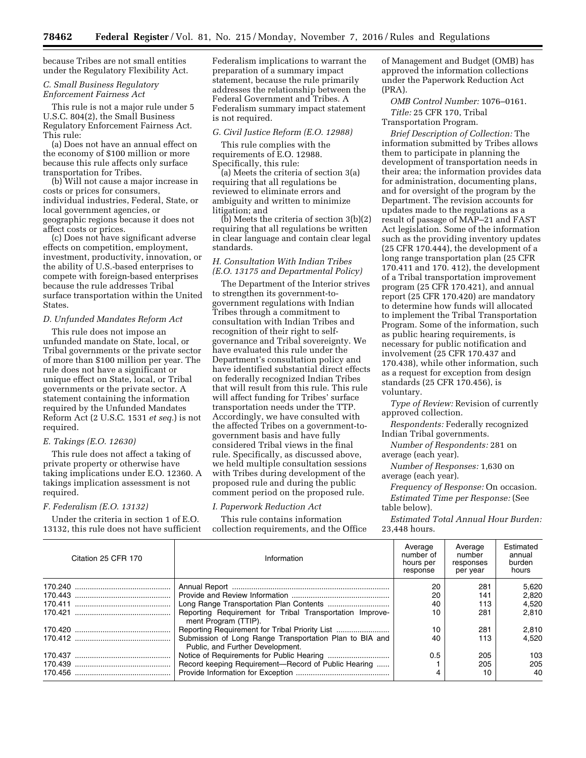because Tribes are not small entities under the Regulatory Flexibility Act.

### C. Small Business Regulatory Enforcement Fairness Act

This rule is not a major rule under 5 U.S.C. 804(2), the Small Business Regulatory Enforcement Fairness Act. This rule:

(a) Does not have an annual effect on the economy of $100 million or more because this rule affects only surface transportation for Tribes.

(b) Will not cause a major increase in costs or prices for consumers, individual industries, Federal, State, or local government agencies, or geographic regions because it does not affect costs or prices.

(c) Does not have significant adverse effects on competition, employment, investment, productivity, innovation, or the ability of U.S.-based enterprises to compete with foreign-based enterprises because the rule addresses Tribal surface transportation within the United States.

### D. Unfunded Mandates Reform Act

This rule does not impose an unfunded mandate on State, local, or Tribal governments or the private sector of more than $100 million per year. The rule does not have a significant or unique effect on State, local, or Tribal governments or the private sector. A statement containing the information required by the Unfunded Mandates Reform Act (2 U.S.C. 1531 *et seq.*) is not required.

### E. Takings (E.O. 12630)

This rule does not affect a taking of private property or otherwise have taking implications under E.O. 12360. A takings implication assessment is not required.

### F. Federalism (E.O. 13132)

Under the criteria in section 1 of E.O. 13132, this rule does not have sufficient Federalism implications to warrant the preparation of a summary impact statement, because the rule primarily addresses the relationship between the Federal Government and Tribes. A Federalism summary impact statement is not required.

### G. Civil Justice Reform (E.O. 12988)

This rule complies with the requirements of E.O. 12988. Specifically, this rule:

(a) Meets the criteria of section 3(a) requiring that all regulations be reviewed to eliminate errors and ambiguity and written to minimize litigation; and

(b) Meets the criteria of section 3(b)(2) requiring that all regulations be written in clear language and contain clear legal standards.

### H. Consultation With Indian Tribes (E.O. 13175 and Departmental Policy)

The Department of the Interior strives to strengthen its government-to-government regulations with Indian Tribes through a commitment to consultation with Indian Tribes and recognition of their right to self-governance and Tribal sovereignty. We have evaluated this rule under the Department's consultation policy and have identified substantial direct effects on federally recognized Indian Tribes that will result from this rule. This rule will affect funding for Tribes' surface transportation needs under the TTP. Accordingly, we have consulted with the affected Tribes on a government-to-government basis and have fully considered Tribal views in the final rule. Specifically, as discussed above, we held multiple consultation sessions with Tribes during development of the proposed rule and during the public comment period on the proposed rule.

### I. Paperwork Reduction Act

This rule contains information collection requirements, and the Office of Management and Budget (OMB) has approved the information collections under the Paperwork Reduction Act (PRA).

*OMB Control Number:* 1076–0161.

*Title:* 25 CFR 170, Tribal Transportation Program.

*Brief Description of Collection:* The information submitted by Tribes allows them to participate in planning the development of transportation needs in their area; the information provides data for administration, documenting plans, and for oversight of the program by the Department. The revision accounts for updates made to the regulations as a result of passage of MAP–21 and FAST Act legislation. Some of the information such as the providing inventory updates (25 CFR 170.444), the development of a long range transportation plan (25 CFR 170.411 and 170. 412), the development of a Tribal transportation improvement program (25 CFR 170.421), and annual report (25 CFR 170.420) are mandatory to determine how funds will allocated to implement the Tribal Transportation Program. Some of the information, such as public hearing requirements, is necessary for public notification and involvement (25 CFR 170.437 and 170.438), while other information, such as a request for exception from design standards (25 CFR 170.456), is voluntary.

*Type of Review:* Revision of currently approved collection.

*Respondents:* Federally recognized Indian Tribal governments.

*Number of Respondents:* 281 on average (each year).

*Number of Responses:* 1,630 on average (each year).

*Frequency of Response:* On occasion.

*Estimated Time per Response:* (See table below).

*Estimated Total Annual Hour Burden:* 23,448 hours.

| Citation 25 CFR 170 | Information | Average number of hours per response | Average number responses per year | Estimated annual burden hours |
|---|---|---|---|---|
| 170.240 | Annual Report | 20 | 281 | 5,620 |
| 170.443 | Provide and Review Information | 20 | 141 | 2,820 |
| 170.411 | Long Range Transportation Plan Contents | 40 | 113 | 4,520 |
| 170.421 | Reporting Requirement for Tribal Transportation Improvement Program (TTIP). | 10 | 281 | 2,810 |
| 170.420 | Reporting Requirement for Tribal Priority List | 10 | 281 | 2,810 |
| 170.412 | Submission of Long Range Transportation Plan to BIA and Public, and Further Development. | 40 | 113 | 4,520 |
| 170.437 | Notice of Requirements for Public Hearing | 0.5 | 205 | 103 |
| 170.439 | Record keeping Requirement—Record of Public Hearing | 1 | 205 | 205 |
| 170.456 | Provide Information for Exception | 4 | 10 | 40 |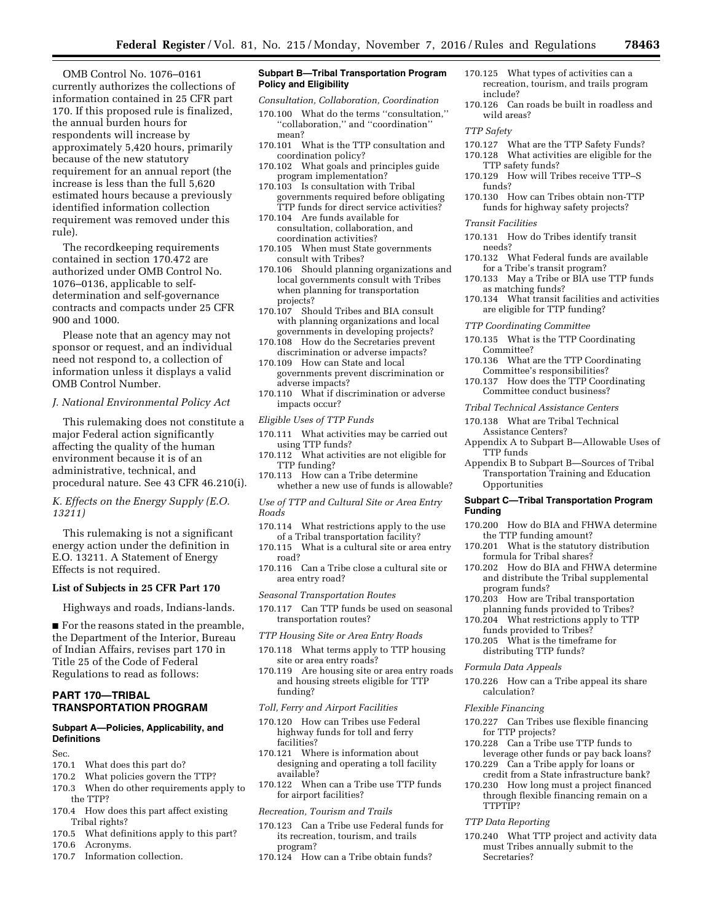OMB Control No. 1076–0161 currently authorizes the collections of information contained in 25 CFR part 170. If this proposed rule is finalized, the annual burden hours for respondents will increase by approximately 5,420 hours, primarily because of the new statutory requirement for an annual report (the increase is less than the full 5,620 estimated hours because a previously identified information collection requirement was removed under this rule).

The recordkeeping requirements contained in section 170.472 are authorized under OMB Control No. 1076–0136, applicable to self-determination and self-governance contracts and compacts under 25 CFR 900 and 1000.

Please note that an agency may not sponsor or request, and an individual need not respond to, a collection of information unless it displays a valid OMB Control Number.

*J. National Environmental Policy Act*

This rulemaking does not constitute a major Federal action significantly affecting the quality of the human environment because it is of an administrative, technical, and procedural nature. See 43 CFR 46.210(i).

*K. Effects on the Energy Supply (E.O. 13211)*

This rulemaking is not a significant energy action under the definition in E.O. 13211. A Statement of Energy Effects is not required.

**List of Subjects in 25 CFR Part 170**

Highways and roads, Indians-lands.

■ For the reasons stated in the preamble, the Department of the Interior, Bureau of Indian Affairs, revises part 170 in Title 25 of the Code of Federal Regulations to read as follows:

## PART 170—TRIBAL TRANSPORTATION PROGRAM

### Subpart A—Policies, Applicability, and Definitions

Sec.
170.1 What does this part do?
170.2 What policies govern the TTP?
170.3 When do other requirements apply to the TTP?
170.4 How does this part affect existing Tribal rights?
170.5 What definitions apply to this part?
170.6 Acronyms.
170.7 Information collection.

### Subpart B—Tribal Transportation Program Policy and Eligibility

*Consultation, Collaboration, Coordination*

170.100 What do the terms ''consultation,'' ''collaboration,'' and ''coordination'' mean?
170.101 What is the TTP consultation and coordination policy?
170.102 What goals and principles guide program implementation?
170.103 Is consultation with Tribal governments required before obligating TTP funds for direct service activities?
170.104 Are funds available for consultation, collaboration, and coordination activities?
170.105 When must State governments consult with Tribes?
170.106 Should planning organizations and local governments consult with Tribes when planning for transportation projects?
170.107 Should Tribes and BIA consult with planning organizations and local governments in developing projects?
170.108 How do the Secretaries prevent discrimination or adverse impacts?
170.109 How can State and local governments prevent discrimination or adverse impacts?
170.110 What if discrimination or adverse impacts occur?

*Eligible Uses of TTP Funds*

170.111 What activities may be carried out using TTP funds?
170.112 What activities are not eligible for TTP funding?
170.113 How can a Tribe determine whether a new use of funds is allowable?

*Use of TTP and Cultural Site or Area Entry Roads*

170.114 What restrictions apply to the use of a Tribal transportation facility?
170.115 What is a cultural site or area entry road?
170.116 Can a Tribe close a cultural site or area entry road?

*Seasonal Transportation Routes*

170.117 Can TTP funds be used on seasonal transportation routes?

*TTP Housing Site or Area Entry Roads*

170.118 What terms apply to TTP housing site or area entry roads?
170.119 Are housing site or area entry roads and housing streets eligible for TTP funding?

*Toll, Ferry and Airport Facilities*

170.120 How can Tribes use Federal highway funds for toll and ferry facilities?
170.121 Where is information about designing and operating a toll facility available?
170.122 When can a Tribe use TTP funds for airport facilities?

*Recreation, Tourism and Trails*

170.123 Can a Tribe use Federal funds for its recreation, tourism, and trails program?
170.124 How can a Tribe obtain funds?
170.125 What types of activities can a recreation, tourism, and trails program include?
170.126 Can roads be built in roadless and wild areas?

*TTP Safety*

170.127 What are the TTP Safety Funds?
170.128 What activities are eligible for the TTP safety funds?
170.129 How will Tribes receive TTP–S funds?
170.130 How can Tribes obtain non-TTP funds for highway safety projects?

*Transit Facilities*

170.131 How do Tribes identify transit needs?
170.132 What Federal funds are available for a Tribe's transit program?
170.133 May a Tribe or BIA use TTP funds as matching funds?
170.134 What transit facilities and activities are eligible for TTP funding?

*TTP Coordinating Committee*

170.135 What is the TTP Coordinating Committee?
170.136 What are the TTP Coordinating Committee's responsibilities?
170.137 How does the TTP Coordinating Committee conduct business?

*Tribal Technical Assistance Centers*

170.138 What are Tribal Technical Assistance Centers?
Appendix A to Subpart B—Allowable Uses of TTP funds
Appendix B to Subpart B—Sources of Tribal Transportation Training and Education Opportunities

### Subpart C—Tribal Transportation Program Funding

170.200 How do BIA and FHWA determine the TTP funding amount?
170.201 What is the statutory distribution formula for Tribal shares?
170.202 How do BIA and FHWA determine and distribute the Tribal supplemental program funds?
170.203 How are Tribal transportation planning funds provided to Tribes?
170.204 What restrictions apply to TTP funds provided to Tribes?
170.205 What is the timeframe for distributing TTP funds?

*Formula Data Appeals*

170.226 How can a Tribe appeal its share calculation?

*Flexible Financing*

170.227 Can Tribes use flexible financing for TTP projects?
170.228 Can a Tribe use TTP funds to leverage other funds or pay back loans?
170.229 Can a Tribe apply for loans or credit from a State infrastructure bank?
170.230 How long must a project financed through flexible financing remain on a TTPTIP?

*TTP Data Reporting*

170.240 What TTP project and activity data must Tribes annually submit to the Secretaries?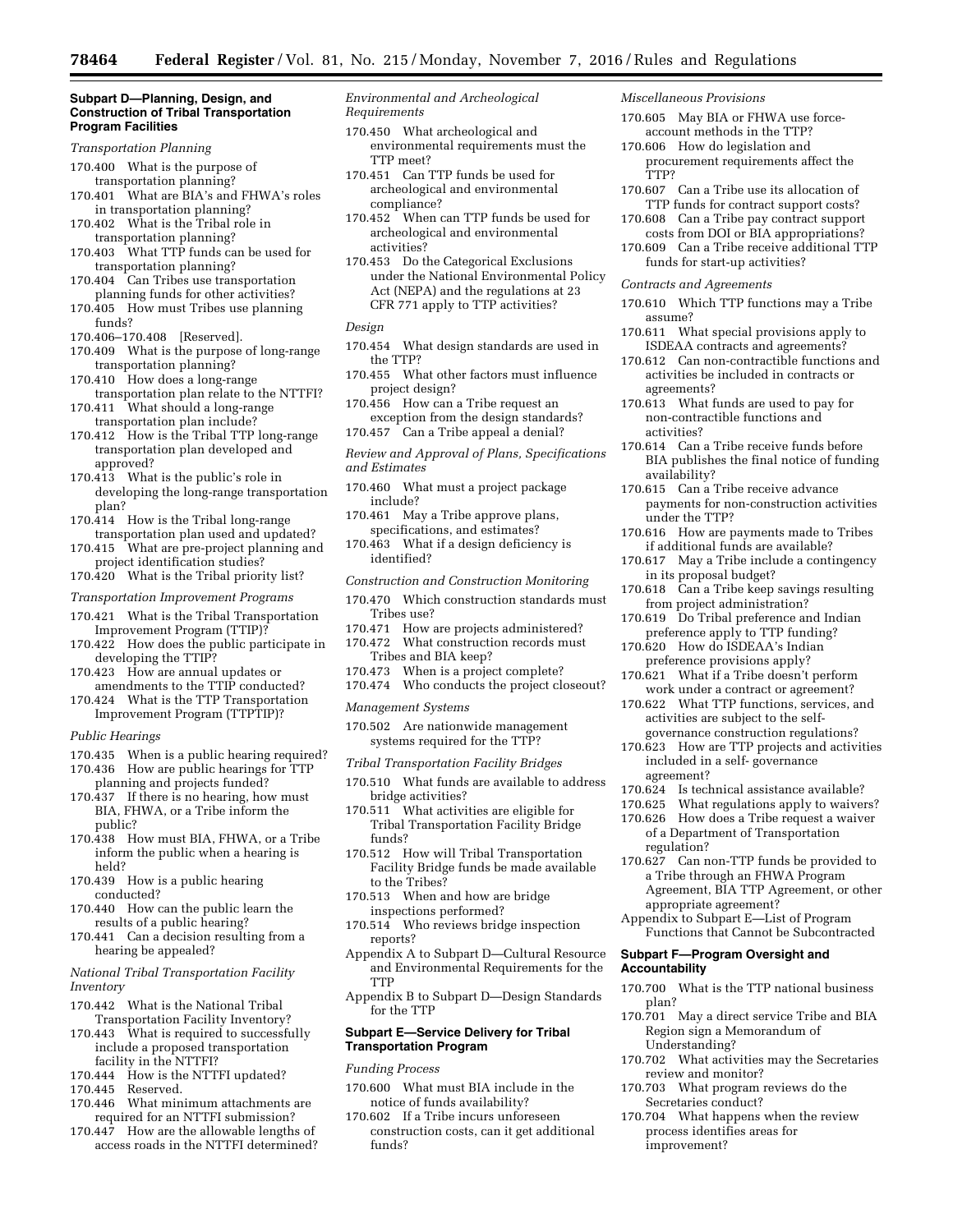#### Subpart D—Planning, Design, and Construction of Tribal Transportation Program Facilities

*Transportation Planning*

170.400 What is the purpose of transportation planning?
170.401 What are BIA's and FHWA's roles in transportation planning?
170.402 What is the Tribal role in transportation planning?
170.403 What TTP funds can be used for transportation planning?
170.404 Can Tribes use transportation planning funds for other activities?
170.405 How must Tribes use planning funds?
170.406–170.408 [Reserved].
170.409 What is the purpose of long-range transportation planning?
170.410 How does a long-range transportation plan relate to the NTTFI?
170.411 What should a long-range transportation plan include?
170.412 How is the Tribal TTP long-range transportation plan developed and approved?
170.413 What is the public's role in developing the long-range transportation plan?
170.414 How is the Tribal long-range transportation plan used and updated?
170.415 What are pre-project planning and project identification studies?
170.420 What is the Tribal priority list?

*Transportation Improvement Programs*

170.421 What is the Tribal Transportation Improvement Program (TTIP)?
170.422 How does the public participate in developing the TTIP?
170.423 How are annual updates or amendments to the TTIP conducted?
170.424 What is the TTP Transportation Improvement Program (TTPTIP)?

*Public Hearings*

170.435 When is a public hearing required?
170.436 How are public hearings for TTP planning and projects funded?
170.437 If there is no hearing, how must BIA, FHWA, or a Tribe inform the public?
170.438 How must BIA, FHWA, or a Tribe inform the public when a hearing is held?
170.439 How is a public hearing conducted?
170.440 How can the public learn the results of a public hearing?
170.441 Can a decision resulting from a hearing be appealed?

*National Tribal Transportation Facility Inventory*

170.442 What is the National Tribal Transportation Facility Inventory?
170.443 What is required to successfully include a proposed transportation facility in the NTTFI?
170.444 How is the NTTFI updated?
170.445 Reserved.
170.446 What minimum attachments are required for an NTTFI submission?
170.447 How are the allowable lengths of access roads in the NTTFI determined?

*Environmental and Archeological Requirements*

170.450 What archeological and environmental requirements must the TTP meet?
170.451 Can TTP funds be used for archeological and environmental compliance?
170.452 When can TTP funds be used for archeological and environmental activities?
170.453 Do the Categorical Exclusions under the National Environmental Policy Act (NEPA) and the regulations at 23 CFR 771 apply to TTP activities?

*Design*

170.454 What design standards are used in the TTP?
170.455 What other factors must influence project design?
170.456 How can a Tribe request an exception from the design standards?
170.457 Can a Tribe appeal a denial?

*Review and Approval of Plans, Specifications and Estimates*

170.460 What must a project package include?
170.461 May a Tribe approve plans, specifications, and estimates?
170.463 What if a design deficiency is identified?

*Construction and Construction Monitoring*

170.470 Which construction standards must Tribes use?
170.471 How are projects administered?
170.472 What construction records must Tribes and BIA keep?
170.473 When is a project complete?
170.474 Who conducts the project closeout?

*Management Systems*

170.502 Are nationwide management systems required for the TTP?

*Tribal Transportation Facility Bridges*

170.510 What funds are available to address bridge activities?
170.511 What activities are eligible for Tribal Transportation Facility Bridge funds?
170.512 How will Tribal Transportation Facility Bridge funds be made available to the Tribes?
170.513 When and how are bridge inspections performed?
170.514 Who reviews bridge inspection reports?
Appendix A to Subpart D—Cultural Resource and Environmental Requirements for the TTP
Appendix B to Subpart D—Design Standards for the TTP

#### Subpart E—Service Delivery for Tribal Transportation Program

*Funding Process*

170.600 What must BIA include in the notice of funds availability?
170.602 If a Tribe incurs unforeseen construction costs, can it get additional funds?

*Miscellaneous Provisions*

170.605 May BIA or FHWA use force-account methods in the TTP?
170.606 How do legislation and procurement requirements affect the TTP?
170.607 Can a Tribe use its allocation of TTP funds for contract support costs?
170.608 Can a Tribe pay contract support costs from DOI or BIA appropriations?
170.609 Can a Tribe receive additional TTP funds for start-up activities?

*Contracts and Agreements*

170.610 Which TTP functions may a Tribe assume?
170.611 What special provisions apply to ISDEAA contracts and agreements?
170.612 Can non-contractible functions and activities be included in contracts or agreements?
170.613 What funds are used to pay for non-contractible functions and activities?
170.614 Can a Tribe receive funds before BIA publishes the final notice of funding availability?
170.615 Can a Tribe receive advance payments for non-construction activities under the TTP?
170.616 How are payments made to Tribes if additional funds are available?
170.617 May a Tribe include a contingency in its proposal budget?
170.618 Can a Tribe keep savings resulting from project administration?
170.619 Do Tribal preference and Indian preference apply to TTP funding?
170.620 How do ISDEAA's Indian preference provisions apply?
170.621 What if a Tribe doesn't perform work under a contract or agreement?
170.622 What TTP functions, services, and activities are subject to the self-governance construction regulations?
170.623 How are TTP projects and activities included in a self- governance agreement?
170.624 Is technical assistance available?
170.625 What regulations apply to waivers?
170.626 How does a Tribe request a waiver of a Department of Transportation regulation?
170.627 Can non-TTP funds be provided to a Tribe through an FHWA Program Agreement, BIA TTP Agreement, or other appropriate agreement?
Appendix to Subpart E—List of Program Functions that Cannot be Subcontracted

#### Subpart F—Program Oversight and Accountability

170.700 What is the TTP national business plan?
170.701 May a direct service Tribe and BIA Region sign a Memorandum of Understanding?
170.702 What activities may the Secretaries review and monitor?
170.703 What program reviews do the Secretaries conduct?
170.704 What happens when the review process identifies areas for improvement?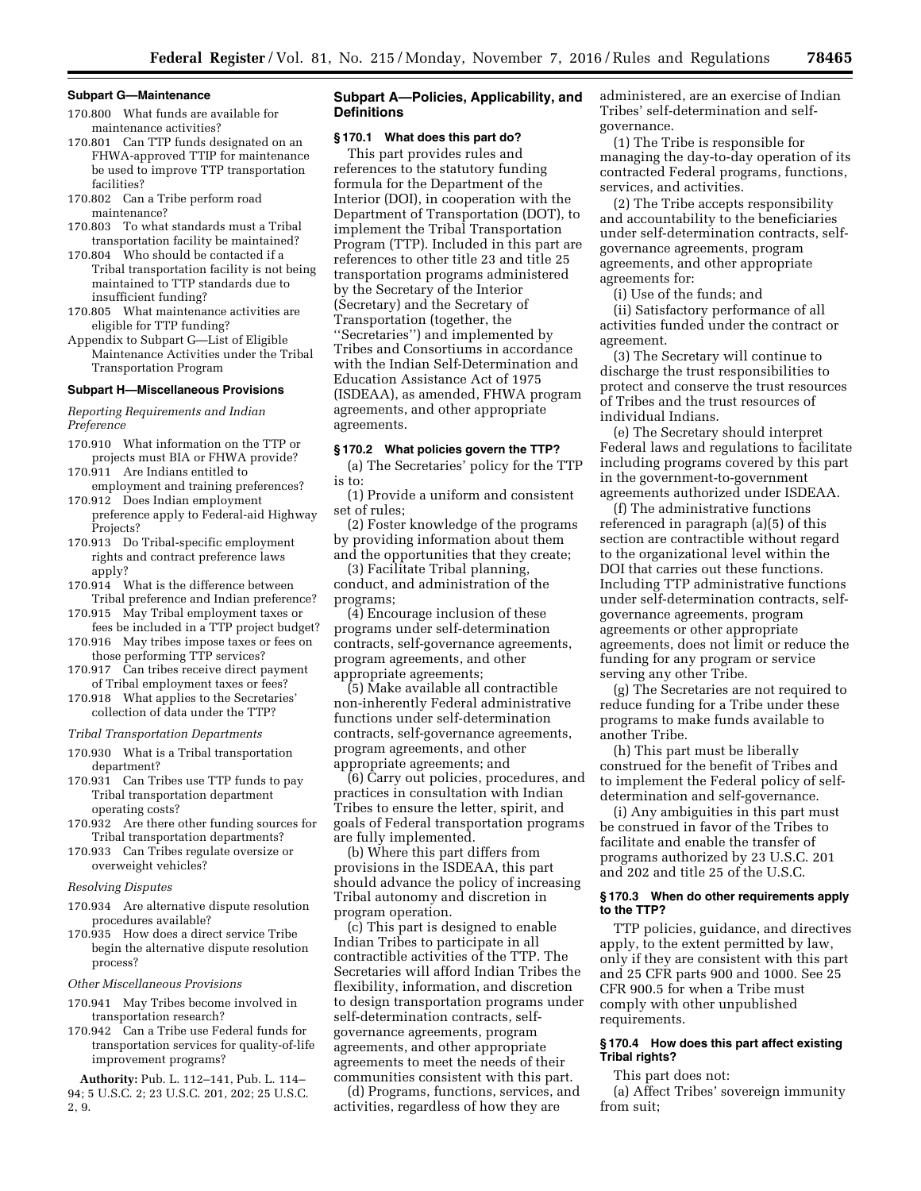#### Subpart G—Maintenance

170.800 What funds are available for maintenance activities?

170.801 Can TTP funds designated on an FHWA-approved TTIP for maintenance be used to improve TTP transportation facilities?

170.802 Can a Tribe perform road maintenance?

170.803 To what standards must a Tribal transportation facility be maintained?

170.804 Who should be contacted if a Tribal transportation facility is not being maintained to TTP standards due to insufficient funding?

170.805 What maintenance activities are eligible for TTP funding?

Appendix to Subpart G—List of Eligible Maintenance Activities under the Tribal Transportation Program

#### Subpart H—Miscellaneous Provisions

*Reporting Requirements and Indian Preference*

170.910 What information on the TTP or projects must BIA or FHWA provide?

170.911 Are Indians entitled to employment and training preferences?

170.912 Does Indian employment preference apply to Federal-aid Highway Projects?

170.913 Do Tribal-specific employment rights and contract preference laws apply?

170.914 What is the difference between Tribal preference and Indian preference?

170.915 May Tribal employment taxes or fees be included in a TTP project budget?

170.916 May tribes impose taxes or fees on those performing TTP services?

170.917 Can tribes receive direct payment of Tribal employment taxes or fees?

170.918 What applies to the Secretaries' collection of data under the TTP?

*Tribal Transportation Departments*

170.930 What is a Tribal transportation department?

170.931 Can Tribes use TTP funds to pay Tribal transportation department operating costs?

170.932 Are there other funding sources for Tribal transportation departments?

170.933 Can Tribes regulate oversize or overweight vehicles?

*Resolving Disputes*

170.934 Are alternative dispute resolution procedures available?

170.935 How does a direct service Tribe begin the alternative dispute resolution process?

*Other Miscellaneous Provisions*

170.941 May Tribes become involved in transportation research?

170.942 Can a Tribe use Federal funds for transportation services for quality-of-life improvement programs?

**Authority:** Pub. L. 112–141, Pub. L. 114–94; 5 U.S.C. 2; 23 U.S.C. 201, 202; 25 U.S.C. 2, 9.

## Subpart A—Policies, Applicability, and Definitions

### § 170.1 What does this part do?

This part provides rules and references to the statutory funding formula for the Department of the Interior (DOI), in cooperation with the Department of Transportation (DOT), to implement the Tribal Transportation Program (TTP). Included in this part are references to other title 23 and title 25 transportation programs administered by the Secretary of the Interior (Secretary) and the Secretary of Transportation (together, the "Secretaries") and implemented by Tribes and Consortiums in accordance with the Indian Self-Determination and Education Assistance Act of 1975 (ISDEAA), as amended, FHWA program agreements, and other appropriate agreements.

### § 170.2 What policies govern the TTP?

(a) The Secretaries' policy for the TTP is to:

(1) Provide a uniform and consistent set of rules;

(2) Foster knowledge of the programs by providing information about them and the opportunities that they create;

(3) Facilitate Tribal planning, conduct, and administration of the programs;

(4) Encourage inclusion of these programs under self-determination contracts, self-governance agreements, program agreements, and other appropriate agreements;

(5) Make available all contractible non-inherently Federal administrative functions under self-determination contracts, self-governance agreements, program agreements, and other appropriate agreements; and

(6) Carry out policies, procedures, and practices in consultation with Indian Tribes to ensure the letter, spirit, and goals of Federal transportation programs are fully implemented.

(b) Where this part differs from provisions in the ISDEAA, this part should advance the policy of increasing Tribal autonomy and discretion in program operation.

(c) This part is designed to enable Indian Tribes to participate in all contractible activities of the TTP. The Secretaries will afford Indian Tribes the flexibility, information, and discretion to design transportation programs under self-determination contracts, self-governance agreements, program agreements, and other appropriate agreements to meet the needs of their communities consistent with this part.

(d) Programs, functions, services, and activities, regardless of how they are administered, are an exercise of Indian Tribes' self-determination and self-governance.

(1) The Tribe is responsible for managing the day-to-day operation of its contracted Federal programs, functions, services, and activities.

(2) The Tribe accepts responsibility and accountability to the beneficiaries under self-determination contracts, self-governance agreements, program agreements, and other appropriate agreements for:

(i) Use of the funds; and

(ii) Satisfactory performance of all activities funded under the contract or agreement.

(3) The Secretary will continue to discharge the trust responsibilities to protect and conserve the trust resources of Tribes and the trust resources of individual Indians.

(e) The Secretary should interpret Federal laws and regulations to facilitate including programs covered by this part in the government-to-government agreements authorized under ISDEAA.

(f) The administrative functions referenced in paragraph (a)(5) of this section are contractible without regard to the organizational level within the DOI that carries out these functions. Including TTP administrative functions under self-determination contracts, self-governance agreements, program agreements or other appropriate agreements, does not limit or reduce the funding for any program or service serving any other Tribe.

(g) The Secretaries are not required to reduce funding for a Tribe under these programs to make funds available to another Tribe.

(h) This part must be liberally construed for the benefit of Tribes and to implement the Federal policy of self-determination and self-governance.

(i) Any ambiguities in this part must be construed in favor of the Tribes to facilitate and enable the transfer of programs authorized by 23 U.S.C. 201 and 202 and title 25 of the U.S.C.

### § 170.3 When do other requirements apply to the TTP?

TTP policies, guidance, and directives apply, to the extent permitted by law, only if they are consistent with this part and 25 CFR parts 900 and 1000. See 25 CFR 900.5 for when a Tribe must comply with other unpublished requirements.

### § 170.4 How does this part affect existing Tribal rights?

This part does not:

(a) Affect Tribes' sovereign immunity from suit;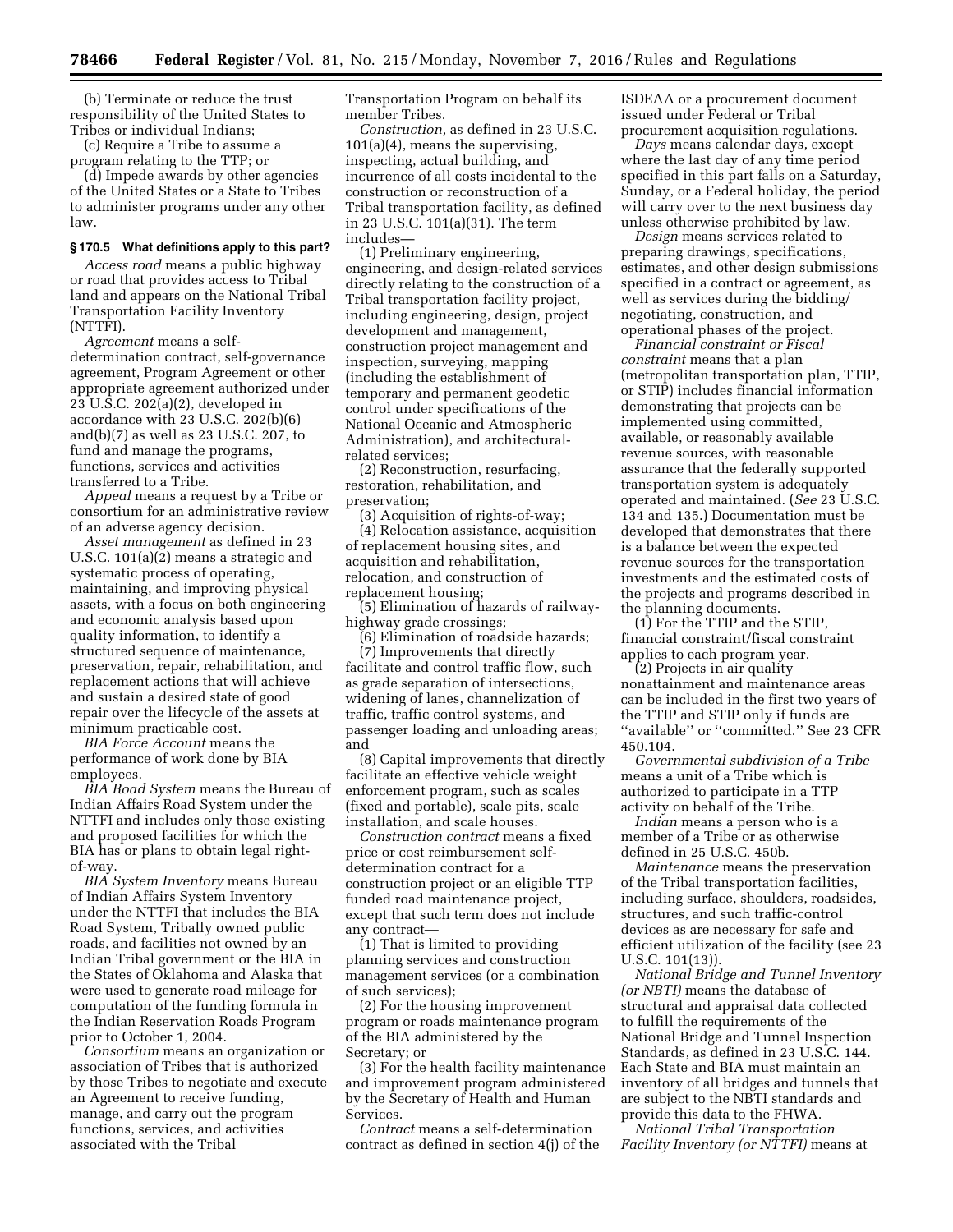(b) Terminate or reduce the trust responsibility of the United States to Tribes or individual Indians;

(c) Require a Tribe to assume a program relating to the TTP; or

(d) Impede awards by other agencies of the United States or a State to Tribes to administer programs under any other law.

### § 170.5 What definitions apply to this part?

*Access road* means a public highway or road that provides access to Tribal land and appears on the National Tribal Transportation Facility Inventory (NTTFI).

*Agreement* means a self-determination contract, self-governance agreement, Program Agreement or other appropriate agreement authorized under 23 U.S.C. 202(a)(2), developed in accordance with 23 U.S.C. 202(b)(6) and(b)(7) as well as 23 U.S.C. 207, to fund and manage the programs, functions, services and activities transferred to a Tribe.

*Appeal* means a request by a Tribe or consortium for an administrative review of an adverse agency decision.

*Asset management* as defined in 23 U.S.C. 101(a)(2) means a strategic and systematic process of operating, maintaining, and improving physical assets, with a focus on both engineering and economic analysis based upon quality information, to identify a structured sequence of maintenance, preservation, repair, rehabilitation, and replacement actions that will achieve and sustain a desired state of good repair over the lifecycle of the assets at minimum practicable cost.

*BIA Force Account* means the performance of work done by BIA employees.

*BIA Road System* means the Bureau of Indian Affairs Road System under the NTTFI and includes only those existing and proposed facilities for which the BIA has or plans to obtain legal right-of-way.

*BIA System Inventory* means Bureau of Indian Affairs System Inventory under the NTTFI that includes the BIA Road System, Tribally owned public roads, and facilities not owned by an Indian Tribal government or the BIA in the States of Oklahoma and Alaska that were used to generate road mileage for computation of the funding formula in the Indian Reservation Roads Program prior to October 1, 2004.

*Consortium* means an organization or association of Tribes that is authorized by those Tribes to negotiate and execute an Agreement to receive funding, manage, and carry out the program functions, services, and activities associated with the Tribal Transportation Program on behalf its member Tribes.

*Construction,* as defined in 23 U.S.C. 101(a)(4), means the supervising, inspecting, actual building, and incurrence of all costs incidental to the construction or reconstruction of a Tribal transportation facility, as defined in 23 U.S.C. 101(a)(31). The term includes—

(1) Preliminary engineering, engineering, and design-related services directly relating to the construction of a Tribal transportation facility project, including engineering, design, project development and management, construction project management and inspection, surveying, mapping (including the establishment of temporary and permanent geodetic control under specifications of the National Oceanic and Atmospheric Administration), and architectural-related services;

(2) Reconstruction, resurfacing, restoration, rehabilitation, and preservation;

(3) Acquisition of rights-of-way;

(4) Relocation assistance, acquisition of replacement housing sites, and acquisition and rehabilitation, relocation, and construction of replacement housing;

(5) Elimination of hazards of railway-highway grade crossings;

(6) Elimination of roadside hazards;

(7) Improvements that directly facilitate and control traffic flow, such as grade separation of intersections, widening of lanes, channelization of traffic, traffic control systems, and passenger loading and unloading areas; and

(8) Capital improvements that directly facilitate an effective vehicle weight enforcement program, such as scales (fixed and portable), scale pits, scale installation, and scale houses.

*Construction contract* means a fixed price or cost reimbursement self-determination contract for a construction project or an eligible TTP funded road maintenance project, except that such term does not include any contract—

(1) That is limited to providing planning services and construction management services (or a combination of such services);

(2) For the housing improvement program or roads maintenance program of the BIA administered by the Secretary; or

(3) For the health facility maintenance and improvement program administered by the Secretary of Health and Human Services.

*Contract* means a self-determination contract as defined in section 4(j) of the ISDEAA or a procurement document issued under Federal or Tribal procurement acquisition regulations.

*Days* means calendar days, except where the last day of any time period specified in this part falls on a Saturday, Sunday, or a Federal holiday, the period will carry over to the next business day unless otherwise prohibited by law.

*Design* means services related to preparing drawings, specifications, estimates, and other design submissions specified in a contract or agreement, as well as services during the bidding/negotiating, construction, and operational phases of the project.

*Financial constraint or Fiscal constraint* means that a plan (metropolitan transportation plan, TTIP, or STIP) includes financial information demonstrating that projects can be implemented using committed, available, or reasonably available revenue sources, with reasonable assurance that the federally supported transportation system is adequately operated and maintained. (*See* 23 U.S.C. 134 and 135.) Documentation must be developed that demonstrates that there is a balance between the expected revenue sources for the transportation investments and the estimated costs of the projects and programs described in the planning documents.

(1) For the TTIP and the STIP, financial constraint/fiscal constraint applies to each program year.

(2) Projects in air quality nonattainment and maintenance areas can be included in the first two years of the TTIP and STIP only if funds are "available" or "committed." See 23 CFR 450.104.

*Governmental subdivision of a Tribe* means a unit of a Tribe which is authorized to participate in a TTP activity on behalf of the Tribe.

*Indian* means a person who is a member of a Tribe or as otherwise defined in 25 U.S.C. 450b.

*Maintenance* means the preservation of the Tribal transportation facilities, including surface, shoulders, roadsides, structures, and such traffic-control devices as are necessary for safe and efficient utilization of the facility (see 23 U.S.C. 101(13)).

*National Bridge and Tunnel Inventory (or NBTI)* means the database of structural and appraisal data collected to fulfill the requirements of the National Bridge and Tunnel Inspection Standards, as defined in 23 U.S.C. 144. Each State and BIA must maintain an inventory of all bridges and tunnels that are subject to the NBTI standards and provide this data to the FHWA.

*National Tribal Transportation Facility Inventory (or NTTFI)* means at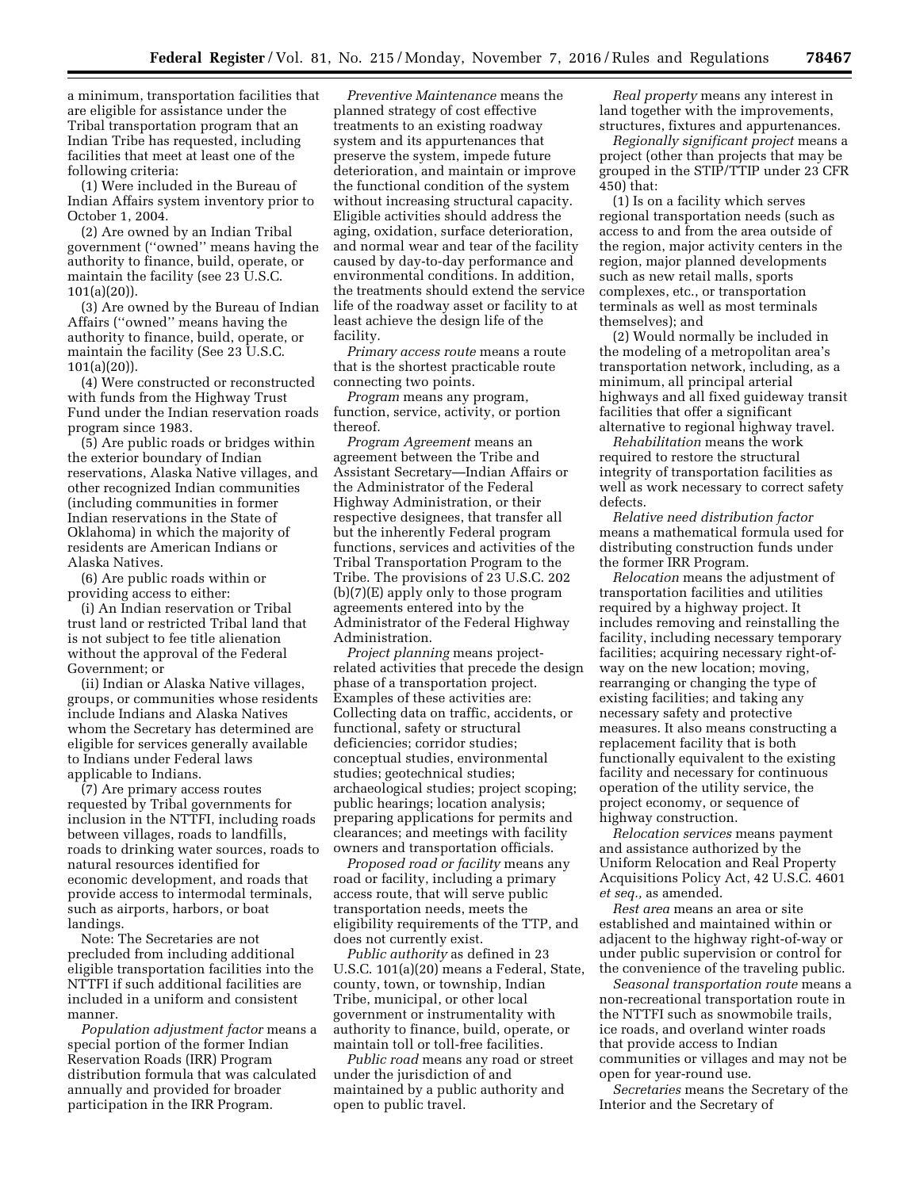a minimum, transportation facilities that are eligible for assistance under the Tribal transportation program that an Indian Tribe has requested, including facilities that meet at least one of the following criteria:

(1) Were included in the Bureau of Indian Affairs system inventory prior to October 1, 2004.

(2) Are owned by an Indian Tribal government (''owned'' means having the authority to finance, build, operate, or maintain the facility (see 23 U.S.C. 101(a)(20)).

(3) Are owned by the Bureau of Indian Affairs (''owned'' means having the authority to finance, build, operate, or maintain the facility (See 23 U.S.C. 101(a)(20)).

(4) Were constructed or reconstructed with funds from the Highway Trust Fund under the Indian reservation roads program since 1983.

(5) Are public roads or bridges within the exterior boundary of Indian reservations, Alaska Native villages, and other recognized Indian communities (including communities in former Indian reservations in the State of Oklahoma) in which the majority of residents are American Indians or Alaska Natives.

(6) Are public roads within or providing access to either:

(i) An Indian reservation or Tribal trust land or restricted Tribal land that is not subject to fee title alienation without the approval of the Federal Government; or

(ii) Indian or Alaska Native villages, groups, or communities whose residents include Indians and Alaska Natives whom the Secretary has determined are eligible for services generally available to Indians under Federal laws applicable to Indians.

(7) Are primary access routes requested by Tribal governments for inclusion in the NTTFI, including roads between villages, roads to landfills, roads to drinking water sources, roads to natural resources identified for economic development, and roads that provide access to intermodal terminals, such as airports, harbors, or boat landings.

Note: The Secretaries are not precluded from including additional eligible transportation facilities into the NTTFI if such additional facilities are included in a uniform and consistent manner.

*Population adjustment factor* means a special portion of the former Indian Reservation Roads (IRR) Program distribution formula that was calculated annually and provided for broader participation in the IRR Program.

*Preventive Maintenance* means the planned strategy of cost effective treatments to an existing roadway system and its appurtenances that preserve the system, impede future deterioration, and maintain or improve the functional condition of the system without increasing structural capacity. Eligible activities should address the aging, oxidation, surface deterioration, and normal wear and tear of the facility caused by day-to-day performance and environmental conditions. In addition, the treatments should extend the service life of the roadway asset or facility to at least achieve the design life of the facility.

*Primary access route* means a route that is the shortest practicable route connecting two points.

*Program* means any program, function, service, activity, or portion thereof.

*Program Agreement* means an agreement between the Tribe and Assistant Secretary—Indian Affairs or the Administrator of the Federal Highway Administration, or their respective designees, that transfer all but the inherently Federal program functions, services and activities of the Tribal Transportation Program to the Tribe. The provisions of 23 U.S.C. 202 (b)(7)(E) apply only to those program agreements entered into by the Administrator of the Federal Highway Administration.

*Project planning* means project-related activities that precede the design phase of a transportation project. Examples of these activities are: Collecting data on traffic, accidents, or functional, safety or structural deficiencies; corridor studies; conceptual studies, environmental studies; geotechnical studies; archaeological studies; project scoping; public hearings; location analysis; preparing applications for permits and clearances; and meetings with facility owners and transportation officials.

*Proposed road or facility* means any road or facility, including a primary access route, that will serve public transportation needs, meets the eligibility requirements of the TTP, and does not currently exist.

*Public authority* as defined in 23 U.S.C. 101(a)(20) means a Federal, State, county, town, or township, Indian Tribe, municipal, or other local government or instrumentality with authority to finance, build, operate, or maintain toll or toll-free facilities.

*Public road* means any road or street under the jurisdiction of and maintained by a public authority and open to public travel.

*Real property* means any interest in land together with the improvements, structures, fixtures and appurtenances.

*Regionally significant project* means a project (other than projects that may be grouped in the STIP/TTIP under 23 CFR 450) that:

(1) Is on a facility which serves regional transportation needs (such as access to and from the area outside of the region, major activity centers in the region, major planned developments such as new retail malls, sports complexes, etc., or transportation terminals as well as most terminals themselves); and

(2) Would normally be included in the modeling of a metropolitan area's transportation network, including, as a minimum, all principal arterial highways and all fixed guideway transit facilities that offer a significant alternative to regional highway travel.

*Rehabilitation* means the work required to restore the structural integrity of transportation facilities as well as work necessary to correct safety defects.

*Relative need distribution factor* means a mathematical formula used for distributing construction funds under the former IRR Program.

*Relocation* means the adjustment of transportation facilities and utilities required by a highway project. It includes removing and reinstalling the facility, including necessary temporary facilities; acquiring necessary right-of-way on the new location; moving, rearranging or changing the type of existing facilities; and taking any necessary safety and protective measures. It also means constructing a replacement facility that is both functionally equivalent to the existing facility and necessary for continuous operation of the utility service, the project economy, or sequence of highway construction.

*Relocation services* means payment and assistance authorized by the Uniform Relocation and Real Property Acquisitions Policy Act, 42 U.S.C. 4601 *et seq.,* as amended.

*Rest area* means an area or site established and maintained within or adjacent to the highway right-of-way or under public supervision or control for the convenience of the traveling public.

*Seasonal transportation route* means a non-recreational transportation route in the NTTFI such as snowmobile trails, ice roads, and overland winter roads that provide access to Indian communities or villages and may not be open for year-round use.

*Secretaries* means the Secretary of the Interior and the Secretary of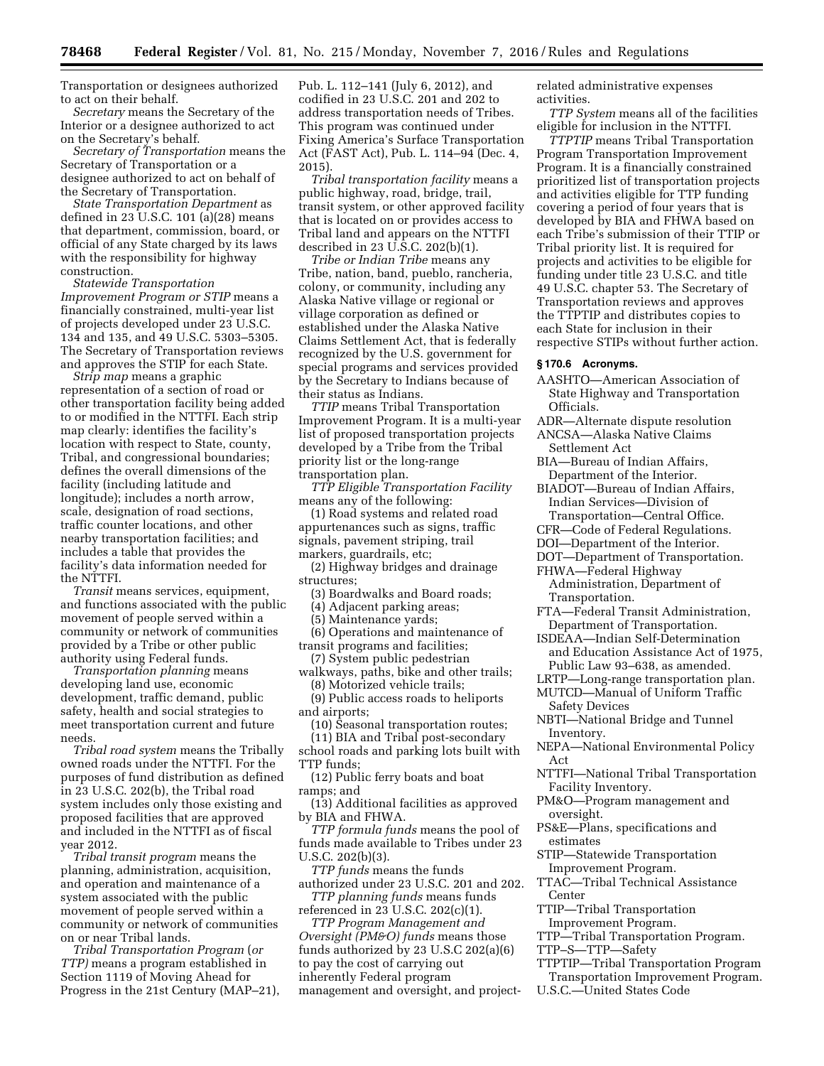Transportation or designees authorized to act on their behalf.

*Secretary* means the Secretary of the Interior or a designee authorized to act on the Secretary's behalf.

*Secretary of Transportation* means the Secretary of Transportation or a designee authorized to act on behalf of the Secretary of Transportation.

*State Transportation Department* as defined in 23 U.S.C. 101 (a)(28) means that department, commission, board, or official of any State charged by its laws with the responsibility for highway construction.

*Statewide Transportation Improvement Program or STIP* means a financially constrained, multi-year list of projects developed under 23 U.S.C. 134 and 135, and 49 U.S.C. 5303–5305. The Secretary of Transportation reviews and approves the STIP for each State.

*Strip map* means a graphic representation of a section of road or other transportation facility being added to or modified in the NTTFI. Each strip map clearly: identifies the facility's location with respect to State, county, Tribal, and congressional boundaries; defines the overall dimensions of the facility (including latitude and longitude); includes a north arrow, scale, designation of road sections, traffic counter locations, and other nearby transportation facilities; and includes a table that provides the facility's data information needed for the NTTFI.

*Transit* means services, equipment, and functions associated with the public movement of people served within a community or network of communities provided by a Tribe or other public authority using Federal funds.

*Transportation planning* means developing land use, economic development, traffic demand, public safety, health and social strategies to meet transportation current and future needs.

*Tribal road system* means the Tribally owned roads under the NTTFI. For the purposes of fund distribution as defined in 23 U.S.C. 202(b), the Tribal road system includes only those existing and proposed facilities that are approved and included in the NTTFI as of fiscal year 2012.

*Tribal transit program* means the planning, administration, acquisition, and operation and maintenance of a system associated with the public movement of people served within a community or network of communities on or near Tribal lands.

*Tribal Transportation Program* (*or TTP)* means a program established in Section 1119 of Moving Ahead for Progress in the 21st Century (MAP–21), Pub. L. 112–141 (July 6, 2012), and codified in 23 U.S.C. 201 and 202 to address transportation needs of Tribes. This program was continued under Fixing America's Surface Transportation Act (FAST Act), Pub. L. 114–94 (Dec. 4, 2015).

*Tribal transportation facility* means a public highway, road, bridge, trail, transit system, or other approved facility that is located on or provides access to Tribal land and appears on the NTTFI described in 23 U.S.C. 202(b)(1).

*Tribe or Indian Tribe* means any Tribe, nation, band, pueblo, rancheria, colony, or community, including any Alaska Native village or regional or village corporation as defined or established under the Alaska Native Claims Settlement Act, that is federally recognized by the U.S. government for special programs and services provided by the Secretary to Indians because of their status as Indians.

*TTIP* means Tribal Transportation Improvement Program. It is a multi-year list of proposed transportation projects developed by a Tribe from the Tribal priority list or the long-range transportation plan.

*TTP Eligible Transportation Facility* means any of the following:

(1) Road systems and related road appurtenances such as signs, traffic signals, pavement striping, trail markers, guardrails, etc;

(2) Highway bridges and drainage structures;

(3) Boardwalks and Board roads;

(4) Adjacent parking areas;

(5) Maintenance yards;

(6) Operations and maintenance of transit programs and facilities;

(7) System public pedestrian walkways, paths, bike and other trails;

(8) Motorized vehicle trails;

(9) Public access roads to heliports and airports;

(10) Seasonal transportation routes;

(11) BIA and Tribal post-secondary school roads and parking lots built with TTP funds;

(12) Public ferry boats and boat ramps; and

(13) Additional facilities as approved by BIA and FHWA.

*TTP formula funds* means the pool of funds made available to Tribes under 23 U.S.C. 202(b)(3).

*TTP funds* means the funds authorized under 23 U.S.C. 201 and 202.

*TTP planning funds* means funds referenced in 23 U.S.C. 202(c)(1).

*TTP Program Management and Oversight (PM&O) funds* means those funds authorized by 23 U.S.C 202(a)(6) to pay the cost of carrying out inherently Federal program management and oversight, and project-related administrative expenses activities.

*TTP System* means all of the facilities eligible for inclusion in the NTTFI.

*TTPTIP* means Tribal Transportation Program Transportation Improvement Program. It is a financially constrained prioritized list of transportation projects and activities eligible for TTP funding covering a period of four years that is developed by BIA and FHWA based on each Tribe's submission of their TTIP or Tribal priority list. It is required for projects and activities to be eligible for funding under title 23 U.S.C. and title 49 U.S.C. chapter 53. The Secretary of Transportation reviews and approves the TTPTIP and distributes copies to each State for inclusion in their respective STIPs without further action.

**§ 170.6 Acronyms.**

AASHTO—American Association of State Highway and Transportation Officials.
ADR—Alternate dispute resolution
ANCSA—Alaska Native Claims Settlement Act
BIA—Bureau of Indian Affairs, Department of the Interior.
BIADOT—Bureau of Indian Affairs, Indian Services—Division of Transportation—Central Office.
CFR—Code of Federal Regulations.
DOI—Department of the Interior.
DOT—Department of Transportation.
FHWA—Federal Highway Administration, Department of Transportation.
FTA—Federal Transit Administration, Department of Transportation.
ISDEAA—Indian Self-Determination and Education Assistance Act of 1975, Public Law 93–638, as amended.
LRTP—Long-range transportation plan.
MUTCD—Manual of Uniform Traffic Safety Devices
NBTI—National Bridge and Tunnel Inventory.
NEPA—National Environmental Policy Act
NTTFI—National Tribal Transportation Facility Inventory.
PM&O—Program management and oversight.
PS&E—Plans, specifications and estimates
STIP—Statewide Transportation Improvement Program.
TTAC—Tribal Technical Assistance Center
TTIP—Tribal Transportation Improvement Program.
TTP—Tribal Transportation Program.
TTP–S—TTP—Safety
TTPTIP—Tribal Transportation Program Transportation Improvement Program.
U.S.C.—United States Code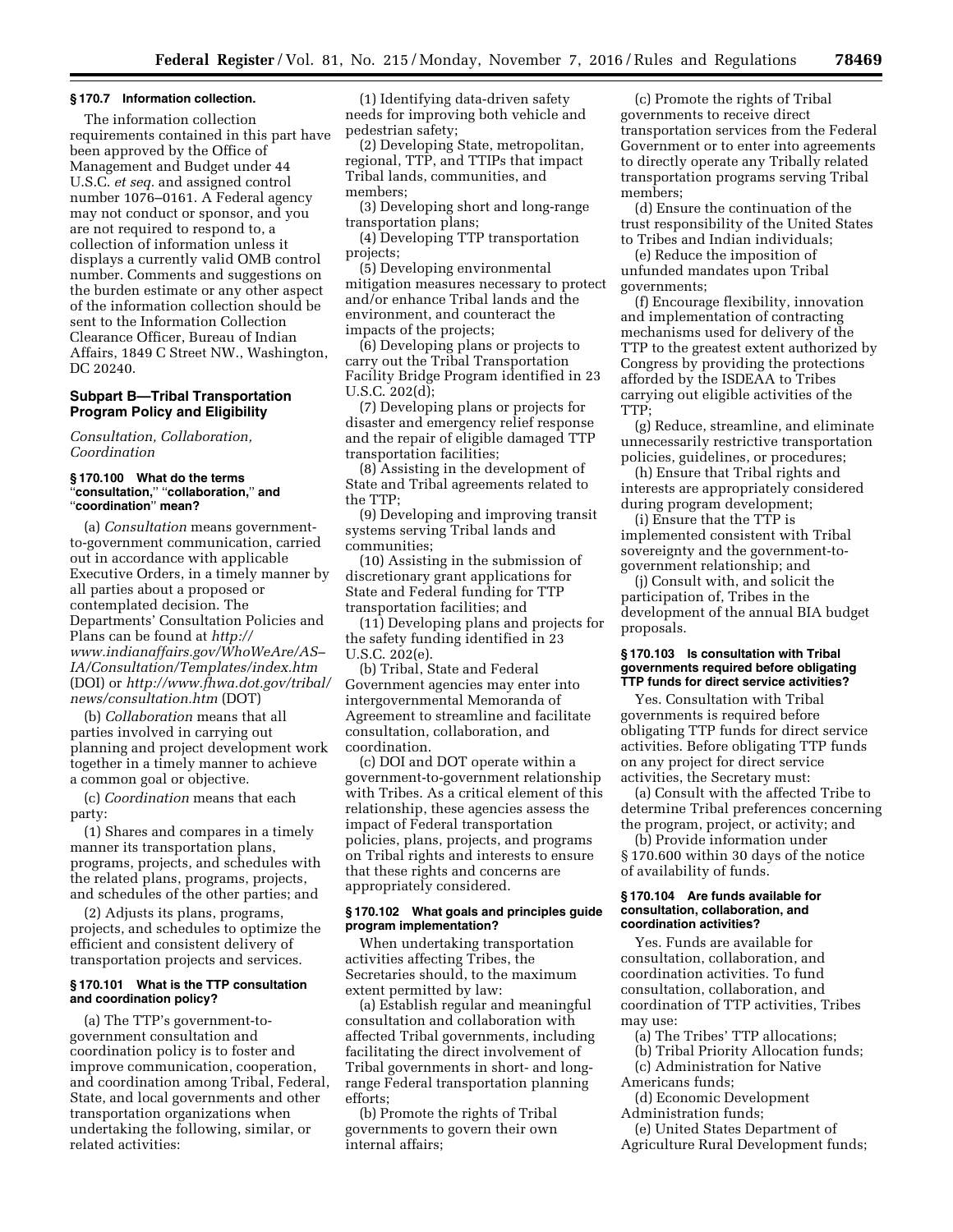### § 170.7 Information collection.

The information collection requirements contained in this part have been approved by the Office of Management and Budget under 44 U.S.C. *et seq.* and assigned control number 1076–0161. A Federal agency may not conduct or sponsor, and you are not required to respond to, a collection of information unless it displays a currently valid OMB control number. Comments and suggestions on the burden estimate or any other aspect of the information collection should be sent to the Information Collection Clearance Officer, Bureau of Indian Affairs, 1849 C Street NW., Washington, DC 20240.

## Subpart B—Tribal Transportation Program Policy and Eligibility

*Consultation, Collaboration, Coordination*

### § 170.100 What do the terms "consultation," "collaboration," and "coordination" mean?

(a) *Consultation* means government-to-government communication, carried out in accordance with applicable Executive Orders, in a timely manner by all parties about a proposed or contemplated decision. The Departments' Consultation Policies and Plans can be found at *http://www.indianaffairs.gov/WhoWeAre/AS–IA/Consultation/Templates/index.htm* (DOI) or *http://www.fhwa.dot.gov/tribal/news/consultation.htm* (DOT)

(b) *Collaboration* means that all parties involved in carrying out planning and project development work together in a timely manner to achieve a common goal or objective.

(c) *Coordination* means that each party:

(1) Shares and compares in a timely manner its transportation plans, programs, projects, and schedules with the related plans, programs, projects, and schedules of the other parties; and

(2) Adjusts its plans, programs, projects, and schedules to optimize the efficient and consistent delivery of transportation projects and services.

### § 170.101 What is the TTP consultation and coordination policy?

(a) The TTP's government-to-government consultation and coordination policy is to foster and improve communication, cooperation, and coordination among Tribal, Federal, State, and local governments and other transportation organizations when undertaking the following, similar, or related activities:

(1) Identifying data-driven safety needs for improving both vehicle and pedestrian safety;

(2) Developing State, metropolitan, regional, TTP, and TTIPs that impact Tribal lands, communities, and members;

(3) Developing short and long-range transportation plans;

(4) Developing TTP transportation projects;

(5) Developing environmental mitigation measures necessary to protect and/or enhance Tribal lands and the environment, and counteract the impacts of the projects;

(6) Developing plans or projects to carry out the Tribal Transportation Facility Bridge Program identified in 23 U.S.C. 202(d);

(7) Developing plans or projects for disaster and emergency relief response and the repair of eligible damaged TTP transportation facilities;

(8) Assisting in the development of State and Tribal agreements related to the TTP;

(9) Developing and improving transit systems serving Tribal lands and communities;

(10) Assisting in the submission of discretionary grant applications for State and Federal funding for TTP transportation facilities; and

(11) Developing plans and projects for the safety funding identified in 23 U.S.C. 202(e).

(b) Tribal, State and Federal Government agencies may enter into intergovernmental Memoranda of Agreement to streamline and facilitate consultation, collaboration, and coordination.

(c) DOI and DOT operate within a government-to-government relationship with Tribes. As a critical element of this relationship, these agencies assess the impact of Federal transportation policies, plans, projects, and programs on Tribal rights and interests to ensure that these rights and concerns are appropriately considered.

### § 170.102 What goals and principles guide program implementation?

When undertaking transportation activities affecting Tribes, the Secretaries should, to the maximum extent permitted by law:

(a) Establish regular and meaningful consultation and collaboration with affected Tribal governments, including facilitating the direct involvement of Tribal governments in short- and long-range Federal transportation planning efforts;

(b) Promote the rights of Tribal governments to govern their own internal affairs;

(c) Promote the rights of Tribal governments to receive direct transportation services from the Federal Government or to enter into agreements to directly operate any Tribally related transportation programs serving Tribal members;

(d) Ensure the continuation of the trust responsibility of the United States to Tribes and Indian individuals;

(e) Reduce the imposition of unfunded mandates upon Tribal governments;

(f) Encourage flexibility, innovation and implementation of contracting mechanisms used for delivery of the TTP to the greatest extent authorized by Congress by providing the protections afforded by the ISDEAA to Tribes carrying out eligible activities of the TTP;

(g) Reduce, streamline, and eliminate unnecessarily restrictive transportation policies, guidelines, or procedures;

(h) Ensure that Tribal rights and interests are appropriately considered during program development;

(i) Ensure that the TTP is implemented consistent with Tribal sovereignty and the government-to-government relationship; and

(j) Consult with, and solicit the participation of, Tribes in the development of the annual BIA budget proposals.

### § 170.103 Is consultation with Tribal governments required before obligating TTP funds for direct service activities?

Yes. Consultation with Tribal governments is required before obligating TTP funds for direct service activities. Before obligating TTP funds on any project for direct service activities, the Secretary must:

(a) Consult with the affected Tribe to determine Tribal preferences concerning the program, project, or activity; and

(b) Provide information under § 170.600 within 30 days of the notice of availability of funds.

### § 170.104 Are funds available for consultation, collaboration, and coordination activities?

Yes. Funds are available for consultation, collaboration, and coordination activities. To fund consultation, collaboration, and coordination of TTP activities, Tribes may use:

(a) The Tribes' TTP allocations;

(b) Tribal Priority Allocation funds;

(c) Administration for Native Americans funds;

(d) Economic Development Administration funds;

(e) United States Department of Agriculture Rural Development funds;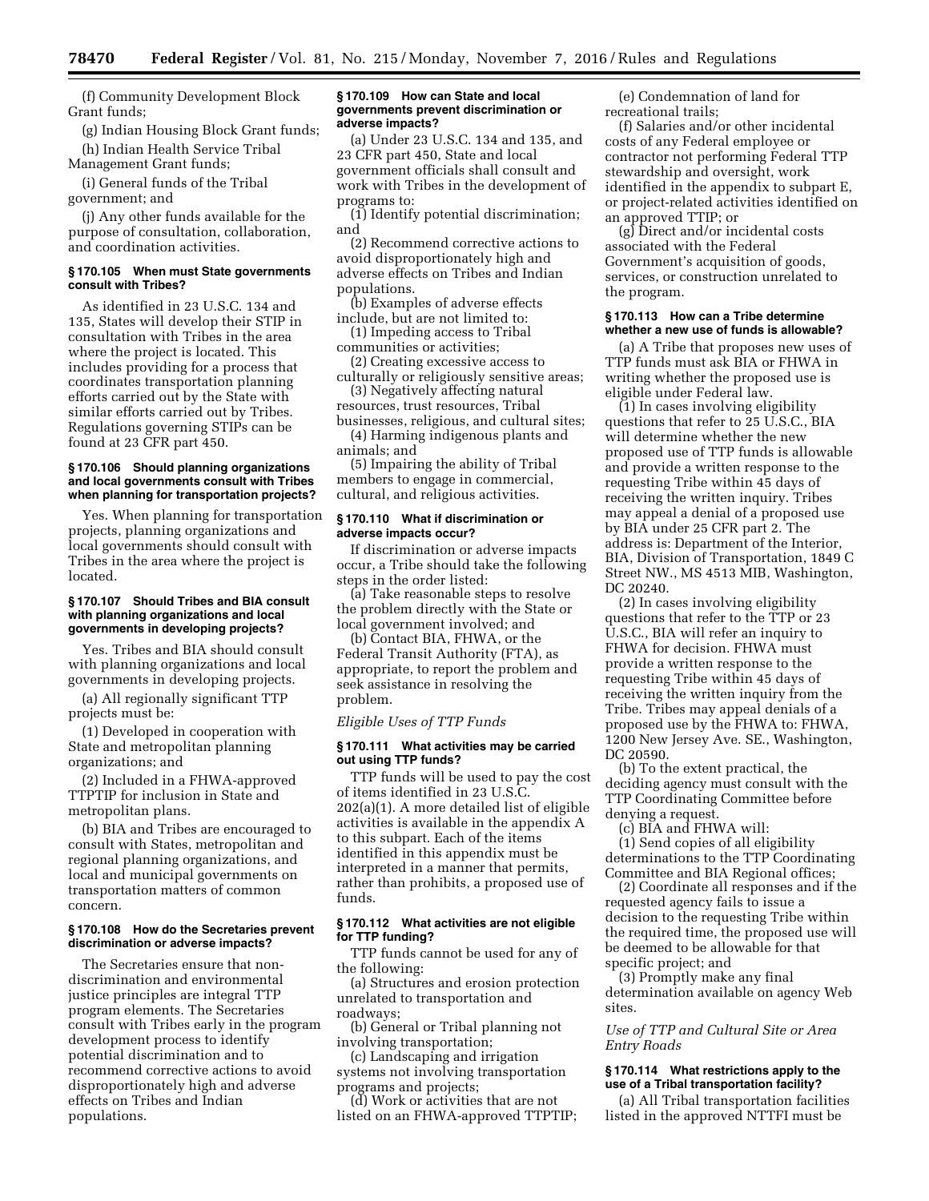(f) Community Development Block Grant funds;

(g) Indian Housing Block Grant funds;

(h) Indian Health Service Tribal Management Grant funds;

(i) General funds of the Tribal government; and

(j) Any other funds available for the purpose of consultation, collaboration, and coordination activities.

#### § 170.105 When must State governments consult with Tribes?

As identified in 23 U.S.C. 134 and 135, States will develop their STIP in consultation with Tribes in the area where the project is located. This includes providing for a process that coordinates transportation planning efforts carried out by the State with similar efforts carried out by Tribes. Regulations governing STIPs can be found at 23 CFR part 450.

#### § 170.106 Should planning organizations and local governments consult with Tribes when planning for transportation projects?

Yes. When planning for transportation projects, planning organizations and local governments should consult with Tribes in the area where the project is located.

#### § 170.107 Should Tribes and BIA consult with planning organizations and local governments in developing projects?

Yes. Tribes and BIA should consult with planning organizations and local governments in developing projects.

(a) All regionally significant TTP projects must be:

(1) Developed in cooperation with State and metropolitan planning organizations; and

(2) Included in a FHWA-approved TTPTIP for inclusion in State and metropolitan plans.

(b) BIA and Tribes are encouraged to consult with States, metropolitan and regional planning organizations, and local and municipal governments on transportation matters of common concern.

#### § 170.108 How do the Secretaries prevent discrimination or adverse impacts?

The Secretaries ensure that non-discrimination and environmental justice principles are integral TTP program elements. The Secretaries consult with Tribes early in the program development process to identify potential discrimination and to recommend corrective actions to avoid disproportionately high and adverse effects on Tribes and Indian populations.

#### § 170.109 How can State and local governments prevent discrimination or adverse impacts?

(a) Under 23 U.S.C. 134 and 135, and 23 CFR part 450, State and local government officials shall consult and work with Tribes in the development of programs to:

(1) Identify potential discrimination; and

(2) Recommend corrective actions to avoid disproportionately high and adverse effects on Tribes and Indian populations.

(b) Examples of adverse effects include, but are not limited to:

(1) Impeding access to Tribal communities or activities;

(2) Creating excessive access to culturally or religiously sensitive areas;

(3) Negatively affecting natural resources, trust resources, Tribal businesses, religious, and cultural sites;

(4) Harming indigenous plants and animals; and

(5) Impairing the ability of Tribal members to engage in commercial, cultural, and religious activities.

#### § 170.110 What if discrimination or adverse impacts occur?

If discrimination or adverse impacts occur, a Tribe should take the following steps in the order listed:

(a) Take reasonable steps to resolve the problem directly with the State or local government involved; and

(b) Contact BIA, FHWA, or the Federal Transit Authority (FTA), as appropriate, to report the problem and seek assistance in resolving the problem.

*Eligible Uses of TTP Funds*

#### § 170.111 What activities may be carried out using TTP funds?

TTP funds will be used to pay the cost of items identified in 23 U.S.C. 202(a)(1). A more detailed list of eligible activities is available in the appendix A to this subpart. Each of the items identified in this appendix must be interpreted in a manner that permits, rather than prohibits, a proposed use of funds.

#### § 170.112 What activities are not eligible for TTP funding?

TTP funds cannot be used for any of the following:

(a) Structures and erosion protection unrelated to transportation and roadways;

(b) General or Tribal planning not involving transportation;

(c) Landscaping and irrigation systems not involving transportation programs and projects;

(d) Work or activities that are not listed on an FHWA-approved TTPTIP;

(e) Condemnation of land for recreational trails;

(f) Salaries and/or other incidental costs of any Federal employee or contractor not performing Federal TTP stewardship and oversight, work identified in the appendix to subpart E, or project-related activities identified on an approved TTIP; or

(g) Direct and/or incidental costs associated with the Federal Government's acquisition of goods, services, or construction unrelated to the program.

#### § 170.113 How can a Tribe determine whether a new use of funds is allowable?

(a) A Tribe that proposes new uses of TTP funds must ask BIA or FHWA in writing whether the proposed use is eligible under Federal law.

(1) In cases involving eligibility questions that refer to 25 U.S.C., BIA will determine whether the new proposed use of TTP funds is allowable and provide a written response to the requesting Tribe within 45 days of receiving the written inquiry. Tribes may appeal a denial of a proposed use by BIA under 25 CFR part 2. The address is: Department of the Interior, BIA, Division of Transportation, 1849 C Street NW., MS 4513 MIB, Washington, DC 20240.

(2) In cases involving eligibility questions that refer to the TTP or 23 U.S.C., BIA will refer an inquiry to FHWA for decision. FHWA must provide a written response to the requesting Tribe within 45 days of receiving the written inquiry from the Tribe. Tribes may appeal denials of a proposed use by the FHWA to: FHWA, 1200 New Jersey Ave. SE., Washington, DC 20590.

(b) To the extent practical, the deciding agency must consult with the TTP Coordinating Committee before denying a request.

(c) BIA and FHWA will:

(1) Send copies of all eligibility determinations to the TTP Coordinating Committee and BIA Regional offices;

(2) Coordinate all responses and if the requested agency fails to issue a decision to the requesting Tribe within the required time, the proposed use will be deemed to be allowable for that specific project; and

(3) Promptly make any final determination available on agency Web sites.

*Use of TTP and Cultural Site or Area Entry Roads*

#### § 170.114 What restrictions apply to the use of a Tribal transportation facility?

(a) All Tribal transportation facilities listed in the approved NTTFI must be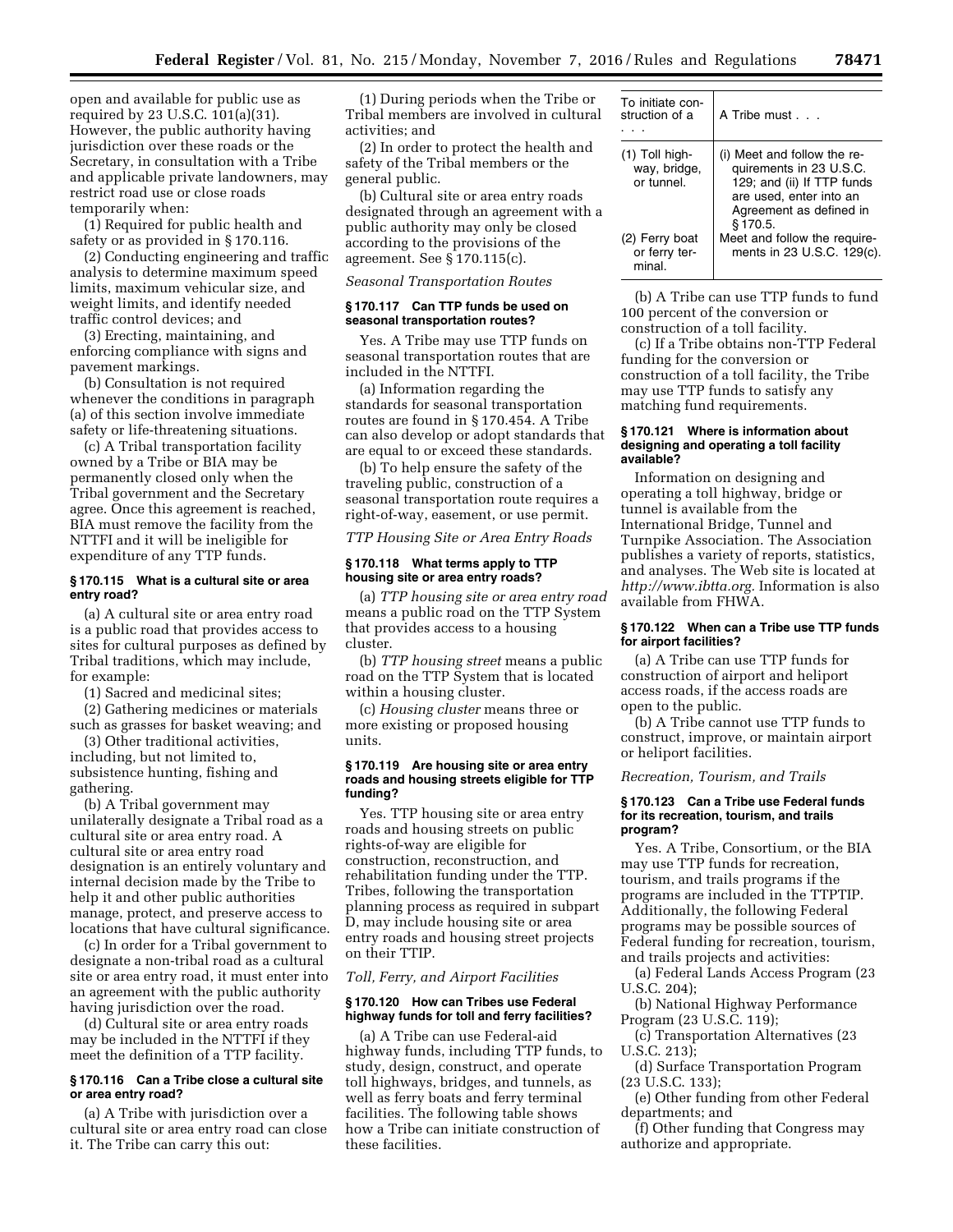open and available for public use as required by 23 U.S.C. 101(a)(31). However, the public authority having jurisdiction over these roads or the Secretary, in consultation with a Tribe and applicable private landowners, may restrict road use or close roads temporarily when:

(1) Required for public health and safety or as provided in § 170.116.

(2) Conducting engineering and traffic analysis to determine maximum speed limits, maximum vehicular size, and weight limits, and identify needed traffic control devices; and

(3) Erecting, maintaining, and enforcing compliance with signs and pavement markings.

(b) Consultation is not required whenever the conditions in paragraph (a) of this section involve immediate safety or life-threatening situations.

(c) A Tribal transportation facility owned by a Tribe or BIA may be permanently closed only when the Tribal government and the Secretary agree. Once this agreement is reached, BIA must remove the facility from the NTTFI and it will be ineligible for expenditure of any TTP funds.

#### § 170.115 What is a cultural site or area entry road?

(a) A cultural site or area entry road is a public road that provides access to sites for cultural purposes as defined by Tribal traditions, which may include, for example:

(1) Sacred and medicinal sites;

(2) Gathering medicines or materials such as grasses for basket weaving; and

(3) Other traditional activities, including, but not limited to, subsistence hunting, fishing and gathering.

(b) A Tribal government may unilaterally designate a Tribal road as a cultural site or area entry road. A cultural site or area entry road designation is an entirely voluntary and internal decision made by the Tribe to help it and other public authorities manage, protect, and preserve access to locations that have cultural significance.

(c) In order for a Tribal government to designate a non-tribal road as a cultural site or area entry road, it must enter into an agreement with the public authority having jurisdiction over the road.

(d) Cultural site or area entry roads may be included in the NTTFI if they meet the definition of a TTP facility.

#### § 170.116 Can a Tribe close a cultural site or area entry road?

(a) A Tribe with jurisdiction over a cultural site or area entry road can close it. The Tribe can carry this out:

(1) During periods when the Tribe or Tribal members are involved in cultural activities; and

(2) In order to protect the health and safety of the Tribal members or the general public.

(b) Cultural site or area entry roads designated through an agreement with a public authority may only be closed according to the provisions of the agreement. See § 170.115(c).

*Seasonal Transportation Routes*

#### § 170.117 Can TTP funds be used on seasonal transportation routes?

Yes. A Tribe may use TTP funds on seasonal transportation routes that are included in the NTTFI.

(a) Information regarding the standards for seasonal transportation routes are found in § 170.454. A Tribe can also develop or adopt standards that are equal to or exceed these standards.

(b) To help ensure the safety of the traveling public, construction of a seasonal transportation route requires a right-of-way, easement, or use permit.

*TTP Housing Site or Area Entry Roads*

#### § 170.118 What terms apply to TTP housing site or area entry roads?

(a) *TTP housing site or area entry road* means a public road on the TTP System that provides access to a housing cluster.

(b) *TTP housing street* means a public road on the TTP System that is located within a housing cluster.

(c) *Housing cluster* means three or more existing or proposed housing units.

#### § 170.119 Are housing site or area entry roads and housing streets eligible for TTP funding?

Yes. TTP housing site or area entry roads and housing streets on public rights-of-way are eligible for construction, reconstruction, and rehabilitation funding under the TTP. Tribes, following the transportation planning process as required in subpart D, may include housing site or area entry roads and housing street projects on their TTIP.

*Toll, Ferry, and Airport Facilities*

#### § 170.120 How can Tribes use Federal highway funds for toll and ferry facilities?

(a) A Tribe can use Federal-aid highway funds, including TTP funds, to study, design, construct, and operate toll highways, bridges, and tunnels, as well as ferry boats and ferry terminal facilities. The following table shows how a Tribe can initiate construction of these facilities.

| To initiate construction of a . . . | A Tribe must . . . |
|---|---|
| (1) Toll highway, bridge, or tunnel. | (i) Meet and follow the requirements in 23 U.S.C. 129; and (ii) If TTP funds are used, enter into an Agreement as defined in § 170.5. |
| (2) Ferry boat or ferry terminal. | Meet and follow the requirements in 23 U.S.C. 129(c). |

(b) A Tribe can use TTP funds to fund 100 percent of the conversion or construction of a toll facility.

(c) If a Tribe obtains non-TTP Federal funding for the conversion or construction of a toll facility, the Tribe may use TTP funds to satisfy any matching fund requirements.

#### § 170.121 Where is information about designing and operating a toll facility available?

Information on designing and operating a toll highway, bridge or tunnel is available from the International Bridge, Tunnel and Turnpike Association. The Association publishes a variety of reports, statistics, and analyses. The Web site is located at *http://www.ibtta.org.* Information is also available from FHWA.

#### § 170.122 When can a Tribe use TTP funds for airport facilities?

(a) A Tribe can use TTP funds for construction of airport and heliport access roads, if the access roads are open to the public.

(b) A Tribe cannot use TTP funds to construct, improve, or maintain airport or heliport facilities.

*Recreation, Tourism, and Trails*

#### § 170.123 Can a Tribe use Federal funds for its recreation, tourism, and trails program?

Yes. A Tribe, Consortium, or the BIA may use TTP funds for recreation, tourism, and trails programs if the programs are included in the TTPTIP. Additionally, the following Federal programs may be possible sources of Federal funding for recreation, tourism, and trails projects and activities:

(a) Federal Lands Access Program (23 U.S.C. 204);

(b) National Highway Performance Program (23 U.S.C. 119);

(c) Transportation Alternatives (23 U.S.C. 213);

(d) Surface Transportation Program (23 U.S.C. 133);

(e) Other funding from other Federal departments; and

(f) Other funding that Congress may authorize and appropriate.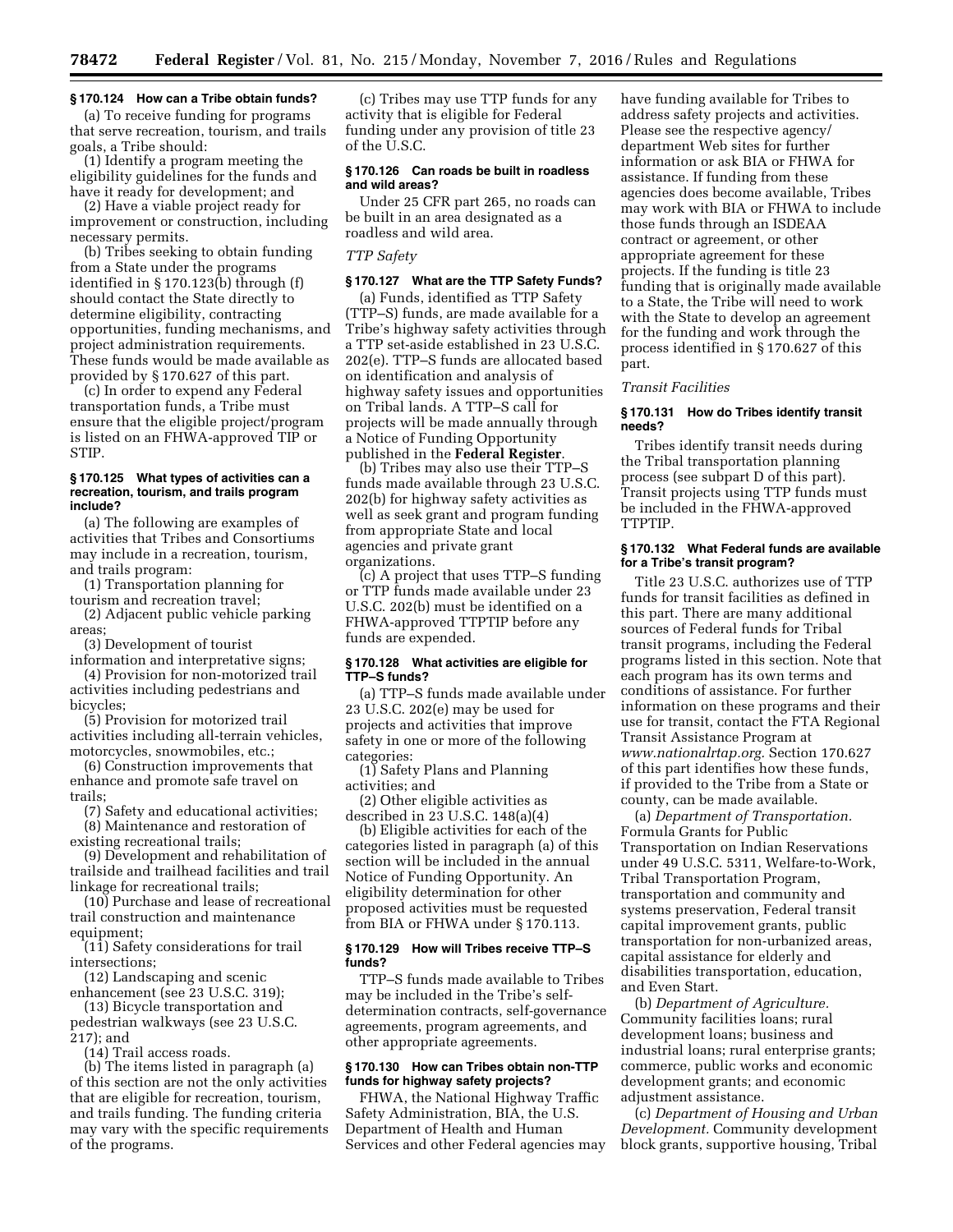### § 170.124 How can a Tribe obtain funds?

(a) To receive funding for programs that serve recreation, tourism, and trails goals, a Tribe should:

(1) Identify a program meeting the eligibility guidelines for the funds and have it ready for development; and

(2) Have a viable project ready for improvement or construction, including necessary permits.

(b) Tribes seeking to obtain funding from a State under the programs identified in § 170.123(b) through (f) should contact the State directly to determine eligibility, contracting opportunities, funding mechanisms, and project administration requirements. These funds would be made available as provided by § 170.627 of this part.

(c) In order to expend any Federal transportation funds, a Tribe must ensure that the eligible project/program is listed on an FHWA-approved TIP or STIP.

### § 170.125 What types of activities can a recreation, tourism, and trails program include?

(a) The following are examples of activities that Tribes and Consortiums may include in a recreation, tourism, and trails program:

(1) Transportation planning for tourism and recreation travel;

(2) Adjacent public vehicle parking areas;

(3) Development of tourist information and interpretative signs;

(4) Provision for non-motorized trail activities including pedestrians and bicycles;

(5) Provision for motorized trail activities including all-terrain vehicles, motorcycles, snowmobiles, etc.;

(6) Construction improvements that enhance and promote safe travel on trails;

(7) Safety and educational activities;

(8) Maintenance and restoration of existing recreational trails;

(9) Development and rehabilitation of trailside and trailhead facilities and trail linkage for recreational trails;

(10) Purchase and lease of recreational trail construction and maintenance equipment;

(11) Safety considerations for trail intersections;

(12) Landscaping and scenic enhancement (see 23 U.S.C. 319);

(13) Bicycle transportation and pedestrian walkways (see 23 U.S.C. 217); and

(14) Trail access roads.

(b) The items listed in paragraph (a) of this section are not the only activities that are eligible for recreation, tourism, and trails funding. The funding criteria may vary with the specific requirements of the programs.

(c) Tribes may use TTP funds for any activity that is eligible for Federal funding under any provision of title 23 of the U.S.C.

### § 170.126 Can roads be built in roadless and wild areas?

Under 25 CFR part 265, no roads can be built in an area designated as a roadless and wild area.

*TTP Safety*

### § 170.127 What are the TTP Safety Funds?

(a) Funds, identified as TTP Safety (TTP–S) funds, are made available for a Tribe's highway safety activities through a TTP set-aside established in 23 U.S.C. 202(e). TTP–S funds are allocated based on identification and analysis of highway safety issues and opportunities on Tribal lands. A TTP–S call for projects will be made annually through a Notice of Funding Opportunity published in the **Federal Register**.

(b) Tribes may also use their TTP–S funds made available through 23 U.S.C. 202(b) for highway safety activities as well as seek grant and program funding from appropriate State and local agencies and private grant organizations.

(c) A project that uses TTP–S funding or TTP funds made available under 23 U.S.C. 202(b) must be identified on a FHWA-approved TTPTIP before any funds are expended.

### § 170.128 What activities are eligible for TTP–S funds?

(a) TTP–S funds made available under 23 U.S.C. 202(e) may be used for projects and activities that improve safety in one or more of the following categories:

(1) Safety Plans and Planning activities; and

(2) Other eligible activities as described in 23 U.S.C. 148(a)(4)

(b) Eligible activities for each of the categories listed in paragraph (a) of this section will be included in the annual Notice of Funding Opportunity. An eligibility determination for other proposed activities must be requested from BIA or FHWA under § 170.113.

### § 170.129 How will Tribes receive TTP–S funds?

TTP–S funds made available to Tribes may be included in the Tribe's self-determination contracts, self-governance agreements, program agreements, and other appropriate agreements.

### § 170.130 How can Tribes obtain non-TTP funds for highway safety projects?

FHWA, the National Highway Traffic Safety Administration, BIA, the U.S. Department of Health and Human Services and other Federal agencies may have funding available for Tribes to address safety projects and activities. Please see the respective agency/department Web sites for further information or ask BIA or FHWA for assistance. If funding from these agencies does become available, Tribes may work with BIA or FHWA to include those funds through an ISDEAA contract or agreement, or other appropriate agreement for these projects. If the funding is title 23 funding that is originally made available to a State, the Tribe will need to work with the State to develop an agreement for the funding and work through the process identified in § 170.627 of this part.

*Transit Facilities*

### § 170.131 How do Tribes identify transit needs?

Tribes identify transit needs during the Tribal transportation planning process (see subpart D of this part). Transit projects using TTP funds must be included in the FHWA-approved TTPTIP.

### § 170.132 What Federal funds are available for a Tribe's transit program?

Title 23 U.S.C. authorizes use of TTP funds for transit facilities as defined in this part. There are many additional sources of Federal funds for Tribal transit programs, including the Federal programs listed in this section. Note that each program has its own terms and conditions of assistance. For further information on these programs and their use for transit, contact the FTA Regional Transit Assistance Program at *www.nationalrtap.org.* Section 170.627 of this part identifies how these funds, if provided to the Tribe from a State or county, can be made available.

(a) *Department of Transportation.* Formula Grants for Public Transportation on Indian Reservations under 49 U.S.C. 5311, Welfare-to-Work, Tribal Transportation Program, transportation and community and systems preservation, Federal transit capital improvement grants, public transportation for non-urbanized areas, capital assistance for elderly and disabilities transportation, education, and Even Start.

(b) *Department of Agriculture.* Community facilities loans; rural development loans; business and industrial loans; rural enterprise grants; commerce, public works and economic development grants; and economic adjustment assistance.

(c) *Department of Housing and Urban Development.* Community development block grants, supportive housing, Tribal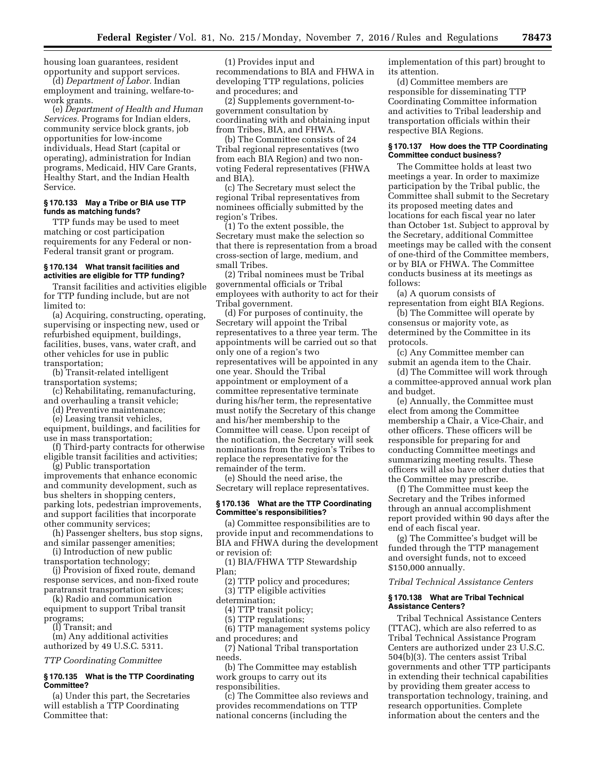housing loan guarantees, resident opportunity and support services.

(d) *Department of Labor.* Indian employment and training, welfare-to-work grants.

(e) *Department of Health and Human Services.* Programs for Indian elders, community service block grants, job opportunities for low-income individuals, Head Start (capital or operating), administration for Indian programs, Medicaid, HIV Care Grants, Healthy Start, and the Indian Health Service.

#### § 170.133 May a Tribe or BIA use TTP funds as matching funds?

TTP funds may be used to meet matching or cost participation requirements for any Federal or non-Federal transit grant or program.

#### § 170.134 What transit facilities and activities are eligible for TTP funding?

Transit facilities and activities eligible for TTP funding include, but are not limited to:

(a) Acquiring, constructing, operating, supervising or inspecting new, used or refurbished equipment, buildings, facilities, buses, vans, water craft, and other vehicles for use in public transportation;

(b) Transit-related intelligent transportation systems;

(c) Rehabilitating, remanufacturing, and overhauling a transit vehicle;

(d) Preventive maintenance;

(e) Leasing transit vehicles, equipment, buildings, and facilities for use in mass transportation;

(f) Third-party contracts for otherwise eligible transit facilities and activities;

(g) Public transportation improvements that enhance economic and community development, such as bus shelters in shopping centers, parking lots, pedestrian improvements, and support facilities that incorporate other community services;

(h) Passenger shelters, bus stop signs, and similar passenger amenities;

(i) Introduction of new public transportation technology;

(j) Provision of fixed route, demand response services, and non-fixed route paratransit transportation services;

(k) Radio and communication equipment to support Tribal transit programs;

(l) Transit; and

(m) Any additional activities authorized by 49 U.S.C. 5311.

*TTP Coordinating Committee*

#### § 170.135 What is the TTP Coordinating Committee?

(a) Under this part, the Secretaries will establish a TTP Coordinating Committee that:

(1) Provides input and recommendations to BIA and FHWA in developing TTP regulations, policies and procedures; and

(2) Supplements government-to-government consultation by coordinating with and obtaining input from Tribes, BIA, and FHWA.

(b) The Committee consists of 24 Tribal regional representatives (two from each BIA Region) and two non-voting Federal representatives (FHWA and BIA).

(c) The Secretary must select the regional Tribal representatives from nominees officially submitted by the region's Tribes.

(1) To the extent possible, the Secretary must make the selection so that there is representation from a broad cross-section of large, medium, and small Tribes.

(2) Tribal nominees must be Tribal governmental officials or Tribal employees with authority to act for their Tribal government.

(d) For purposes of continuity, the Secretary will appoint the Tribal representatives to a three year term. The appointments will be carried out so that only one of a region's two representatives will be appointed in any one year. Should the Tribal appointment or employment of a committee representative terminate during his/her term, the representative must notify the Secretary of this change and his/her membership to the Committee will cease. Upon receipt of the notification, the Secretary will seek nominations from the region's Tribes to replace the representative for the remainder of the term.

(e) Should the need arise, the Secretary will replace representatives.

#### § 170.136 What are the TTP Coordinating Committee's responsibilities?

(a) Committee responsibilities are to provide input and recommendations to BIA and FHWA during the development or revision of:

(1) BIA/FHWA TTP Stewardship Plan;

(2) TTP policy and procedures;

(3) TTP eligible activities determination;

(4) TTP transit policy;

(5) TTP regulations;

(6) TTP management systems policy and procedures; and

(7) National Tribal transportation needs.

(b) The Committee may establish work groups to carry out its responsibilities.

(c) The Committee also reviews and provides recommendations on TTP national concerns (including the implementation of this part) brought to its attention.

(d) Committee members are responsible for disseminating TTP Coordinating Committee information and activities to Tribal leadership and transportation officials within their respective BIA Regions.

#### § 170.137 How does the TTP Coordinating Committee conduct business?

The Committee holds at least two meetings a year. In order to maximize participation by the Tribal public, the Committee shall submit to the Secretary its proposed meeting dates and locations for each fiscal year no later than October 1st. Subject to approval by the Secretary, additional Committee meetings may be called with the consent of one-third of the Committee members, or by BIA or FHWA. The Committee conducts business at its meetings as follows:

(a) A quorum consists of representation from eight BIA Regions.

(b) The Committee will operate by consensus or majority vote, as determined by the Committee in its protocols.

(c) Any Committee member can submit an agenda item to the Chair.

(d) The Committee will work through a committee-approved annual work plan and budget.

(e) Annually, the Committee must elect from among the Committee membership a Chair, a Vice-Chair, and other officers. These officers will be responsible for preparing for and conducting Committee meetings and summarizing meeting results. These officers will also have other duties that the Committee may prescribe.

(f) The Committee must keep the Secretary and the Tribes informed through an annual accomplishment report provided within 90 days after the end of each fiscal year.

(g) The Committee's budget will be funded through the TTP management and oversight funds, not to exceed $150,000 annually.

*Tribal Technical Assistance Centers*

#### § 170.138 What are Tribal Technical Assistance Centers?

Tribal Technical Assistance Centers (TTAC), which are also referred to as Tribal Technical Assistance Program Centers are authorized under 23 U.S.C. 504(b)(3). The centers assist Tribal governments and other TTP participants in extending their technical capabilities by providing them greater access to transportation technology, training, and research opportunities. Complete information about the centers and the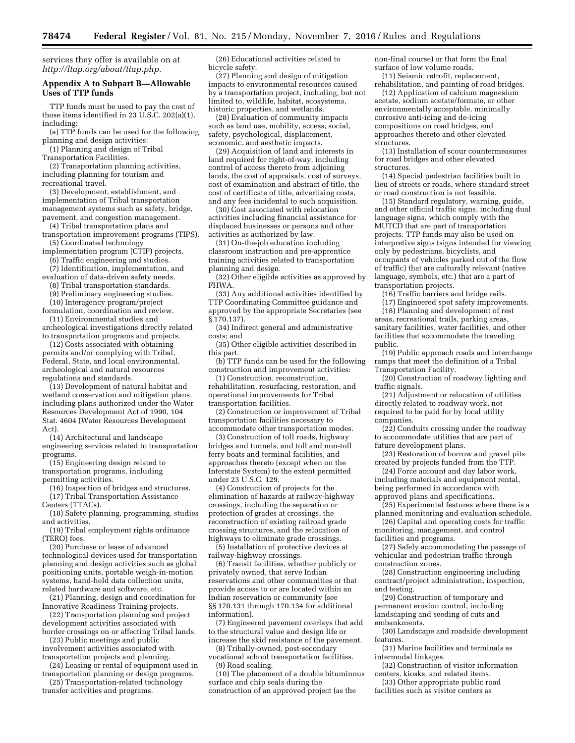services they offer is available on at *http://ltap.org/about/ttap.php.*

## Appendix A to Subpart B—Allowable Uses of TTP funds

TTP funds must be used to pay the cost of those items identified in 23 U.S.C. 202(a)(1), including:

(a) TTP funds can be used for the following planning and design activities:

(1) Planning and design of Tribal Transportation Facilities.

(2) Transportation planning activities, including planning for tourism and recreational travel.

(3) Development, establishment, and implementation of Tribal transportation management systems such as safety, bridge, pavement, and congestion management.

(4) Tribal transportation plans and transportation improvement programs (TIPS).

(5) Coordinated technology implementation program (CTIP) projects.

(6) Traffic engineering and studies.

(7) Identification, implementation, and evaluation of data-driven safety needs.

(8) Tribal transportation standards.

(9) Preliminary engineering studies.

(10) Interagency program/project formulation, coordination and review.

(11) Environmental studies and archeological investigations directly related to transportation programs and projects.

(12) Costs associated with obtaining permits and/or complying with Tribal, Federal, State, and local environmental, archeological and natural resources regulations and standards.

(13) Development of natural habitat and wetland conservation and mitigation plans, including plans authorized under the Water Resources Development Act of 1990, 104 Stat. 4604 (Water Resources Development Act).

(14) Architectural and landscape engineering services related to transportation programs.

(15) Engineering design related to transportation programs, including permitting activities.

(16) Inspection of bridges and structures.

(17) Tribal Transportation Assistance Centers (TTACs).

(18) Safety planning, programming, studies and activities.

(19) Tribal employment rights ordinance (TERO) fees.

(20) Purchase or lease of advanced technological devices used for transportation planning and design activities such as global positioning units, portable weigh-in-motion systems, hand-held data collection units, related hardware and software, etc.

(21) Planning, design and coordination for Innovative Readiness Training projects.

(22) Transportation planning and project development activities associated with border crossings on or affecting Tribal lands.

(23) Public meetings and public involvement activities associated with transportation projects and planning.

(24) Leasing or rental of equipment used in transportation planning or design programs.

(25) Transportation-related technology transfer activities and programs.

(26) Educational activities related to bicycle safety.

(27) Planning and design of mitigation impacts to environmental resources caused by a transportation project, including, but not limited to, wildlife, habitat, ecosystems, historic properties, and wetlands.

(28) Evaluation of community impacts such as land use, mobility, access, social, safety, psychological, displacement, economic, and aesthetic impacts.

(29) Acquisition of land and interests in land required for right-of-way, including control of access thereto from adjoining lands, the cost of appraisals, cost of surveys, cost of examination and abstract of title, the cost of certificate of title, advertising costs, and any fees incidental to such acquisition.

(30) Cost associated with relocation activities including financial assistance for displaced businesses or persons and other activities as authorized by law.

(31) On-the-job education including classroom instruction and pre-apprentice training activities related to transportation planning and design.

(32) Other eligible activities as approved by FHWA.

(33) Any additional activities identified by TTP Coordinating Committee guidance and approved by the appropriate Secretaries (see § 170.137).

(34) Indirect general and administrative costs; and

(35) Other eligible activities described in this part.

(b) TTP funds can be used for the following construction and improvement activities:

(1) Construction, reconstruction, rehabilitation, resurfacing, restoration, and operational improvements for Tribal transportation facilities.

(2) Construction or improvement of Tribal transportation facilities necessary to accommodate other transportation modes.

(3) Construction of toll roads, highway bridges and tunnels, and toll and non-toll ferry boats and terminal facilities, and approaches thereto (except when on the Interstate System) to the extent permitted under 23 U.S.C. 129.

(4) Construction of projects for the elimination of hazards at railway-highway crossings, including the separation or protection of grades at crossings, the reconstruction of existing railroad grade crossing structures, and the relocation of highways to eliminate grade crossings.

(5) Installation of protective devices at railway-highway crossings.

(6) Transit facilities, whether publicly or privately owned, that serve Indian reservations and other communities or that provide access to or are located within an Indian reservation or community (see §§ 170.131 through 170.134 for additional information).

(7) Engineered pavement overlays that add to the structural value and design life or increase the skid resistance of the pavement.

(8) Tribally-owned, post-secondary vocational school transportation facilities.

(9) Road sealing.

(10) The placement of a double bituminous surface and chip seals during the construction of an approved project (as the non-final course) or that form the final surface of low volume roads.

(11) Seismic retrofit, replacement, rehabilitation, and painting of road bridges.

(12) Application of calcium magnesium acetate, sodium acetate/formate, or other environmentally acceptable, minimally corrosive anti-icing and de-icing compositions on road bridges, and approaches thereto and other elevated structures.

(13) Installation of scour countermeasures for road bridges and other elevated structures.

(14) Special pedestrian facilities built in lieu of streets or roads, where standard street or road construction is not feasible.

(15) Standard regulatory, warning, guide, and other official traffic signs, including dual language signs, which comply with the MUTCD that are part of transportation projects. TTP funds may also be used on interpretive signs (signs intended for viewing only by pedestrians, bicyclists, and occupants of vehicles parked out of the flow of traffic) that are culturally relevant (native language, symbols, etc.) that are a part of transportation projects.

(16) Traffic barriers and bridge rails.

(17) Engineered spot safety improvements.

(18) Planning and development of rest areas, recreational trails, parking areas, sanitary facilities, water facilities, and other facilities that accommodate the traveling public.

(19) Public approach roads and interchange ramps that meet the definition of a Tribal Transportation Facility.

(20) Construction of roadway lighting and traffic signals.

(21) Adjustment or relocation of utilities directly related to roadway work, not required to be paid for by local utility companies.

(22) Conduits crossing under the roadway to accommodate utilities that are part of future development plans.

(23) Restoration of borrow and gravel pits created by projects funded from the TTP.

(24) Force account and day labor work, including materials and equipment rental, being performed in accordance with approved plans and specifications.

(25) Experimental features where there is a planned monitoring and evaluation schedule.

(26) Capital and operating costs for traffic monitoring, management, and control facilities and programs.

(27) Safely accommodating the passage of vehicular and pedestrian traffic through construction zones.

(28) Construction engineering including contract/project administration, inspection, and testing.

(29) Construction of temporary and permanent erosion control, including landscaping and seeding of cuts and embankments.

(30) Landscape and roadside development features.

(31) Marine facilities and terminals as intermodal linkages.

(32) Construction of visitor information centers, kiosks, and related items.

(33) Other appropriate public road facilities such as visitor centers as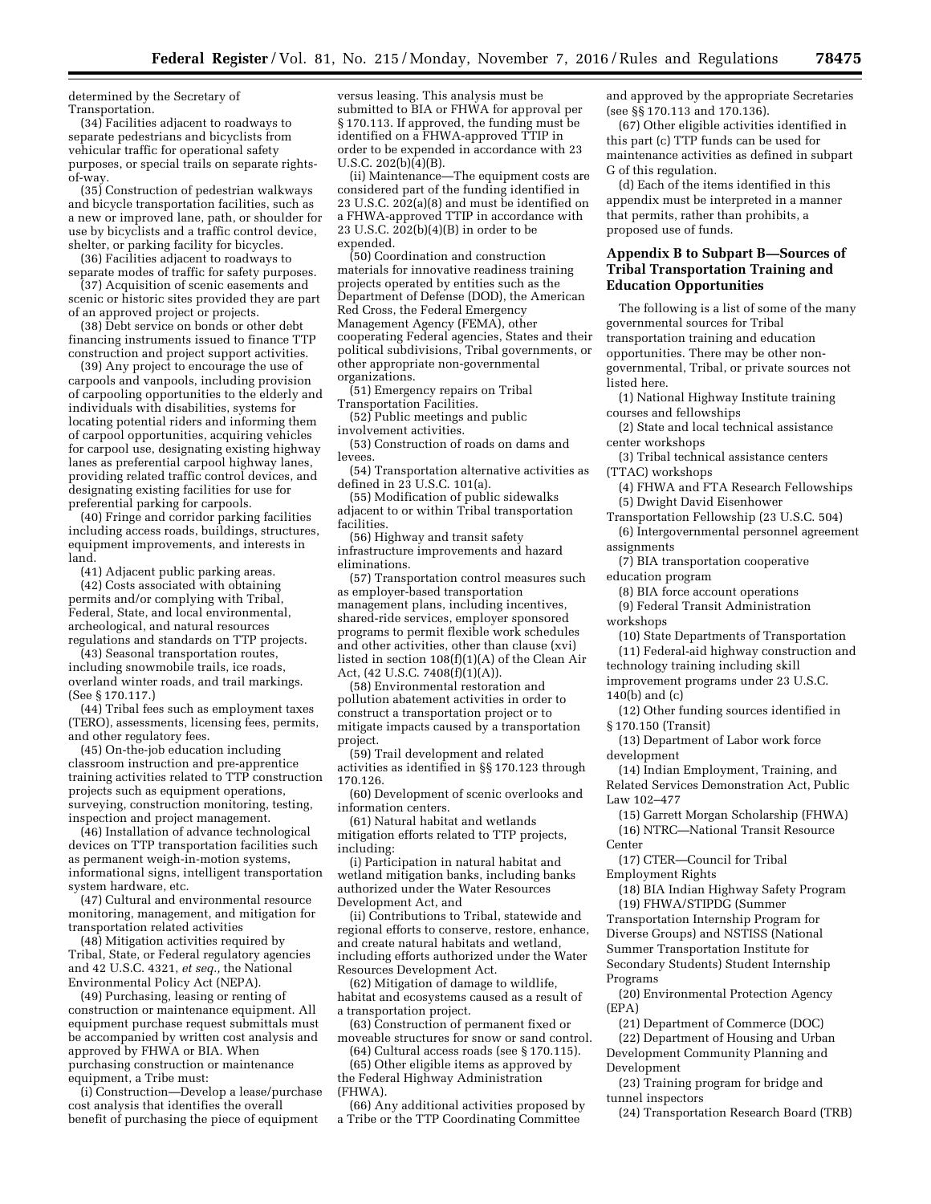determined by the Secretary of Transportation.

(34) Facilities adjacent to roadways to separate pedestrians and bicyclists from vehicular traffic for operational safety purposes, or special trails on separate rights-of-way.

(35) Construction of pedestrian walkways and bicycle transportation facilities, such as a new or improved lane, path, or shoulder for use by bicyclists and a traffic control device, shelter, or parking facility for bicycles.

(36) Facilities adjacent to roadways to separate modes of traffic for safety purposes.

(37) Acquisition of scenic easements and scenic or historic sites provided they are part of an approved project or projects.

(38) Debt service on bonds or other debt financing instruments issued to finance TTP construction and project support activities.

(39) Any project to encourage the use of carpools and vanpools, including provision of carpooling opportunities to the elderly and individuals with disabilities, systems for locating potential riders and informing them of carpool opportunities, acquiring vehicles for carpool use, designating existing highway lanes as preferential carpool highway lanes, providing related traffic control devices, and designating existing facilities for use for preferential parking for carpools.

(40) Fringe and corridor parking facilities including access roads, buildings, structures, equipment improvements, and interests in land.

(41) Adjacent public parking areas.

(42) Costs associated with obtaining permits and/or complying with Tribal, Federal, State, and local environmental, archeological, and natural resources regulations and standards on TTP projects.

(43) Seasonal transportation routes, including snowmobile trails, ice roads, overland winter roads, and trail markings. (See § 170.117.)

(44) Tribal fees such as employment taxes (TERO), assessments, licensing fees, permits, and other regulatory fees.

(45) On-the-job education including classroom instruction and pre-apprentice training activities related to TTP construction projects such as equipment operations, surveying, construction monitoring, testing, inspection and project management.

(46) Installation of advance technological devices on TTP transportation facilities such as permanent weigh-in-motion systems, informational signs, intelligent transportation system hardware, etc.

(47) Cultural and environmental resource monitoring, management, and mitigation for transportation related activities

(48) Mitigation activities required by Tribal, State, or Federal regulatory agencies and 42 U.S.C. 4321, *et seq.,* the National Environmental Policy Act (NEPA).

(49) Purchasing, leasing or renting of construction or maintenance equipment. All equipment purchase request submittals must be accompanied by written cost analysis and approved by FHWA or BIA. When purchasing construction or maintenance equipment, a Tribe must:

(i) Construction—Develop a lease/purchase cost analysis that identifies the overall benefit of purchasing the piece of equipment versus leasing. This analysis must be submitted to BIA or FHWA for approval per § 170.113. If approved, the funding must be identified on a FHWA-approved TTIP in order to be expended in accordance with 23 U.S.C. 202(b)(4)(B).

(ii) Maintenance—The equipment costs are considered part of the funding identified in 23 U.S.C. 202(a)(8) and must be identified on a FHWA-approved TTIP in accordance with 23 U.S.C. 202(b)(4)(B) in order to be expended.

(50) Coordination and construction materials for innovative readiness training projects operated by entities such as the Department of Defense (DOD), the American Red Cross, the Federal Emergency Management Agency (FEMA), other cooperating Federal agencies, States and their political subdivisions, Tribal governments, or other appropriate non-governmental organizations.

(51) Emergency repairs on Tribal Transportation Facilities.

(52) Public meetings and public involvement activities.

(53) Construction of roads on dams and levees.

(54) Transportation alternative activities as defined in 23 U.S.C. 101(a).

(55) Modification of public sidewalks adjacent to or within Tribal transportation facilities.

(56) Highway and transit safety infrastructure improvements and hazard eliminations.

(57) Transportation control measures such as employer-based transportation management plans, including incentives, shared-ride services, employer sponsored programs to permit flexible work schedules and other activities, other than clause (xvi) listed in section 108(f)(1)(A) of the Clean Air Act, (42 U.S.C. 7408(f)(1)(A)).

(58) Environmental restoration and pollution abatement activities in order to construct a transportation project or to mitigate impacts caused by a transportation project.

(59) Trail development and related activities as identified in §§ 170.123 through 170.126.

(60) Development of scenic overlooks and information centers.

(61) Natural habitat and wetlands mitigation efforts related to TTP projects, including:

(i) Participation in natural habitat and wetland mitigation banks, including banks authorized under the Water Resources Development Act, and

(ii) Contributions to Tribal, statewide and regional efforts to conserve, restore, enhance, and create natural habitats and wetland, including efforts authorized under the Water Resources Development Act.

(62) Mitigation of damage to wildlife, habitat and ecosystems caused as a result of a transportation project.

(63) Construction of permanent fixed or moveable structures for snow or sand control.

(64) Cultural access roads (see § 170.115).

(65) Other eligible items as approved by the Federal Highway Administration (FHWA).

(66) Any additional activities proposed by a Tribe or the TTP Coordinating Committee and approved by the appropriate Secretaries (see §§ 170.113 and 170.136).

(67) Other eligible activities identified in this part (c) TTP funds can be used for maintenance activities as defined in subpart G of this regulation.

(d) Each of the items identified in this appendix must be interpreted in a manner that permits, rather than prohibits, a proposed use of funds.

## Appendix B to Subpart B—Sources of Tribal Transportation Training and Education Opportunities

The following is a list of some of the many governmental sources for Tribal transportation training and education opportunities. There may be other non-governmental, Tribal, or private sources not listed here.

(1) National Highway Institute training courses and fellowships

(2) State and local technical assistance center workshops

(3) Tribal technical assistance centers (TTAC) workshops

(4) FHWA and FTA Research Fellowships

(5) Dwight David Eisenhower Transportation Fellowship (23 U.S.C. 504)

(6) Intergovernmental personnel agreement assignments

(7) BIA transportation cooperative education program

(8) BIA force account operations

(9) Federal Transit Administration workshops

(10) State Departments of Transportation

(11) Federal-aid highway construction and technology training including skill improvement programs under 23 U.S.C. 140(b) and (c)

(12) Other funding sources identified in § 170.150 (Transit)

(13) Department of Labor work force development

(14) Indian Employment, Training, and Related Services Demonstration Act, Public Law 102–477

(15) Garrett Morgan Scholarship (FHWA)

(16) NTRC—National Transit Resource Center

(17) CTER—Council for Tribal Employment Rights

(18) BIA Indian Highway Safety Program

(19) FHWA/STIPDG (Summer Transportation Internship Program for Diverse Groups) and NSTISS (National Summer Transportation Institute for Secondary Students) Student Internship Programs

(20) Environmental Protection Agency (EPA)

(21) Department of Commerce (DOC)

(22) Department of Housing and Urban Development Community Planning and Development

(23) Training program for bridge and tunnel inspectors

(24) Transportation Research Board (TRB)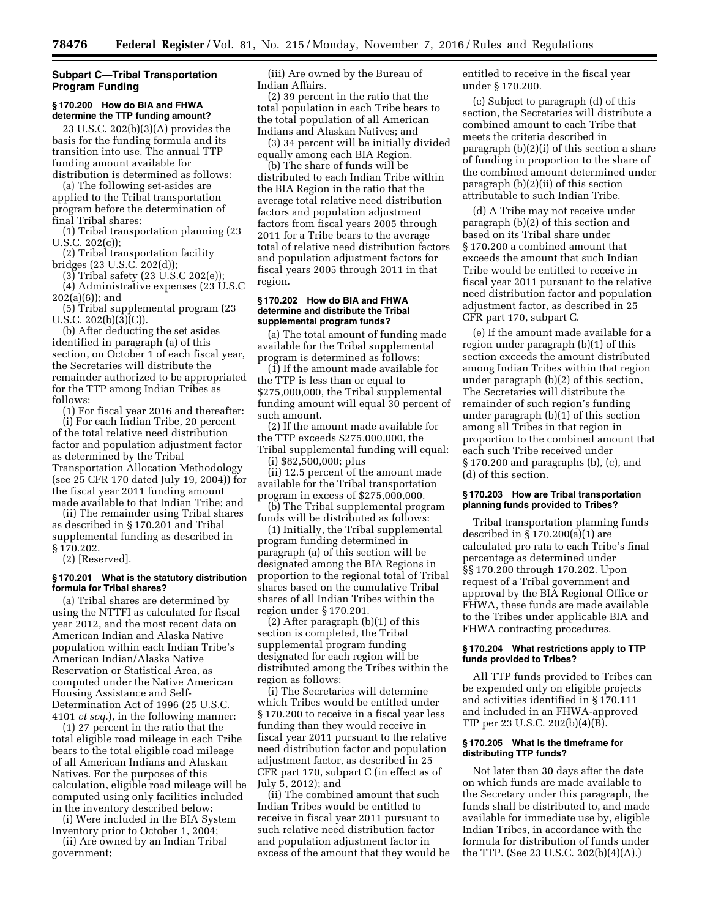### Subpart C—Tribal Transportation Program Funding

#### § 170.200 How do BIA and FHWA determine the TTP funding amount?

23 U.S.C. 202(b)(3)(A) provides the basis for the funding formula and its transition into use. The annual TTP funding amount available for distribution is determined as follows:

(a) The following set-asides are applied to the Tribal transportation program before the determination of final Tribal shares:

(1) Tribal transportation planning (23 U.S.C. 202(c));

(2) Tribal transportation facility bridges (23 U.S.C. 202(d));

(3) Tribal safety (23 U.S.C 202(e));

(4) Administrative expenses (23 U.S.C 202(a)(6)); and

(5) Tribal supplemental program (23 U.S.C. 202(b)(3)(C)).

(b) After deducting the set asides identified in paragraph (a) of this section, on October 1 of each fiscal year, the Secretaries will distribute the remainder authorized to be appropriated for the TTP among Indian Tribes as follows:

(1) For fiscal year 2016 and thereafter:

(i) For each Indian Tribe, 20 percent of the total relative need distribution factor and population adjustment factor as determined by the Tribal Transportation Allocation Methodology (see 25 CFR 170 dated July 19, 2004)) for the fiscal year 2011 funding amount made available to that Indian Tribe; and

(ii) The remainder using Tribal shares as described in § 170.201 and Tribal supplemental funding as described in § 170.202.

(2) [Reserved].

#### § 170.201 What is the statutory distribution formula for Tribal shares?

(a) Tribal shares are determined by using the NTTFI as calculated for fiscal year 2012, and the most recent data on American Indian and Alaska Native population within each Indian Tribe's American Indian/Alaska Native Reservation or Statistical Area, as computed under the Native American Housing Assistance and Self-Determination Act of 1996 (25 U.S.C. 4101 *et seq.*), in the following manner:

(1) 27 percent in the ratio that the total eligible road mileage in each Tribe bears to the total eligible road mileage of all American Indians and Alaskan Natives. For the purposes of this calculation, eligible road mileage will be computed using only facilities included in the inventory described below:

(i) Were included in the BIA System Inventory prior to October 1, 2004;

(ii) Are owned by an Indian Tribal government;

(iii) Are owned by the Bureau of Indian Affairs.

(2) 39 percent in the ratio that the total population in each Tribe bears to the total population of all American Indians and Alaskan Natives; and

(3) 34 percent will be initially divided equally among each BIA Region.

(b) The share of funds will be distributed to each Indian Tribe within the BIA Region in the ratio that the average total relative need distribution factors and population adjustment factors from fiscal years 2005 through 2011 for a Tribe bears to the average total of relative need distribution factors and population adjustment factors for fiscal years 2005 through 2011 in that region.

#### § 170.202 How do BIA and FHWA determine and distribute the Tribal supplemental program funds?

(a) The total amount of funding made available for the Tribal supplemental program is determined as follows:

(1) If the amount made available for the TTP is less than or equal to \$275,000,000, the Tribal supplemental funding amount will equal 30 percent of such amount.

(2) If the amount made available for the TTP exceeds \$275,000,000, the Tribal supplemental funding will equal:

(i) \$82,500,000; plus

(ii) 12.5 percent of the amount made available for the Tribal transportation program in excess of \$275,000,000.

(b) The Tribal supplemental program funds will be distributed as follows:

(1) Initially, the Tribal supplemental program funding determined in paragraph (a) of this section will be designated among the BIA Regions in proportion to the regional total of Tribal shares based on the cumulative Tribal shares of all Indian Tribes within the region under § 170.201.

(2) After paragraph (b)(1) of this section is completed, the Tribal supplemental program funding designated for each region will be distributed among the Tribes within the region as follows:

(i) The Secretaries will determine which Tribes would be entitled under § 170.200 to receive in a fiscal year less funding than they would receive in fiscal year 2011 pursuant to the relative need distribution factor and population adjustment factor, as described in 25 CFR part 170, subpart C (in effect as of July 5, 2012); and

(ii) The combined amount that such Indian Tribes would be entitled to receive in fiscal year 2011 pursuant to such relative need distribution factor and population adjustment factor in excess of the amount that they would be entitled to receive in the fiscal year under § 170.200.

(c) Subject to paragraph (d) of this section, the Secretaries will distribute a combined amount to each Tribe that meets the criteria described in paragraph (b)(2)(i) of this section a share of funding in proportion to the share of the combined amount determined under paragraph (b)(2)(ii) of this section attributable to such Indian Tribe.

(d) A Tribe may not receive under paragraph (b)(2) of this section and based on its Tribal share under § 170.200 a combined amount that exceeds the amount that such Indian Tribe would be entitled to receive in fiscal year 2011 pursuant to the relative need distribution factor and population adjustment factor, as described in 25 CFR part 170, subpart C.

(e) If the amount made available for a region under paragraph (b)(1) of this section exceeds the amount distributed among Indian Tribes within that region under paragraph (b)(2) of this section, The Secretaries will distribute the remainder of such region's funding under paragraph (b)(1) of this section among all Tribes in that region in proportion to the combined amount that each such Tribe received under § 170.200 and paragraphs (b), (c), and (d) of this section.

#### § 170.203 How are Tribal transportation planning funds provided to Tribes?

Tribal transportation planning funds described in § 170.200(a)(1) are calculated pro rata to each Tribe's final percentage as determined under §§ 170.200 through 170.202. Upon request of a Tribal government and approval by the BIA Regional Office or FHWA, these funds are made available to the Tribes under applicable BIA and FHWA contracting procedures.

#### § 170.204 What restrictions apply to TTP funds provided to Tribes?

All TTP funds provided to Tribes can be expended only on eligible projects and activities identified in § 170.111 and included in an FHWA-approved TIP per 23 U.S.C. 202(b)(4)(B).

#### § 170.205 What is the timeframe for distributing TTP funds?

Not later than 30 days after the date on which funds are made available to the Secretary under this paragraph, the funds shall be distributed to, and made available for immediate use by, eligible Indian Tribes, in accordance with the formula for distribution of funds under the TTP. (See 23 U.S.C. 202(b)(4)(A).)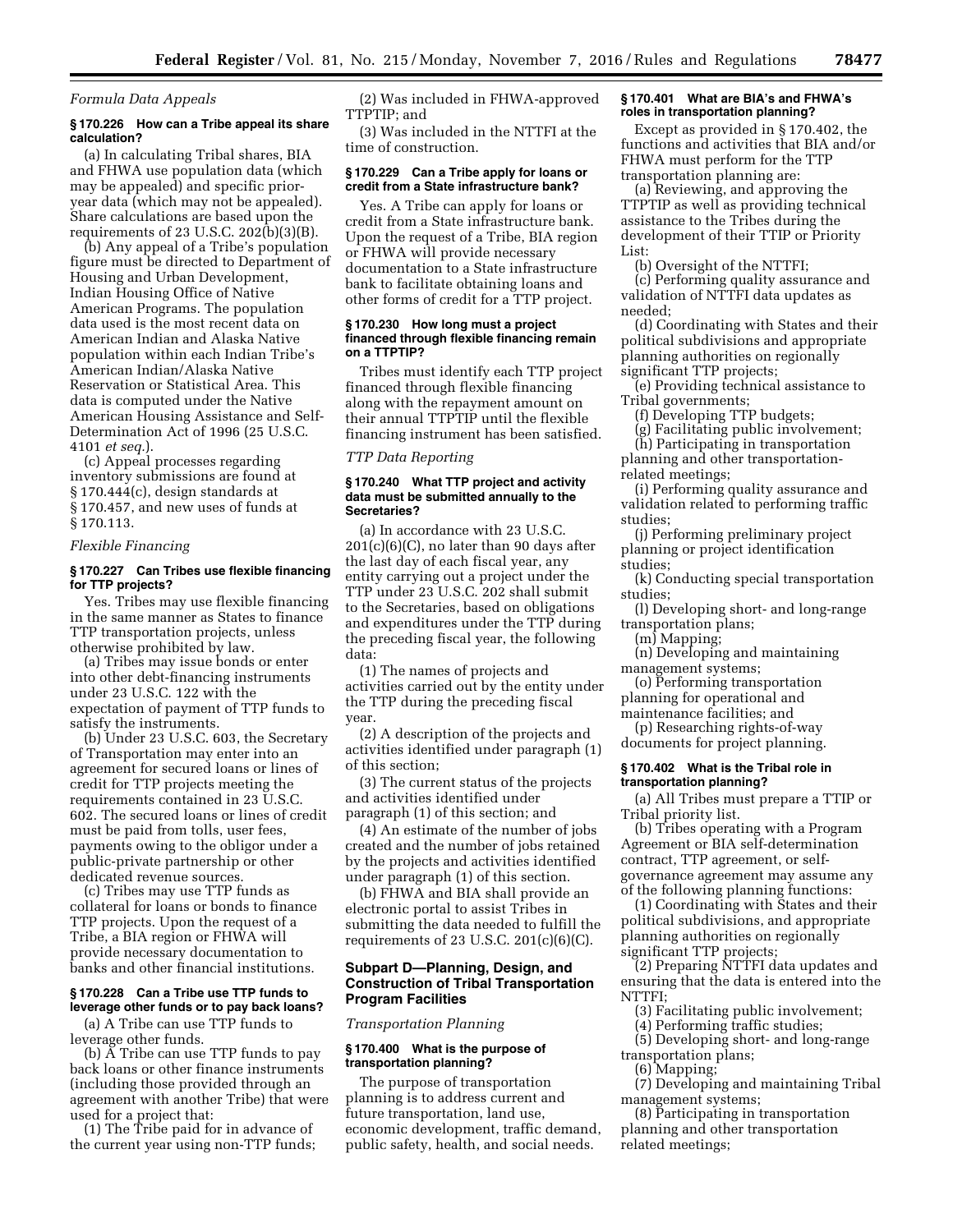*Formula Data Appeals*

**§ 170.226 How can a Tribe appeal its share calculation?**

(a) In calculating Tribal shares, BIA and FHWA use population data (which may be appealed) and specific prior-year data (which may not be appealed). Share calculations are based upon the requirements of 23 U.S.C. 202(b)(3)(B).

(b) Any appeal of a Tribe's population figure must be directed to Department of Housing and Urban Development, Indian Housing Office of Native American Programs. The population data used is the most recent data on American Indian and Alaska Native population within each Indian Tribe's American Indian/Alaska Native Reservation or Statistical Area. This data is computed under the Native American Housing Assistance and Self-Determination Act of 1996 (25 U.S.C. 4101 *et seq.*).

(c) Appeal processes regarding inventory submissions are found at § 170.444(c), design standards at § 170.457, and new uses of funds at § 170.113.

*Flexible Financing*

**§ 170.227 Can Tribes use flexible financing for TTP projects?**

Yes. Tribes may use flexible financing in the same manner as States to finance TTP transportation projects, unless otherwise prohibited by law.

(a) Tribes may issue bonds or enter into other debt-financing instruments under 23 U.S.C. 122 with the expectation of payment of TTP funds to satisfy the instruments.

(b) Under 23 U.S.C. 603, the Secretary of Transportation may enter into an agreement for secured loans or lines of credit for TTP projects meeting the requirements contained in 23 U.S.C. 602. The secured loans or lines of credit must be paid from tolls, user fees, payments owing to the obligor under a public-private partnership or other dedicated revenue sources.

(c) Tribes may use TTP funds as collateral for loans or bonds to finance TTP projects. Upon the request of a Tribe, a BIA region or FHWA will provide necessary documentation to banks and other financial institutions.

**§ 170.228 Can a Tribe use TTP funds to leverage other funds or to pay back loans?**

(a) A Tribe can use TTP funds to leverage other funds.

(b) A Tribe can use TTP funds to pay back loans or other finance instruments (including those provided through an agreement with another Tribe) that were used for a project that:

(1) The Tribe paid for in advance of the current year using non-TTP funds;

(2) Was included in FHWA-approved TTPTIP; and

(3) Was included in the NTTFI at the time of construction.

**§ 170.229 Can a Tribe apply for loans or credit from a State infrastructure bank?**

Yes. A Tribe can apply for loans or credit from a State infrastructure bank. Upon the request of a Tribe, BIA region or FHWA will provide necessary documentation to a State infrastructure bank to facilitate obtaining loans and other forms of credit for a TTP project.

**§ 170.230 How long must a project financed through flexible financing remain on a TTPTIP?**

Tribes must identify each TTP project financed through flexible financing along with the repayment amount on their annual TTPTIP until the flexible financing instrument has been satisfied.

*TTP Data Reporting*

**§ 170.240 What TTP project and activity data must be submitted annually to the Secretaries?**

(a) In accordance with 23 U.S.C. 201(c)(6)(C), no later than 90 days after the last day of each fiscal year, any entity carrying out a project under the TTP under 23 U.S.C. 202 shall submit to the Secretaries, based on obligations and expenditures under the TTP during the preceding fiscal year, the following data:

(1) The names of projects and activities carried out by the entity under the TTP during the preceding fiscal year.

(2) A description of the projects and activities identified under paragraph (1) of this section;

(3) The current status of the projects and activities identified under paragraph (1) of this section; and

(4) An estimate of the number of jobs created and the number of jobs retained by the projects and activities identified under paragraph (1) of this section.

(b) FHWA and BIA shall provide an electronic portal to assist Tribes in submitting the data needed to fulfill the requirements of 23 U.S.C. 201(c)(6)(C).

## Subpart D—Planning, Design, and Construction of Tribal Transportation Program Facilities

*Transportation Planning*

**§ 170.400 What is the purpose of transportation planning?**

The purpose of transportation planning is to address current and future transportation, land use, economic development, traffic demand, public safety, health, and social needs.

**§ 170.401 What are BIA's and FHWA's roles in transportation planning?**

Except as provided in § 170.402, the functions and activities that BIA and/or FHWA must perform for the TTP transportation planning are:

(a) Reviewing, and approving the TTPTIP as well as providing technical assistance to the Tribes during the development of their TTIP or Priority List:

(b) Oversight of the NTTFI;

(c) Performing quality assurance and validation of NTTFI data updates as needed;

(d) Coordinating with States and their political subdivisions and appropriate planning authorities on regionally significant TTP projects;

(e) Providing technical assistance to Tribal governments;

(f) Developing TTP budgets;

(g) Facilitating public involvement;

(h) Participating in transportation planning and other transportation-related meetings;

(i) Performing quality assurance and validation related to performing traffic studies;

(j) Performing preliminary project planning or project identification studies;

(k) Conducting special transportation studies;

(l) Developing short- and long-range transportation plans;

(m) Mapping;

(n) Developing and maintaining management systems;

(o) Performing transportation planning for operational and maintenance facilities; and

(p) Researching rights-of-way documents for project planning.

**§ 170.402 What is the Tribal role in transportation planning?**

(a) All Tribes must prepare a TTIP or Tribal priority list.

(b) Tribes operating with a Program Agreement or BIA self-determination contract, TTP agreement, or self-governance agreement may assume any of the following planning functions:

(1) Coordinating with States and their political subdivisions, and appropriate planning authorities on regionally significant TTP projects;

(2) Preparing NTTFI data updates and ensuring that the data is entered into the NTTFI;

(3) Facilitating public involvement;

(4) Performing traffic studies;

(5) Developing short- and long-range transportation plans;

(6) Mapping;

(7) Developing and maintaining Tribal management systems;

(8) Participating in transportation planning and other transportation related meetings;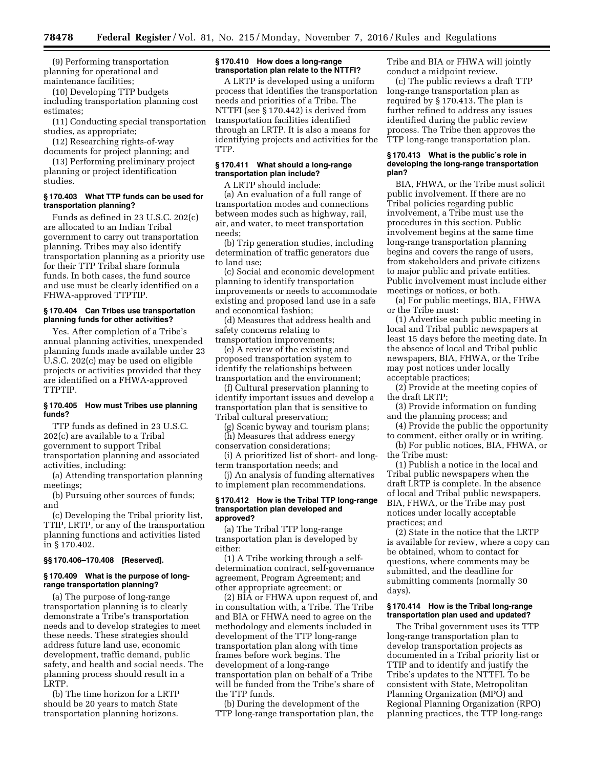(9) Performing transportation planning for operational and maintenance facilities;

(10) Developing TTP budgets including transportation planning cost estimates;

(11) Conducting special transportation studies, as appropriate;

(12) Researching rights-of-way documents for project planning; and

(13) Performing preliminary project planning or project identification studies.

### § 170.403 What TTP funds can be used for transportation planning?

Funds as defined in 23 U.S.C. 202(c) are allocated to an Indian Tribal government to carry out transportation planning. Tribes may also identify transportation planning as a priority use for their TTP Tribal share formula funds. In both cases, the fund source and use must be clearly identified on a FHWA-approved TTPTIP.

### § 170.404 Can Tribes use transportation planning funds for other activities?

Yes. After completion of a Tribe's annual planning activities, unexpended planning funds made available under 23 U.S.C. 202(c) may be used on eligible projects or activities provided that they are identified on a FHWA-approved TTPTIP.

### § 170.405 How must Tribes use planning funds?

TTP funds as defined in 23 U.S.C. 202(c) are available to a Tribal government to support Tribal transportation planning and associated activities, including:

(a) Attending transportation planning meetings;

(b) Pursuing other sources of funds; and

(c) Developing the Tribal priority list, TTIP, LRTP, or any of the transportation planning functions and activities listed in § 170.402.

### §§ 170.406–170.408 [Reserved].

### § 170.409 What is the purpose of long-range transportation planning?

(a) The purpose of long-range transportation planning is to clearly demonstrate a Tribe's transportation needs and to develop strategies to meet these needs. These strategies should address future land use, economic development, traffic demand, public safety, and health and social needs. The planning process should result in a LRTP.

(b) The time horizon for a LRTP should be 20 years to match State transportation planning horizons.

### § 170.410 How does a long-range transportation plan relate to the NTTFI?

A LRTP is developed using a uniform process that identifies the transportation needs and priorities of a Tribe. The NTTFI (see § 170.442) is derived from transportation facilities identified through an LRTP. It is also a means for identifying projects and activities for the TTP.

### § 170.411 What should a long-range transportation plan include?

A LRTP should include:

(a) An evaluation of a full range of transportation modes and connections between modes such as highway, rail, air, and water, to meet transportation needs;

(b) Trip generation studies, including determination of traffic generators due to land use;

(c) Social and economic development planning to identify transportation improvements or needs to accommodate existing and proposed land use in a safe and economical fashion;

(d) Measures that address health and safety concerns relating to transportation improvements;

(e) A review of the existing and proposed transportation system to identify the relationships between transportation and the environment;

(f) Cultural preservation planning to identify important issues and develop a transportation plan that is sensitive to Tribal cultural preservation;

(g) Scenic byway and tourism plans;

(h) Measures that address energy conservation considerations;

(i) A prioritized list of short- and long-term transportation needs; and

(j) An analysis of funding alternatives to implement plan recommendations.

### § 170.412 How is the Tribal TTP long-range transportation plan developed and approved?

(a) The Tribal TTP long-range transportation plan is developed by either:

(1) A Tribe working through a self-determination contract, self-governance agreement, Program Agreement; and other appropriate agreement; or

(2) BIA or FHWA upon request of, and in consultation with, a Tribe. The Tribe and BIA or FHWA need to agree on the methodology and elements included in development of the TTP long-range transportation plan along with time frames before work begins. The development of a long-range transportation plan on behalf of a Tribe will be funded from the Tribe's share of the TTP funds.

(b) During the development of the TTP long-range transportation plan, the Tribe and BIA or FHWA will jointly conduct a midpoint review.

(c) The public reviews a draft TTP long-range transportation plan as required by § 170.413. The plan is further refined to address any issues identified during the public review process. The Tribe then approves the TTP long-range transportation plan.

### § 170.413 What is the public's role in developing the long-range transportation plan?

BIA, FHWA, or the Tribe must solicit public involvement. If there are no Tribal policies regarding public involvement, a Tribe must use the procedures in this section. Public involvement begins at the same time long-range transportation planning begins and covers the range of users, from stakeholders and private citizens to major public and private entities. Public involvement must include either meetings or notices, or both.

(a) For public meetings, BIA, FHWA or the Tribe must:

(1) Advertise each public meeting in local and Tribal public newspapers at least 15 days before the meeting date. In the absence of local and Tribal public newspapers, BIA, FHWA, or the Tribe may post notices under locally acceptable practices;

(2) Provide at the meeting copies of the draft LRTP;

(3) Provide information on funding and the planning process; and

(4) Provide the public the opportunity to comment, either orally or in writing.

(b) For public notices, BIA, FHWA, or the Tribe must:

(1) Publish a notice in the local and Tribal public newspapers when the draft LRTP is complete. In the absence of local and Tribal public newspapers, BIA, FHWA, or the Tribe may post notices under locally acceptable practices; and

(2) State in the notice that the LRTP is available for review, where a copy can be obtained, whom to contact for questions, where comments may be submitted, and the deadline for submitting comments (normally 30 days).

### § 170.414 How is the Tribal long-range transportation plan used and updated?

The Tribal government uses its TTP long-range transportation plan to develop transportation projects as documented in a Tribal priority list or TTIP and to identify and justify the Tribe's updates to the NTTFI. To be consistent with State, Metropolitan Planning Organization (MPO) and Regional Planning Organization (RPO) planning practices, the TTP long-range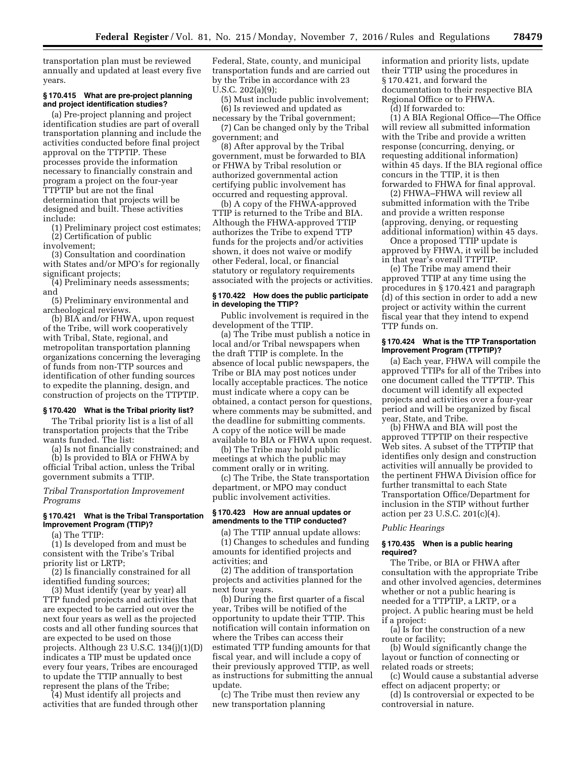transportation plan must be reviewed annually and updated at least every five years.

### § 170.415 What are pre-project planning and project identification studies?

(a) Pre-project planning and project identification studies are part of overall transportation planning and include the activities conducted before final project approval on the TTPTIP. These processes provide the information necessary to financially constrain and program a project on the four-year TTPTIP but are not the final determination that projects will be designed and built. These activities include:

(1) Preliminary project cost estimates;

(2) Certification of public involvement;

(3) Consultation and coordination with States and/or MPO's for regionally significant projects;

(4) Preliminary needs assessments; and

(5) Preliminary environmental and archeological reviews.

(b) BIA and/or FHWA, upon request of the Tribe, will work cooperatively with Tribal, State, regional, and metropolitan transportation planning organizations concerning the leveraging of funds from non-TTP sources and identification of other funding sources to expedite the planning, design, and construction of projects on the TTPTIP.

### § 170.420 What is the Tribal priority list?

The Tribal priority list is a list of all transportation projects that the Tribe wants funded. The list:

(a) Is not financially constrained; and

(b) Is provided to BIA or FHWA by official Tribal action, unless the Tribal government submits a TTIP.

*Tribal Transportation Improvement Programs*

### § 170.421 What is the Tribal Transportation Improvement Program (TTIP)?

(a) The TTIP:

(1) Is developed from and must be consistent with the Tribe's Tribal priority list or LRTP;

(2) Is financially constrained for all identified funding sources;

(3) Must identify (year by year) all TTP funded projects and activities that are expected to be carried out over the next four years as well as the projected costs and all other funding sources that are expected to be used on those projects. Although 23 U.S.C. 134(j)(1)(D) indicates a TIP must be updated once every four years, Tribes are encouraged to update the TTIP annually to best represent the plans of the Tribe;

(4) Must identify all projects and activities that are funded through other Federal, State, county, and municipal transportation funds and are carried out by the Tribe in accordance with 23 U.S.C. 202(a)(9);

(5) Must include public involvement;

(6) Is reviewed and updated as necessary by the Tribal government;

(7) Can be changed only by the Tribal government; and

(8) After approval by the Tribal government, must be forwarded to BIA or FHWA by Tribal resolution or authorized governmental action certifying public involvement has occurred and requesting approval.

(b) A copy of the FHWA-approved TTIP is returned to the Tribe and BIA. Although the FHWA-approved TTIP authorizes the Tribe to expend TTP funds for the projects and/or activities shown, it does not waive or modify other Federal, local, or financial statutory or regulatory requirements associated with the projects or activities.

### § 170.422 How does the public participate in developing the TTIP?

Public involvement is required in the development of the TTIP.

(a) The Tribe must publish a notice in local and/or Tribal newspapers when the draft TTIP is complete. In the absence of local public newspapers, the Tribe or BIA may post notices under locally acceptable practices. The notice must indicate where a copy can be obtained, a contact person for questions, where comments may be submitted, and the deadline for submitting comments. A copy of the notice will be made available to BIA or FHWA upon request.

(b) The Tribe may hold public meetings at which the public may comment orally or in writing.

(c) The Tribe, the State transportation department, or MPO may conduct public involvement activities.

### § 170.423 How are annual updates or amendments to the TTIP conducted?

(a) The TTIP annual update allows:

(1) Changes to schedules and funding amounts for identified projects and activities; and

(2) The addition of transportation projects and activities planned for the next four years.

(b) During the first quarter of a fiscal year, Tribes will be notified of the opportunity to update their TTIP. This notification will contain information on where the Tribes can access their estimated TTP funding amounts for that fiscal year, and will include a copy of their previously approved TTIP, as well as instructions for submitting the annual update.

(c) The Tribe must then review any new transportation planning information and priority lists, update their TTIP using the procedures in § 170.421, and forward the documentation to their respective BIA Regional Office or to FHWA.

(d) If forwarded to:

(1) A BIA Regional Office—The Office will review all submitted information with the Tribe and provide a written response (concurring, denying, or requesting additional information) within 45 days. If the BIA regional office concurs in the TTIP, it is then forwarded to FHWA for final approval.

(2) FHWA–FHWA will review all submitted information with the Tribe and provide a written response (approving, denying, or requesting additional information) within 45 days.

Once a proposed TTIP update is approved by FHWA, it will be included in that year's overall TTPTIP.

(e) The Tribe may amend their approved TTIP at any time using the procedures in § 170.421 and paragraph (d) of this section in order to add a new project or activity within the current fiscal year that they intend to expend TTP funds on.

### § 170.424 What is the TTP Transportation Improvement Program (TTPTIP)?

(a) Each year, FHWA will compile the approved TTIPs for all of the Tribes into one document called the TTPTIP. This document will identify all expected projects and activities over a four-year period and will be organized by fiscal year, State, and Tribe.

(b) FHWA and BIA will post the approved TTPTIP on their respective Web sites. A subset of the TTPTIP that identifies only design and construction activities will annually be provided to the pertinent FHWA Division office for further transmittal to each State Transportation Office/Department for inclusion in the STIP without further action per 23 U.S.C. 201(c)(4).

*Public Hearings*

### § 170.435 When is a public hearing required?

The Tribe, or BIA or FHWA after consultation with the appropriate Tribe and other involved agencies, determines whether or not a public hearing is needed for a TTPTIP, a LRTP, or a project. A public hearing must be held if a project:

(a) Is for the construction of a new route or facility;

(b) Would significantly change the layout or function of connecting or related roads or streets;

(c) Would cause a substantial adverse effect on adjacent property; or

(d) Is controversial or expected to be controversial in nature.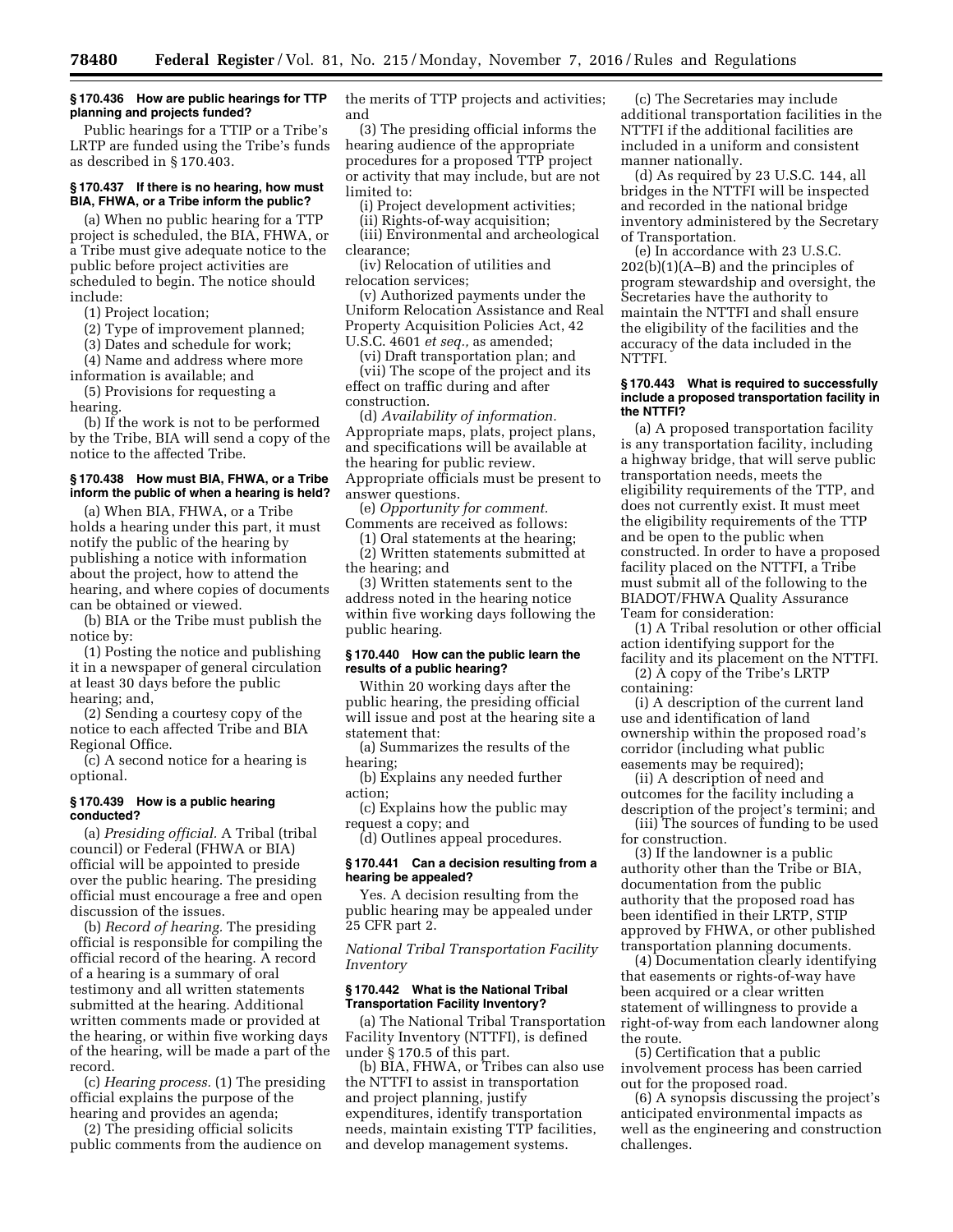**§ 170.436 How are public hearings for TTP planning and projects funded?**

Public hearings for a TTIP or a Tribe's LRTP are funded using the Tribe's funds as described in § 170.403.

**§ 170.437 If there is no hearing, how must BIA, FHWA, or a Tribe inform the public?**

(a) When no public hearing for a TTP project is scheduled, the BIA, FHWA, or a Tribe must give adequate notice to the public before project activities are scheduled to begin. The notice should include:

(1) Project location;

(2) Type of improvement planned;

(3) Dates and schedule for work;

(4) Name and address where more information is available; and

(5) Provisions for requesting a hearing.

(b) If the work is not to be performed by the Tribe, BIA will send a copy of the notice to the affected Tribe.

**§ 170.438 How must BIA, FHWA, or a Tribe inform the public of when a hearing is held?**

(a) When BIA, FHWA, or a Tribe holds a hearing under this part, it must notify the public of the hearing by publishing a notice with information about the project, how to attend the hearing, and where copies of documents can be obtained or viewed.

(b) BIA or the Tribe must publish the notice by:

(1) Posting the notice and publishing it in a newspaper of general circulation at least 30 days before the public hearing; and,

(2) Sending a courtesy copy of the notice to each affected Tribe and BIA Regional Office.

(c) A second notice for a hearing is optional.

**§ 170.439 How is a public hearing conducted?**

(a) *Presiding official.* A Tribal (tribal council) or Federal (FHWA or BIA) official will be appointed to preside over the public hearing. The presiding official must encourage a free and open discussion of the issues.

(b) *Record of hearing.* The presiding official is responsible for compiling the official record of the hearing. A record of a hearing is a summary of oral testimony and all written statements submitted at the hearing. Additional written comments made or provided at the hearing, or within five working days of the hearing, will be made a part of the record.

(c) *Hearing process.* (1) The presiding official explains the purpose of the hearing and provides an agenda;

(2) The presiding official solicits public comments from the audience on the merits of TTP projects and activities; and

(3) The presiding official informs the hearing audience of the appropriate procedures for a proposed TTP project or activity that may include, but are not limited to:

(i) Project development activities;

(ii) Rights-of-way acquisition;

(iii) Environmental and archeological clearance;

(iv) Relocation of utilities and relocation services;

(v) Authorized payments under the Uniform Relocation Assistance and Real Property Acquisition Policies Act, 42 U.S.C. 4601 *et seq.,* as amended;

(vi) Draft transportation plan; and

(vii) The scope of the project and its effect on traffic during and after construction.

(d) *Availability of information.* Appropriate maps, plats, project plans, and specifications will be available at the hearing for public review. Appropriate officials must be present to answer questions.

(e) *Opportunity for comment.* Comments are received as follows:

(1) Oral statements at the hearing;

(2) Written statements submitted at the hearing; and

(3) Written statements sent to the address noted in the hearing notice within five working days following the public hearing.

**§ 170.440 How can the public learn the results of a public hearing?**

Within 20 working days after the public hearing, the presiding official will issue and post at the hearing site a statement that:

(a) Summarizes the results of the hearing;

(b) Explains any needed further action;

(c) Explains how the public may request a copy; and

(d) Outlines appeal procedures.

**§ 170.441 Can a decision resulting from a hearing be appealed?**

Yes. A decision resulting from the public hearing may be appealed under 25 CFR part 2.

*National Tribal Transportation Facility Inventory*

**§ 170.442 What is the National Tribal Transportation Facility Inventory?**

(a) The National Tribal Transportation Facility Inventory (NTTFI), is defined under § 170.5 of this part.

(b) BIA, FHWA, or Tribes can also use the NTTFI to assist in transportation and project planning, justify expenditures, identify transportation needs, maintain existing TTP facilities, and develop management systems.

(c) The Secretaries may include additional transportation facilities in the NTTFI if the additional facilities are included in a uniform and consistent manner nationally.

(d) As required by 23 U.S.C. 144, all bridges in the NTTFI will be inspected and recorded in the national bridge inventory administered by the Secretary of Transportation.

(e) In accordance with 23 U.S.C. 202(b)(1)(A–B) and the principles of program stewardship and oversight, the Secretaries have the authority to maintain the NTTFI and shall ensure the eligibility of the facilities and the accuracy of the data included in the NTTFI.

**§ 170.443 What is required to successfully include a proposed transportation facility in the NTTFI?**

(a) A proposed transportation facility is any transportation facility, including a highway bridge, that will serve public transportation needs, meets the eligibility requirements of the TTP, and does not currently exist. It must meet the eligibility requirements of the TTP and be open to the public when constructed. In order to have a proposed facility placed on the NTTFI, a Tribe must submit all of the following to the BIADOT/FHWA Quality Assurance Team for consideration:

(1) A Tribal resolution or other official action identifying support for the facility and its placement on the NTTFI.

(2) A copy of the Tribe's LRTP containing:

(i) A description of the current land use and identification of land ownership within the proposed road's corridor (including what public easements may be required);

(ii) A description of need and outcomes for the facility including a description of the project's termini; and

(iii) The sources of funding to be used for construction.

(3) If the landowner is a public authority other than the Tribe or BIA, documentation from the public authority that the proposed road has been identified in their LRTP, STIP approved by FHWA, or other published transportation planning documents.

(4) Documentation clearly identifying that easements or rights-of-way have been acquired or a clear written statement of willingness to provide a right-of-way from each landowner along the route.

(5) Certification that a public involvement process has been carried out for the proposed road.

(6) A synopsis discussing the project's anticipated environmental impacts as well as the engineering and construction challenges.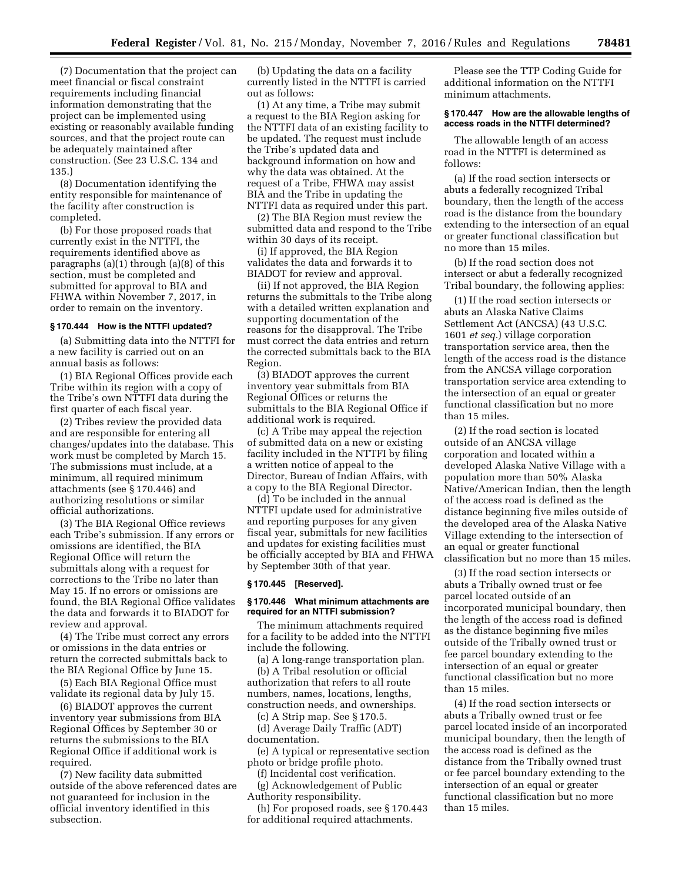(7) Documentation that the project can meet financial or fiscal constraint requirements including financial information demonstrating that the project can be implemented using existing or reasonably available funding sources, and that the project route can be adequately maintained after construction. (See 23 U.S.C. 134 and 135.)

(8) Documentation identifying the entity responsible for maintenance of the facility after construction is completed.

(b) For those proposed roads that currently exist in the NTTFI, the requirements identified above as paragraphs (a)(1) through (a)(8) of this section, must be completed and submitted for approval to BIA and FHWA within November 7, 2017, in order to remain on the inventory.

**§ 170.444 How is the NTTFI updated?**

(a) Submitting data into the NTTFI for a new facility is carried out on an annual basis as follows:

(1) BIA Regional Offices provide each Tribe within its region with a copy of the Tribe's own NTTFI data during the first quarter of each fiscal year.

(2) Tribes review the provided data and are responsible for entering all changes/updates into the database. This work must be completed by March 15. The submissions must include, at a minimum, all required minimum attachments (see § 170.446) and authorizing resolutions or similar official authorizations.

(3) The BIA Regional Office reviews each Tribe's submission. If any errors or omissions are identified, the BIA Regional Office will return the submittals along with a request for corrections to the Tribe no later than May 15. If no errors or omissions are found, the BIA Regional Office validates the data and forwards it to BIADOT for review and approval.

(4) The Tribe must correct any errors or omissions in the data entries or return the corrected submittals back to the BIA Regional Office by June 15.

(5) Each BIA Regional Office must validate its regional data by July 15.

(6) BIADOT approves the current inventory year submissions from BIA Regional Offices by September 30 or returns the submissions to the BIA Regional Office if additional work is required.

(7) New facility data submitted outside of the above referenced dates are not guaranteed for inclusion in the official inventory identified in this subsection.

(b) Updating the data on a facility currently listed in the NTTFI is carried out as follows:

(1) At any time, a Tribe may submit a request to the BIA Region asking for the NTTFI data of an existing facility to be updated. The request must include the Tribe's updated data and background information on how and why the data was obtained. At the request of a Tribe, FHWA may assist BIA and the Tribe in updating the NTTFI data as required under this part.

(2) The BIA Region must review the submitted data and respond to the Tribe within 30 days of its receipt.

(i) If approved, the BIA Region validates the data and forwards it to BIADOT for review and approval.

(ii) If not approved, the BIA Region returns the submittals to the Tribe along with a detailed written explanation and supporting documentation of the reasons for the disapproval. The Tribe must correct the data entries and return the corrected submittals back to the BIA Region.

(3) BIADOT approves the current inventory year submittals from BIA Regional Offices or returns the submittals to the BIA Regional Office if additional work is required.

(c) A Tribe may appeal the rejection of submitted data on a new or existing facility included in the NTTFI by filing a written notice of appeal to the Director, Bureau of Indian Affairs, with a copy to the BIA Regional Director.

(d) To be included in the annual NTTFI update used for administrative and reporting purposes for any given fiscal year, submittals for new facilities and updates for existing facilities must be officially accepted by BIA and FHWA by September 30th of that year.

**§ 170.445 [Reserved].**

**§ 170.446 What minimum attachments are required for an NTTFI submission?**

The minimum attachments required for a facility to be added into the NTTFI include the following.

(a) A long-range transportation plan.

(b) A Tribal resolution or official authorization that refers to all route numbers, names, locations, lengths, construction needs, and ownerships.

(c) A Strip map. See § 170.5.

(d) Average Daily Traffic (ADT) documentation.

(e) A typical or representative section photo or bridge profile photo.

(f) Incidental cost verification.

(g) Acknowledgement of Public Authority responsibility.

(h) For proposed roads, see § 170.443 for additional required attachments.

Please see the TTP Coding Guide for additional information on the NTTFI minimum attachments.

**§ 170.447 How are the allowable lengths of access roads in the NTTFI determined?**

The allowable length of an access road in the NTTFI is determined as follows:

(a) If the road section intersects or abuts a federally recognized Tribal boundary, then the length of the access road is the distance from the boundary extending to the intersection of an equal or greater functional classification but no more than 15 miles.

(b) If the road section does not intersect or abut a federally recognized Tribal boundary, the following applies:

(1) If the road section intersects or abuts an Alaska Native Claims Settlement Act (ANCSA) (43 U.S.C. 1601 *et seq.*) village corporation transportation service area, then the length of the access road is the distance from the ANCSA village corporation transportation service area extending to the intersection of an equal or greater functional classification but no more than 15 miles.

(2) If the road section is located outside of an ANCSA village corporation and located within a developed Alaska Native Village with a population more than 50% Alaska Native/American Indian, then the length of the access road is defined as the distance beginning five miles outside of the developed area of the Alaska Native Village extending to the intersection of an equal or greater functional classification but no more than 15 miles.

(3) If the road section intersects or abuts a Tribally owned trust or fee parcel located outside of an incorporated municipal boundary, then the length of the access road is defined as the distance beginning five miles outside of the Tribally owned trust or fee parcel boundary extending to the intersection of an equal or greater functional classification but no more than 15 miles.

(4) If the road section intersects or abuts a Tribally owned trust or fee parcel located inside of an incorporated municipal boundary, then the length of the access road is defined as the distance from the Tribally owned trust or fee parcel boundary extending to the intersection of an equal or greater functional classification but no more than 15 miles.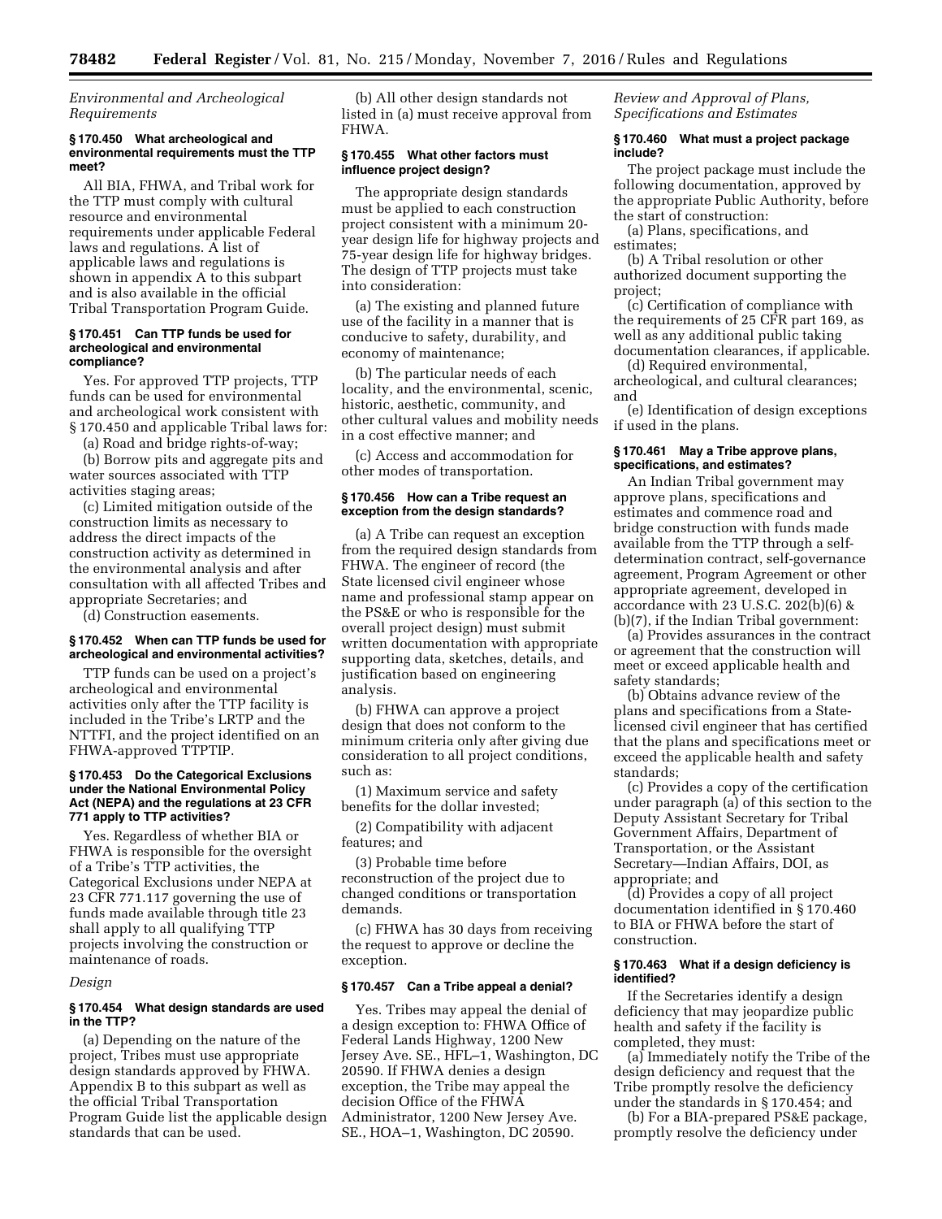*Environmental and Archeological Requirements*

**§ 170.450 What archeological and environmental requirements must the TTP meet?**

All BIA, FHWA, and Tribal work for the TTP must comply with cultural resource and environmental requirements under applicable Federal laws and regulations. A list of applicable laws and regulations is shown in appendix A to this subpart and is also available in the official Tribal Transportation Program Guide.

**§ 170.451 Can TTP funds be used for archeological and environmental compliance?**

Yes. For approved TTP projects, TTP funds can be used for environmental and archeological work consistent with § 170.450 and applicable Tribal laws for:

(a) Road and bridge rights-of-way;

(b) Borrow pits and aggregate pits and water sources associated with TTP activities staging areas;

(c) Limited mitigation outside of the construction limits as necessary to address the direct impacts of the construction activity as determined in the environmental analysis and after consultation with all affected Tribes and appropriate Secretaries; and

(d) Construction easements.

**§ 170.452 When can TTP funds be used for archeological and environmental activities?**

TTP funds can be used on a project's archeological and environmental activities only after the TTP facility is included in the Tribe's LRTP and the NTTFI, and the project identified on an FHWA-approved TTPTIP.

**§ 170.453 Do the Categorical Exclusions under the National Environmental Policy Act (NEPA) and the regulations at 23 CFR 771 apply to TTP activities?**

Yes. Regardless of whether BIA or FHWA is responsible for the oversight of a Tribe's TTP activities, the Categorical Exclusions under NEPA at 23 CFR 771.117 governing the use of funds made available through title 23 shall apply to all qualifying TTP projects involving the construction or maintenance of roads.

*Design*

**§ 170.454 What design standards are used in the TTP?**

(a) Depending on the nature of the project, Tribes must use appropriate design standards approved by FHWA. Appendix B to this subpart as well as the official Tribal Transportation Program Guide list the applicable design standards that can be used.

(b) All other design standards not listed in (a) must receive approval from FHWA.

**§ 170.455 What other factors must influence project design?**

The appropriate design standards must be applied to each construction project consistent with a minimum 20-year design life for highway projects and 75-year design life for highway bridges. The design of TTP projects must take into consideration:

(a) The existing and planned future use of the facility in a manner that is conducive to safety, durability, and economy of maintenance;

(b) The particular needs of each locality, and the environmental, scenic, historic, aesthetic, community, and other cultural values and mobility needs in a cost effective manner; and

(c) Access and accommodation for other modes of transportation.

**§ 170.456 How can a Tribe request an exception from the design standards?**

(a) A Tribe can request an exception from the required design standards from FHWA. The engineer of record (the State licensed civil engineer whose name and professional stamp appear on the PS&E or who is responsible for the overall project design) must submit written documentation with appropriate supporting data, sketches, details, and justification based on engineering analysis.

(b) FHWA can approve a project design that does not conform to the minimum criteria only after giving due consideration to all project conditions, such as:

(1) Maximum service and safety benefits for the dollar invested;

(2) Compatibility with adjacent features; and

(3) Probable time before reconstruction of the project due to changed conditions or transportation demands.

(c) FHWA has 30 days from receiving the request to approve or decline the exception.

**§ 170.457 Can a Tribe appeal a denial?**

Yes. Tribes may appeal the denial of a design exception to: FHWA Office of Federal Lands Highway, 1200 New Jersey Ave. SE., HFL–1, Washington, DC 20590. If FHWA denies a design exception, the Tribe may appeal the decision Office of the FHWA Administrator, 1200 New Jersey Ave. SE., HOA–1, Washington, DC 20590.

*Review and Approval of Plans, Specifications and Estimates*

**§ 170.460 What must a project package include?**

The project package must include the following documentation, approved by the appropriate Public Authority, before the start of construction:

(a) Plans, specifications, and estimates;

(b) A Tribal resolution or other authorized document supporting the project;

(c) Certification of compliance with the requirements of 25 CFR part 169, as well as any additional public taking documentation clearances, if applicable.

(d) Required environmental, archeological, and cultural clearances; and

(e) Identification of design exceptions if used in the plans.

**§ 170.461 May a Tribe approve plans, specifications, and estimates?**

An Indian Tribal government may approve plans, specifications and estimates and commence road and bridge construction with funds made available from the TTP through a self-determination contract, self-governance agreement, Program Agreement or other appropriate agreement, developed in accordance with 23 U.S.C. 202(b)(6) & (b)(7), if the Indian Tribal government:

(a) Provides assurances in the contract or agreement that the construction will meet or exceed applicable health and safety standards;

(b) Obtains advance review of the plans and specifications from a State-licensed civil engineer that has certified that the plans and specifications meet or exceed the applicable health and safety standards;

(c) Provides a copy of the certification under paragraph (a) of this section to the Deputy Assistant Secretary for Tribal Government Affairs, Department of Transportation, or the Assistant Secretary—Indian Affairs, DOI, as appropriate; and

(d) Provides a copy of all project documentation identified in § 170.460 to BIA or FHWA before the start of construction.

**§ 170.463 What if a design deficiency is identified?**

If the Secretaries identify a design deficiency that may jeopardize public health and safety if the facility is completed, they must:

(a) Immediately notify the Tribe of the design deficiency and request that the Tribe promptly resolve the deficiency under the standards in § 170.454; and

(b) For a BIA-prepared PS&E package, promptly resolve the deficiency under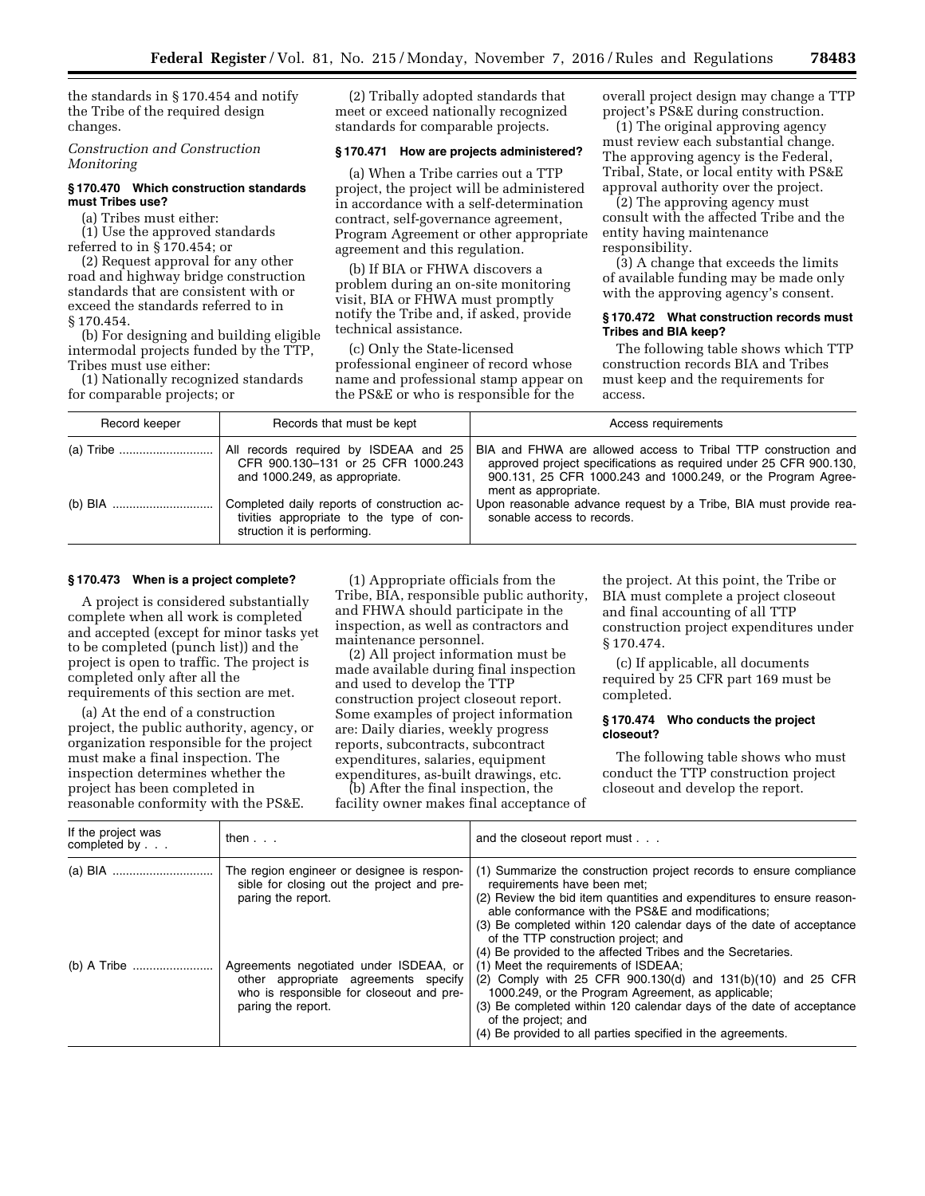the standards in § 170.454 and notify the Tribe of the required design changes.

*Construction and Construction Monitoring*

#### § 170.470 Which construction standards must Tribes use?

(a) Tribes must either:

(1) Use the approved standards referred to in § 170.454; or

(2) Request approval for any other road and highway bridge construction standards that are consistent with or exceed the standards referred to in § 170.454.

(b) For designing and building eligible intermodal projects funded by the TTP, Tribes must use either:

(1) Nationally recognized standards for comparable projects; or

(2) Tribally adopted standards that meet or exceed nationally recognized standards for comparable projects.

#### § 170.471 How are projects administered?

(a) When a Tribe carries out a TTP project, the project will be administered in accordance with a self-determination contract, self-governance agreement, Program Agreement or other appropriate agreement and this regulation.

(b) If BIA or FHWA discovers a problem during an on-site monitoring visit, BIA or FHWA must promptly notify the Tribe and, if asked, provide technical assistance.

(c) Only the State-licensed professional engineer of record whose name and professional stamp appear on the PS&E or who is responsible for the overall project design may change a TTP project's PS&E during construction.

(1) The original approving agency must review each substantial change. The approving agency is the Federal, Tribal, State, or local entity with PS&E approval authority over the project.

(2) The approving agency must consult with the affected Tribe and the entity having maintenance responsibility.

(3) A change that exceeds the limits of available funding may be made only with the approving agency's consent.

#### § 170.472 What construction records must Tribes and BIA keep?

The following table shows which TTP construction records BIA and Tribes must keep and the requirements for access.

| Record keeper | Records that must be kept | Access requirements |
|---|---|---|
| (a) Tribe | All records required by ISDEAA and 25 CFR 900.130–131 or 25 CFR 1000.243 and 1000.249, as appropriate. | BIA and FHWA are allowed access to Tribal TTP construction and approved project specifications as required under 25 CFR 900.130, 900.131, 25 CFR 1000.243 and 1000.249, or the Program Agreement as appropriate. |
| (b) BIA | Completed daily reports of construction activities appropriate to the type of construction it is performing. | Upon reasonable advance request by a Tribe, BIA must provide reasonable access to records. |

#### § 170.473 When is a project complete?

A project is considered substantially complete when all work is completed and accepted (except for minor tasks yet to be completed (punch list)) and the project is open to traffic. The project is completed only after all the requirements of this section are met.

(a) At the end of a construction project, the public authority, agency, or organization responsible for the project must make a final inspection. The inspection determines whether the project has been completed in reasonable conformity with the PS&E.

(1) Appropriate officials from the Tribe, BIA, responsible public authority, and FHWA should participate in the inspection, as well as contractors and maintenance personnel.

(2) All project information must be made available during final inspection and used to develop the TTP construction project closeout report. Some examples of project information are: Daily diaries, weekly progress reports, subcontracts, subcontract expenditures, salaries, equipment expenditures, as-built drawings, etc.

(b) After the final inspection, the facility owner makes final acceptance of the project. At this point, the Tribe or BIA must complete a project closeout and final accounting of all TTP construction project expenditures under § 170.474.

(c) If applicable, all documents required by 25 CFR part 169 must be completed.

#### § 170.474 Who conducts the project closeout?

The following table shows who must conduct the TTP construction project closeout and develop the report.

| If the project was completed by . . . | then . . . | and the closeout report must . . . |
|---|---|---|
| (a) BIA | The region engineer or designee is responsible for closing out the project and preparing the report. | (1) Summarize the construction project records to ensure compliance requirements have been met;<br>(2) Review the bid item quantities and expenditures to ensure reasonable conformance with the PS&E and modifications;<br>(3) Be completed within 120 calendar days of the date of acceptance of the TTP construction project; and<br>(4) Be provided to the affected Tribes and the Secretaries. |
| (b) A Tribe | Agreements negotiated under ISDEAA, or other appropriate agreements specify who is responsible for closeout and preparing the report. | (1) Meet the requirements of ISDEAA;<br>(2) Comply with 25 CFR 900.130(d) and 131(b)(10) and 25 CFR 1000.249, or the Program Agreement, as applicable;<br>(3) Be completed within 120 calendar days of the date of acceptance of the project; and<br>(4) Be provided to all parties specified in the agreements. |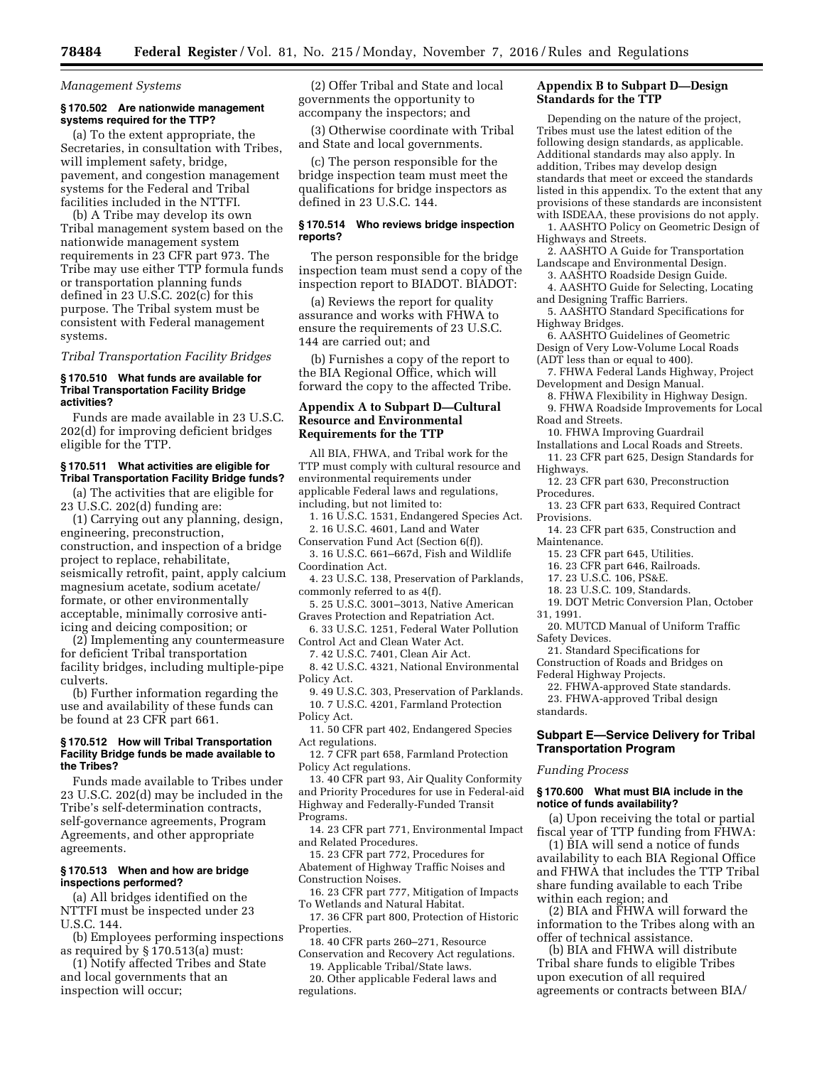*Management Systems*

### § 170.502 Are nationwide management systems required for the TTP?

(a) To the extent appropriate, the Secretaries, in consultation with Tribes, will implement safety, bridge, pavement, and congestion management systems for the Federal and Tribal facilities included in the NTTFI.

(b) A Tribe may develop its own Tribal management system based on the nationwide management system requirements in 23 CFR part 973. The Tribe may use either TTP formula funds or transportation planning funds defined in 23 U.S.C. 202(c) for this purpose. The Tribal system must be consistent with Federal management systems.

*Tribal Transportation Facility Bridges*

### § 170.510 What funds are available for Tribal Transportation Facility Bridge activities?

Funds are made available in 23 U.S.C. 202(d) for improving deficient bridges eligible for the TTP.

### § 170.511 What activities are eligible for Tribal Transportation Facility Bridge funds?

(a) The activities that are eligible for 23 U.S.C. 202(d) funding are:

(1) Carrying out any planning, design, engineering, preconstruction, construction, and inspection of a bridge project to replace, rehabilitate, seismically retrofit, paint, apply calcium magnesium acetate, sodium acetate/formate, or other environmentally acceptable, minimally corrosive anti-icing and deicing composition; or

(2) Implementing any countermeasure for deficient Tribal transportation facility bridges, including multiple-pipe culverts.

(b) Further information regarding the use and availability of these funds can be found at 23 CFR part 661.

### § 170.512 How will Tribal Transportation Facility Bridge funds be made available to the Tribes?

Funds made available to Tribes under 23 U.S.C. 202(d) may be included in the Tribe's self-determination contracts, self-governance agreements, Program Agreements, and other appropriate agreements.

### § 170.513 When and how are bridge inspections performed?

(a) All bridges identified on the NTTFI must be inspected under 23 U.S.C. 144.

(b) Employees performing inspections as required by § 170.513(a) must:

(1) Notify affected Tribes and State and local governments that an inspection will occur;

(2) Offer Tribal and State and local governments the opportunity to accompany the inspectors; and

(3) Otherwise coordinate with Tribal and State and local governments.

(c) The person responsible for the bridge inspection team must meet the qualifications for bridge inspectors as defined in 23 U.S.C. 144.

### § 170.514 Who reviews bridge inspection reports?

The person responsible for the bridge inspection team must send a copy of the inspection report to BIADOT. BIADOT:

(a) Reviews the report for quality assurance and works with FHWA to ensure the requirements of 23 U.S.C. 144 are carried out; and

(b) Furnishes a copy of the report to the BIA Regional Office, which will forward the copy to the affected Tribe.

## Appendix A to Subpart D—Cultural Resource and Environmental Requirements for the TTP

All BIA, FHWA, and Tribal work for the TTP must comply with cultural resource and environmental requirements under applicable Federal laws and regulations, including, but not limited to:

1. 16 U.S.C. 1531, Endangered Species Act.
2. 16 U.S.C. 4601, Land and Water Conservation Fund Act (Section 6(f)).
3. 16 U.S.C. 661–667d, Fish and Wildlife Coordination Act.
4. 23 U.S.C. 138, Preservation of Parklands, commonly referred to as 4(f).
5. 25 U.S.C. 3001–3013, Native American Graves Protection and Repatriation Act.
6. 33 U.S.C. 1251, Federal Water Pollution Control Act and Clean Water Act.
7. 42 U.S.C. 7401, Clean Air Act.
8. 42 U.S.C. 4321, National Environmental Policy Act.
9. 49 U.S.C. 303, Preservation of Parklands.
10. 7 U.S.C. 4201, Farmland Protection Policy Act.
11. 50 CFR part 402, Endangered Species Act regulations.
12. 7 CFR part 658, Farmland Protection Policy Act regulations.
13. 40 CFR part 93, Air Quality Conformity and Priority Procedures for use in Federal-aid Highway and Federally-Funded Transit Programs.
14. 23 CFR part 771, Environmental Impact and Related Procedures.
15. 23 CFR part 772, Procedures for Abatement of Highway Traffic Noises and Construction Noises.
16. 23 CFR part 777, Mitigation of Impacts To Wetlands and Natural Habitat.
17. 36 CFR part 800, Protection of Historic Properties.
18. 40 CFR parts 260–271, Resource Conservation and Recovery Act regulations.
19. Applicable Tribal/State laws.
20. Other applicable Federal laws and regulations.

## Appendix B to Subpart D—Design Standards for the TTP

Depending on the nature of the project, Tribes must use the latest edition of the following design standards, as applicable. Additional standards may also apply. In addition, Tribes may develop design standards that meet or exceed the standards listed in this appendix. To the extent that any provisions of these standards are inconsistent with ISDEAA, these provisions do not apply.

1. AASHTO Policy on Geometric Design of Highways and Streets.
2. AASHTO A Guide for Transportation Landscape and Environmental Design.
3. AASHTO Roadside Design Guide.
4. AASHTO Guide for Selecting, Locating and Designing Traffic Barriers.
5. AASHTO Standard Specifications for Highway Bridges.
6. AASHTO Guidelines of Geometric Design of Very Low-Volume Local Roads (ADT less than or equal to 400).
7. FHWA Federal Lands Highway, Project Development and Design Manual.
8. FHWA Flexibility in Highway Design.
9. FHWA Roadside Improvements for Local Road and Streets.
10. FHWA Improving Guardrail Installations and Local Roads and Streets.
11. 23 CFR part 625, Design Standards for Highways.
12. 23 CFR part 630, Preconstruction Procedures.
13. 23 CFR part 633, Required Contract Provisions.
14. 23 CFR part 635, Construction and Maintenance.
15. 23 CFR part 645, Utilities.
16. 23 CFR part 646, Railroads.
17. 23 U.S.C. 106, PS&E.
18. 23 U.S.C. 109, Standards.
19. DOT Metric Conversion Plan, October 31, 1991.
20. MUTCD Manual of Uniform Traffic Safety Devices.
21. Standard Specifications for Construction of Roads and Bridges on Federal Highway Projects.
22. FHWA-approved State standards.
23. FHWA-approved Tribal design standards.

## Subpart E—Service Delivery for Tribal Transportation Program

*Funding Process*

### § 170.600 What must BIA include in the notice of funds availability?

(a) Upon receiving the total or partial fiscal year of TTP funding from FHWA:

(1) BIA will send a notice of funds availability to each BIA Regional Office and FHWA that includes the TTP Tribal share funding available to each Tribe within each region; and

(2) BIA and FHWA will forward the information to the Tribes along with an offer of technical assistance.

(b) BIA and FHWA will distribute Tribal share funds to eligible Tribes upon execution of all required agreements or contracts between BIA/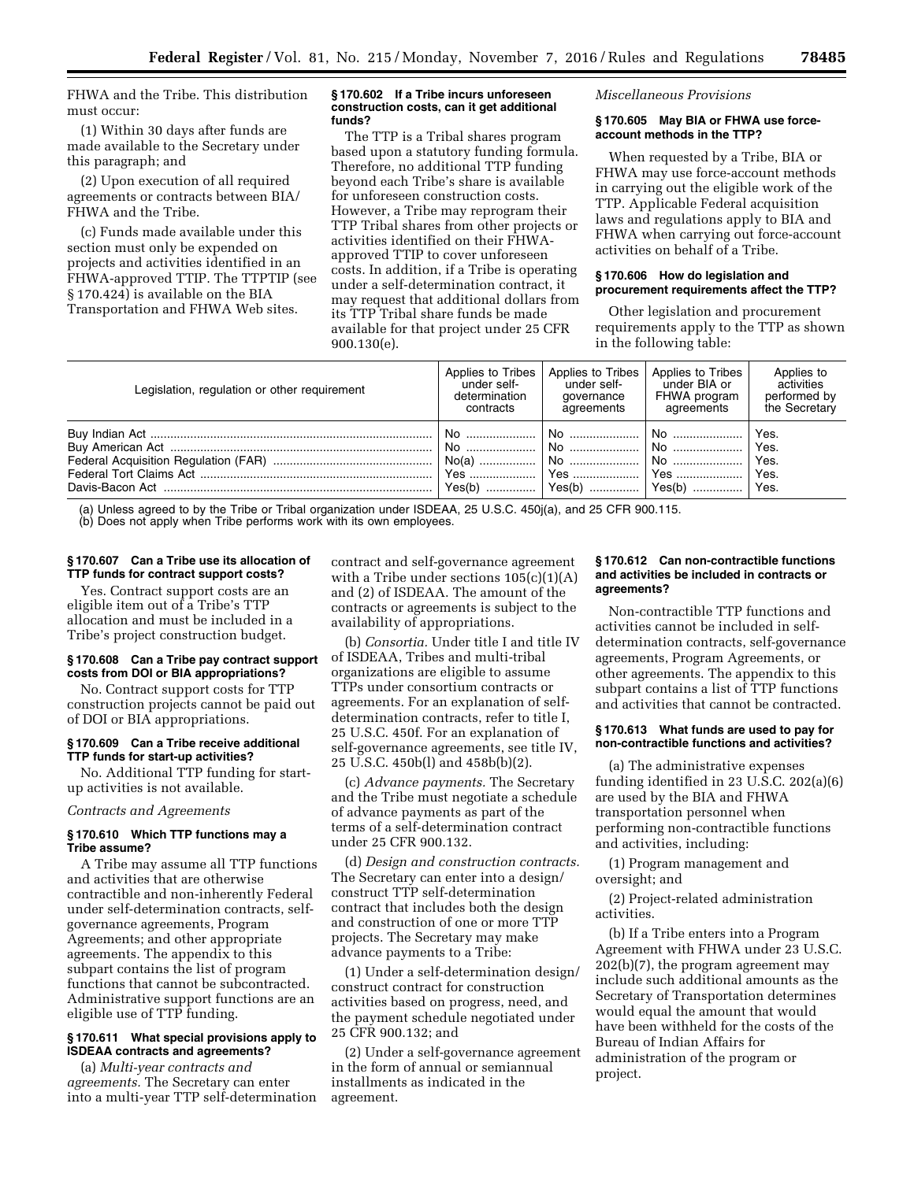FHWA and the Tribe. This distribution must occur:

(1) Within 30 days after funds are made available to the Secretary under this paragraph; and

(2) Upon execution of all required agreements or contracts between BIA/FHWA and the Tribe.

(c) Funds made available under this section must only be expended on projects and activities identified in an FHWA-approved TTIP. The TTPTIP (see § 170.424) is available on the BIA Transportation and FHWA Web sites.

#### § 170.602 If a Tribe incurs unforeseen construction costs, can it get additional funds?

The TTP is a Tribal shares program based upon a statutory funding formula. Therefore, no additional TTP funding beyond each Tribe's share is available for unforeseen construction costs. However, a Tribe may reprogram their TTP Tribal shares from other projects or activities identified on their FHWA-approved TTIP to cover unforeseen costs. In addition, if a Tribe is operating under a self-determination contract, it may request that additional dollars from its TTP Tribal share funds be made available for that project under 25 CFR 900.130(e).

*Miscellaneous Provisions*

#### § 170.605 May BIA or FHWA use force-account methods in the TTP?

When requested by a Tribe, BIA or FHWA may use force-account methods in carrying out the eligible work of the TTP. Applicable Federal acquisition laws and regulations apply to BIA and FHWA when carrying out force-account activities on behalf of a Tribe.

#### § 170.606 How do legislation and procurement requirements affect the TTP?

Other legislation and procurement requirements apply to the TTP as shown in the following table:

| Legislation, regulation or other requirement | Applies to Tribes under self-determination contracts | Applies to Tribes under self-governance agreements | Applies to Tribes under BIA or FHWA program agreements | Applies to activities performed by the Secretary |
|---|---|---|---|---|
| Buy Indian Act | No | No | No | Yes. |
| Buy American Act | No | No | No | Yes. |
| Federal Acquisition Regulation (FAR) | No(a) | No | No | Yes. |
| Federal Tort Claims Act | Yes | Yes | Yes | Yes. |
| Davis-Bacon Act | Yes(b) | Yes(b) | Yes(b) | Yes. |

(a) Unless agreed to by the Tribe or Tribal organization under ISDEAA, 25 U.S.C. 450j(a), and 25 CFR 900.115.
(b) Does not apply when Tribe performs work with its own employees.

#### § 170.607 Can a Tribe use its allocation of TTP funds for contract support costs?

Yes. Contract support costs are an eligible item out of a Tribe's TTP allocation and must be included in a Tribe's project construction budget.

#### § 170.608 Can a Tribe pay contract support costs from DOI or BIA appropriations?

No. Contract support costs for TTP construction projects cannot be paid out of DOI or BIA appropriations.

#### § 170.609 Can a Tribe receive additional TTP funds for start-up activities?

No. Additional TTP funding for start-up activities is not available.

*Contracts and Agreements*

#### § 170.610 Which TTP functions may a Tribe assume?

A Tribe may assume all TTP functions and activities that are otherwise contractible and non-inherently Federal under self-determination contracts, self-governance agreements, Program Agreements; and other appropriate agreements. The appendix to this subpart contains the list of program functions that cannot be subcontracted. Administrative support functions are an eligible use of TTP funding.

#### § 170.611 What special provisions apply to ISDEAA contracts and agreements?

(a) *Multi-year contracts and agreements.* The Secretary can enter into a multi-year TTP self-determination contract and self-governance agreement with a Tribe under sections 105(c)(1)(A) and (2) of ISDEAA. The amount of the contracts or agreements is subject to the availability of appropriations.

(b) *Consortia.* Under title I and title IV of ISDEAA, Tribes and multi-tribal organizations are eligible to assume TTPs under consortium contracts or agreements. For an explanation of self-determination contracts, refer to title I, 25 U.S.C. 450f. For an explanation of self-governance agreements, see title IV, 25 U.S.C. 450b(l) and 458b(b)(2).

(c) *Advance payments.* The Secretary and the Tribe must negotiate a schedule of advance payments as part of the terms of a self-determination contract under 25 CFR 900.132.

(d) *Design and construction contracts.* The Secretary can enter into a design/construct TTP self-determination contract that includes both the design and construction of one or more TTP projects. The Secretary may make advance payments to a Tribe:

(1) Under a self-determination design/construct contract for construction activities based on progress, need, and the payment schedule negotiated under 25 CFR 900.132; and

(2) Under a self-governance agreement in the form of annual or semiannual installments as indicated in the agreement.

#### § 170.612 Can non-contractible functions and activities be included in contracts or agreements?

Non-contractible TTP functions and activities cannot be included in self-determination contracts, self-governance agreements, Program Agreements, or other agreements. The appendix to this subpart contains a list of TTP functions and activities that cannot be contracted.

#### § 170.613 What funds are used to pay for non-contractible functions and activities?

(a) The administrative expenses funding identified in 23 U.S.C. 202(a)(6) are used by the BIA and FHWA transportation personnel when performing non-contractible functions and activities, including:

(1) Program management and oversight; and

(2) Project-related administration activities.

(b) If a Tribe enters into a Program Agreement with FHWA under 23 U.S.C. 202(b)(7), the program agreement may include such additional amounts as the Secretary of Transportation determines would equal the amount that would have been withheld for the costs of the Bureau of Indian Affairs for administration of the program or project.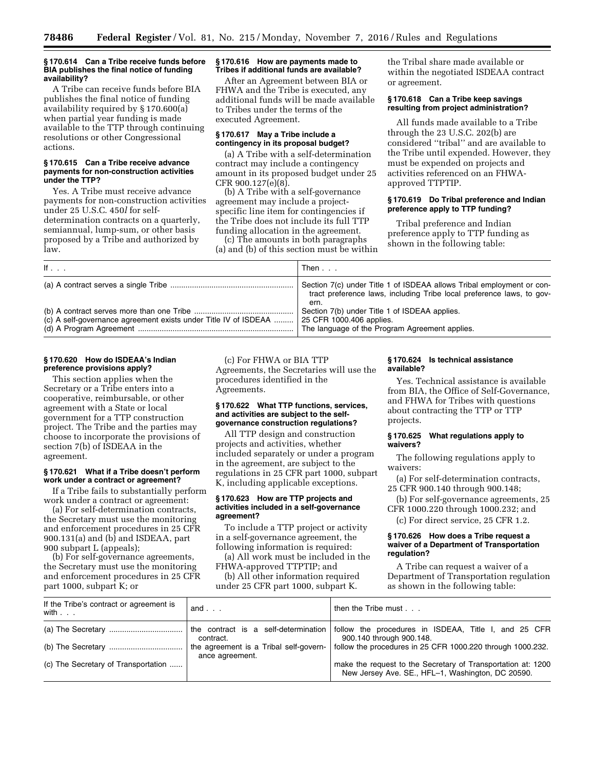**§ 170.614 Can a Tribe receive funds before BIA publishes the final notice of funding availability?**

A Tribe can receive funds before BIA publishes the final notice of funding availability required by § 170.600(a) when partial year funding is made available to the TTP through continuing resolutions or other Congressional actions.

**§ 170.615 Can a Tribe receive advance payments for non-construction activities under the TTP?**

Yes. A Tribe must receive advance payments for non-construction activities under 25 U.S.C. 450*l* for self-determination contracts on a quarterly, semiannual, lump-sum, or other basis proposed by a Tribe and authorized by law.

**§ 170.616 How are payments made to Tribes if additional funds are available?**

After an Agreement between BIA or FHWA and the Tribe is executed, any additional funds will be made available to Tribes under the terms of the executed Agreement.

**§ 170.617 May a Tribe include a contingency in its proposal budget?**

(a) A Tribe with a self-determination contract may include a contingency amount in its proposed budget under 25 CFR 900.127(e)(8).

(b) A Tribe with a self-governance agreement may include a project-specific line item for contingencies if the Tribe does not include its full TTP funding allocation in the agreement.

(c) The amounts in both paragraphs (a) and (b) of this section must be within the Tribal share made available or within the negotiated ISDEAA contract or agreement.

**§ 170.618 Can a Tribe keep savings resulting from project administration?**

All funds made available to a Tribe through the 23 U.S.C. 202(b) are considered "tribal" and are available to the Tribe until expended. However, they must be expended on projects and activities referenced on an FHWA-approved TTPTIP.

**§ 170.619 Do Tribal preference and Indian preference apply to TTP funding?**

Tribal preference and Indian preference apply to TTP funding as shown in the following table:

| If . . . | Then . . . |
|---|---|
| (a) A contract serves a single Tribe | Section 7(c) under Title 1 of ISDEAA allows Tribal employment or contract preference laws, including Tribe local preference laws, to govern. |
| (b) A contract serves more than one Tribe | Section 7(b) under Title 1 of ISDEAA applies. |
| (c) A self-governance agreement exists under Title IV of ISDEAA | 25 CFR 1000.406 applies. |
| (d) A Program Agreement | The language of the Program Agreement applies. |

**§ 170.620 How do ISDEAA's Indian preference provisions apply?**

This section applies when the Secretary or a Tribe enters into a cooperative, reimbursable, or other agreement with a State or local government for a TTP construction project. The Tribe and the parties may choose to incorporate the provisions of section 7(b) of ISDEAA in the agreement.

**§ 170.621 What if a Tribe doesn't perform work under a contract or agreement?**

If a Tribe fails to substantially perform work under a contract or agreement:

(a) For self-determination contracts, the Secretary must use the monitoring and enforcement procedures in 25 CFR 900.131(a) and (b) and ISDEAA, part 900 subpart L (appeals);

(b) For self-governance agreements, the Secretary must use the monitoring and enforcement procedures in 25 CFR part 1000, subpart K; or

(c) For FHWA or BIA TTP Agreements, the Secretaries will use the procedures identified in the Agreements.

**§ 170.622 What TTP functions, services, and activities are subject to the self-governance construction regulations?**

All TTP design and construction projects and activities, whether included separately or under a program in the agreement, are subject to the regulations in 25 CFR part 1000, subpart K, including applicable exceptions.

**§ 170.623 How are TTP projects and activities included in a self-governance agreement?**

To include a TTP project or activity in a self-governance agreement, the following information is required:

(a) All work must be included in the FHWA-approved TTPTIP; and

(b) All other information required under 25 CFR part 1000, subpart K.

**§ 170.624 Is technical assistance available?**

Yes. Technical assistance is available from BIA, the Office of Self-Governance, and FHWA for Tribes with questions about contracting the TTP or TTP projects.

**§ 170.625 What regulations apply to waivers?**

The following regulations apply to waivers:

(a) For self-determination contracts, 25 CFR 900.140 through 900.148;

(b) For self-governance agreements, 25 CFR 1000.220 through 1000.232; and

(c) For direct service, 25 CFR 1.2.

**§ 170.626 How does a Tribe request a waiver of a Department of Transportation regulation?**

A Tribe can request a waiver of a Department of Transportation regulation as shown in the following table:

| If the Tribe's contract or agreement is with . . . | and . . . | then the Tribe must . . . |
|---|---|---|
| (a) The Secretary | the contract is a self-determination contract. | follow the procedures in ISDEAA, Title I, and 25 CFR 900.140 through 900.148. |
| (b) The Secretary | the agreement is a Tribal self-governance agreement. | follow the procedures in 25 CFR 1000.220 through 1000.232. |
| (c) The Secretary of Transportation | | make the request to the Secretary of Transportation at: 1200 New Jersey Ave. SE., HFL–1, Washington, DC 20590. |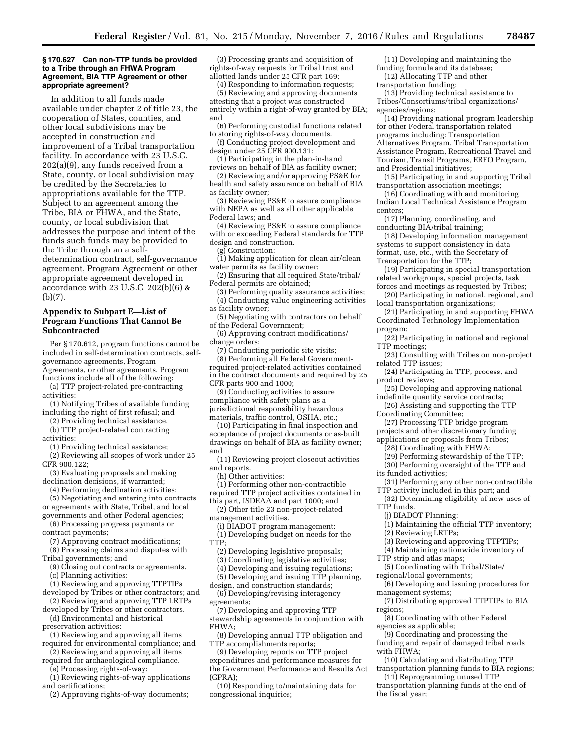### § 170.627 Can non-TTP funds be provided to a Tribe through an FHWA Program Agreement, BIA TTP Agreement or other appropriate agreement?

In addition to all funds made available under chapter 2 of title 23, the cooperation of States, counties, and other local subdivisions may be accepted in construction and improvement of a Tribal transportation facility. In accordance with 23 U.S.C. 202(a)(9), any funds received from a State, county, or local subdivision may be credited by the Secretaries to appropriations available for the TTP. Subject to an agreement among the Tribe, BIA or FHWA, and the State, county, or local subdivision that addresses the purpose and intent of the funds such funds may be provided to the Tribe through an a self-determination contract, self-governance agreement, Program Agreement or other appropriate agreement developed in accordance with 23 U.S.C. 202(b)(6) & (b)(7).

## Appendix to Subpart E—List of Program Functions That Cannot Be Subcontracted

Per § 170.612, program functions cannot be included in self-determination contracts, self-governance agreements, Program Agreements, or other agreements. Program functions include all of the following:

(a) TTP project-related pre-contracting activities:

(1) Notifying Tribes of available funding including the right of first refusal; and

(2) Providing technical assistance.

(b) TTP project-related contracting activities:

(1) Providing technical assistance;

(2) Reviewing all scopes of work under 25 CFR 900.122;

(3) Evaluating proposals and making declination decisions, if warranted;

(4) Performing declination activities;

(5) Negotiating and entering into contracts or agreements with State, Tribal, and local governments and other Federal agencies;

(6) Processing progress payments or contract payments;

(7) Approving contract modifications;

(8) Processing claims and disputes with Tribal governments; and

(9) Closing out contracts or agreements.

(c) Planning activities:

(1) Reviewing and approving TTPTIPs developed by Tribes or other contractors; and

(2) Reviewing and approving TTP LRTPs developed by Tribes or other contractors.

(d) Environmental and historical preservation activities:

(1) Reviewing and approving all items required for environmental compliance; and

(2) Reviewing and approving all items required for archaeological compliance.

(e) Processing rights-of-way:

(1) Reviewing rights-of-way applications and certifications;

(2) Approving rights-of-way documents;

(3) Processing grants and acquisition of rights-of-way requests for Tribal trust and allotted lands under 25 CFR part 169;

(4) Responding to information requests;

(5) Reviewing and approving documents attesting that a project was constructed entirely within a right-of-way granted by BIA; and

(6) Performing custodial functions related to storing rights-of-way documents.

(f) Conducting project development and design under 25 CFR 900.131:

(1) Participating in the plan-in-hand reviews on behalf of BIA as facility owner;

(2) Reviewing and/or approving PS&E for health and safety assurance on behalf of BIA as facility owner;

(3) Reviewing PS&E to assure compliance with NEPA as well as all other applicable Federal laws; and

(4) Reviewing PS&E to assure compliance with or exceeding Federal standards for TTP design and construction.

(g) Construction:

(1) Making application for clean air/clean water permits as facility owner;

(2) Ensuring that all required State/tribal/Federal permits are obtained;

(3) Performing quality assurance activities;

(4) Conducting value engineering activities as facility owner;

(5) Negotiating with contractors on behalf of the Federal Government;

(6) Approving contract modifications/change orders;

(7) Conducting periodic site visits;

(8) Performing all Federal Government-required project-related activities contained in the contract documents and required by 25 CFR parts 900 and 1000;

(9) Conducting activities to assure compliance with safety plans as a jurisdictional responsibility hazardous materials, traffic control, OSHA, etc.;

(10) Participating in final inspection and acceptance of project documents or as-built drawings on behalf of BIA as facility owner; and

(11) Reviewing project closeout activities and reports.

(h) Other activities:

(1) Performing other non-contractible required TTP project activities contained in this part, ISDEAA and part 1000; and

(2) Other title 23 non-project-related management activities.

(i) BIADOT program management:

(1) Developing budget on needs for the TTP;

(2) Developing legislative proposals;

(3) Coordinating legislative activities;

(4) Developing and issuing regulations;

(5) Developing and issuing TTP planning, design, and construction standards;

(6) Developing/revising interagency agreements;

(7) Developing and approving TTP stewardship agreements in conjunction with FHWA;

(8) Developing annual TTP obligation and TTP accomplishments reports;

(9) Developing reports on TTP project expenditures and performance measures for the Government Performance and Results Act (GPRA);

(10) Responding to/maintaining data for congressional inquiries;

(11) Developing and maintaining the funding formula and its database;

(12) Allocating TTP and other transportation funding;

(13) Providing technical assistance to Tribes/Consortiums/tribal organizations/agencies/regions;

(14) Providing national program leadership for other Federal transportation related programs including: Transportation Alternatives Program, Tribal Transportation Assistance Program, Recreational Travel and Tourism, Transit Programs, ERFO Program, and Presidential initiatives;

(15) Participating in and supporting Tribal transportation association meetings;

(16) Coordinating with and monitoring Indian Local Technical Assistance Program centers;

(17) Planning, coordinating, and conducting BIA/tribal training;

(18) Developing information management systems to support consistency in data format, use, etc., with the Secretary of Transportation for the TTP;

(19) Participating in special transportation related workgroups, special projects, task forces and meetings as requested by Tribes;

(20) Participating in national, regional, and local transportation organizations;

(21) Participating in and supporting FHWA Coordinated Technology Implementation program;

(22) Participating in national and regional TTP meetings;

(23) Consulting with Tribes on non-project related TTP issues;

(24) Participating in TTP, process, and product reviews;

(25) Developing and approving national indefinite quantity service contracts;

(26) Assisting and supporting the TTP Coordinating Committee;

(27) Processing TTP bridge program projects and other discretionary funding applications or proposals from Tribes;

(28) Coordinating with FHWA;

(29) Performing stewardship of the TTP;

(30) Performing oversight of the TTP and its funded activities;

(31) Performing any other non-contractible TTP activity included in this part; and

(32) Determining eligibility of new uses of TTP funds.

(j) BIADOT Planning:

(1) Maintaining the official TTP inventory;

(2) Reviewing LRTPs;

(3) Reviewing and approving TTPTIPs;

(4) Maintaining nationwide inventory of TTP strip and atlas maps;

(5) Coordinating with Tribal/State/regional/local governments;

(6) Developing and issuing procedures for management systems;

(7) Distributing approved TTPTIPs to BIA regions;

(8) Coordinating with other Federal agencies as applicable;

(9) Coordinating and processing the funding and repair of damaged tribal roads with FHWA;

(10) Calculating and distributing TTP transportation planning funds to BIA regions;

(11) Reprogramming unused TTP transportation planning funds at the end of the fiscal year;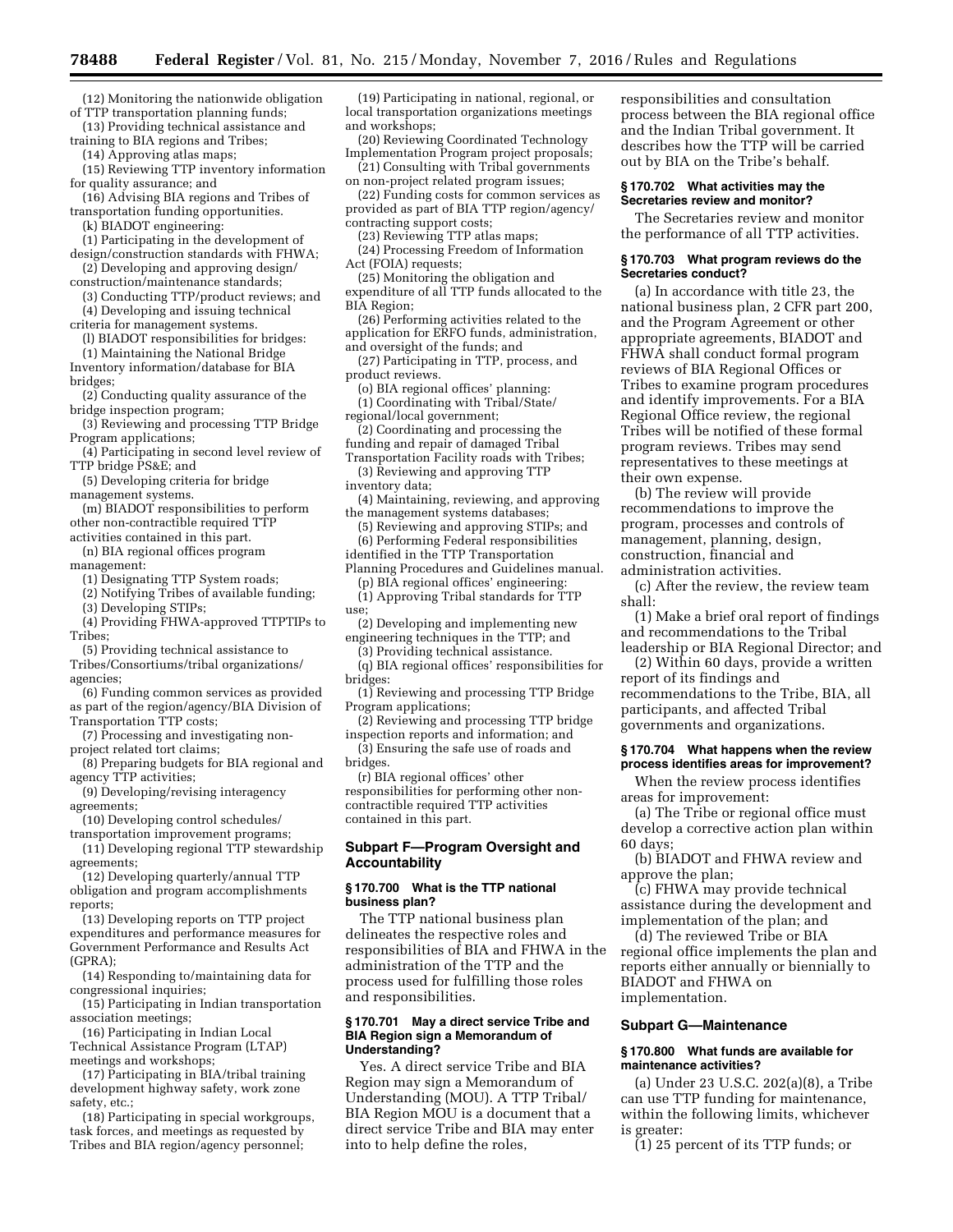(12) Monitoring the nationwide obligation of TTP transportation planning funds;

(13) Providing technical assistance and training to BIA regions and Tribes;

(14) Approving atlas maps;

(15) Reviewing TTP inventory information for quality assurance; and

(16) Advising BIA regions and Tribes of transportation funding opportunities.

(k) BIADOT engineering:

(1) Participating in the development of design/construction standards with FHWA;

(2) Developing and approving design/construction/maintenance standards;

(3) Conducting TTP/product reviews; and

(4) Developing and issuing technical criteria for management systems.

(l) BIADOT responsibilities for bridges:

(1) Maintaining the National Bridge Inventory information/database for BIA bridges;

(2) Conducting quality assurance of the bridge inspection program;

(3) Reviewing and processing TTP Bridge Program applications;

(4) Participating in second level review of TTP bridge PS&E; and

(5) Developing criteria for bridge management systems.

(m) BIADOT responsibilities to perform other non-contractible required TTP activities contained in this part.

(n) BIA regional offices program management:

(1) Designating TTP System roads;

(2) Notifying Tribes of available funding;

(3) Developing STIPs;

(4) Providing FHWA-approved TTPTIPs to Tribes;

(5) Providing technical assistance to Tribes/Consortiums/tribal organizations/agencies;

(6) Funding common services as provided as part of the region/agency/BIA Division of Transportation TTP costs;

(7) Processing and investigating non-project related tort claims;

(8) Preparing budgets for BIA regional and agency TTP activities;

(9) Developing/revising interagency agreements;

(10) Developing control schedules/transportation improvement programs;

(11) Developing regional TTP stewardship agreements;

(12) Developing quarterly/annual TTP obligation and program accomplishments reports;

(13) Developing reports on TTP project expenditures and performance measures for Government Performance and Results Act (GPRA);

(14) Responding to/maintaining data for congressional inquiries;

(15) Participating in Indian transportation association meetings;

(16) Participating in Indian Local Technical Assistance Program (LTAP) meetings and workshops;

(17) Participating in BIA/tribal training development highway safety, work zone safety, etc.;

(18) Participating in special workgroups, task forces, and meetings as requested by Tribes and BIA region/agency personnel;

(19) Participating in national, regional, or local transportation organizations meetings and workshops;

(20) Reviewing Coordinated Technology Implementation Program project proposals;

(21) Consulting with Tribal governments on non-project related program issues;

(22) Funding costs for common services as provided as part of BIA TTP region/agency/contracting support costs;

(23) Reviewing TTP atlas maps;

(24) Processing Freedom of Information Act (FOIA) requests;

(25) Monitoring the obligation and expenditure of all TTP funds allocated to the BIA Region;

(26) Performing activities related to the application for ERFO funds, administration, and oversight of the funds; and

(27) Participating in TTP, process, and product reviews.

(o) BIA regional offices' planning:

(1) Coordinating with Tribal/State/regional/local government;

(2) Coordinating and processing the funding and repair of damaged Tribal Transportation Facility roads with Tribes;

(3) Reviewing and approving TTP inventory data;

(4) Maintaining, reviewing, and approving the management systems databases;

(5) Reviewing and approving STIPs; and

(6) Performing Federal responsibilities identified in the TTP Transportation Planning Procedures and Guidelines manual.

(p) BIA regional offices' engineering:

(1) Approving Tribal standards for TTP use;

(2) Developing and implementing new engineering techniques in the TTP; and

(3) Providing technical assistance.

(q) BIA regional offices' responsibilities for bridges:

(1) Reviewing and processing TTP Bridge Program applications;

(2) Reviewing and processing TTP bridge inspection reports and information; and

(3) Ensuring the safe use of roads and bridges.

(r) BIA regional offices' other responsibilities for performing other non-contractible required TTP activities contained in this part.

## Subpart F—Program Oversight and Accountability

### § 170.700 What is the TTP national business plan?

The TTP national business plan delineates the respective roles and responsibilities of BIA and FHWA in the administration of the TTP and the process used for fulfilling those roles and responsibilities.

### § 170.701 May a direct service Tribe and BIA Region sign a Memorandum of Understanding?

Yes. A direct service Tribe and BIA Region may sign a Memorandum of Understanding (MOU). A TTP Tribal/BIA Region MOU is a document that a direct service Tribe and BIA may enter into to help define the roles, responsibilities and consultation process between the BIA regional office and the Indian Tribal government. It describes how the TTP will be carried out by BIA on the Tribe's behalf.

### § 170.702 What activities may the Secretaries review and monitor?

The Secretaries review and monitor the performance of all TTP activities.

### § 170.703 What program reviews do the Secretaries conduct?

(a) In accordance with title 23, the national business plan, 2 CFR part 200, and the Program Agreement or other appropriate agreements, BIADOT and FHWA shall conduct formal program reviews of BIA Regional Offices or Tribes to examine program procedures and identify improvements. For a BIA Regional Office review, the regional Tribes will be notified of these formal program reviews. Tribes may send representatives to these meetings at their own expense.

(b) The review will provide recommendations to improve the program, processes and controls of management, planning, design, construction, financial and administration activities.

(c) After the review, the review team shall:

(1) Make a brief oral report of findings and recommendations to the Tribal leadership or BIA Regional Director; and

(2) Within 60 days, provide a written report of its findings and recommendations to the Tribe, BIA, all participants, and affected Tribal governments and organizations.

### § 170.704 What happens when the review process identifies areas for improvement?

When the review process identifies areas for improvement:

(a) The Tribe or regional office must develop a corrective action plan within 60 days;

(b) BIADOT and FHWA review and approve the plan;

(c) FHWA may provide technical assistance during the development and implementation of the plan; and

(d) The reviewed Tribe or BIA regional office implements the plan and reports either annually or biennially to BIADOT and FHWA on implementation.

## Subpart G—Maintenance

### § 170.800 What funds are available for maintenance activities?

(a) Under 23 U.S.C. 202(a)(8), a Tribe can use TTP funding for maintenance, within the following limits, whichever is greater:

(1) 25 percent of its TTP funds; or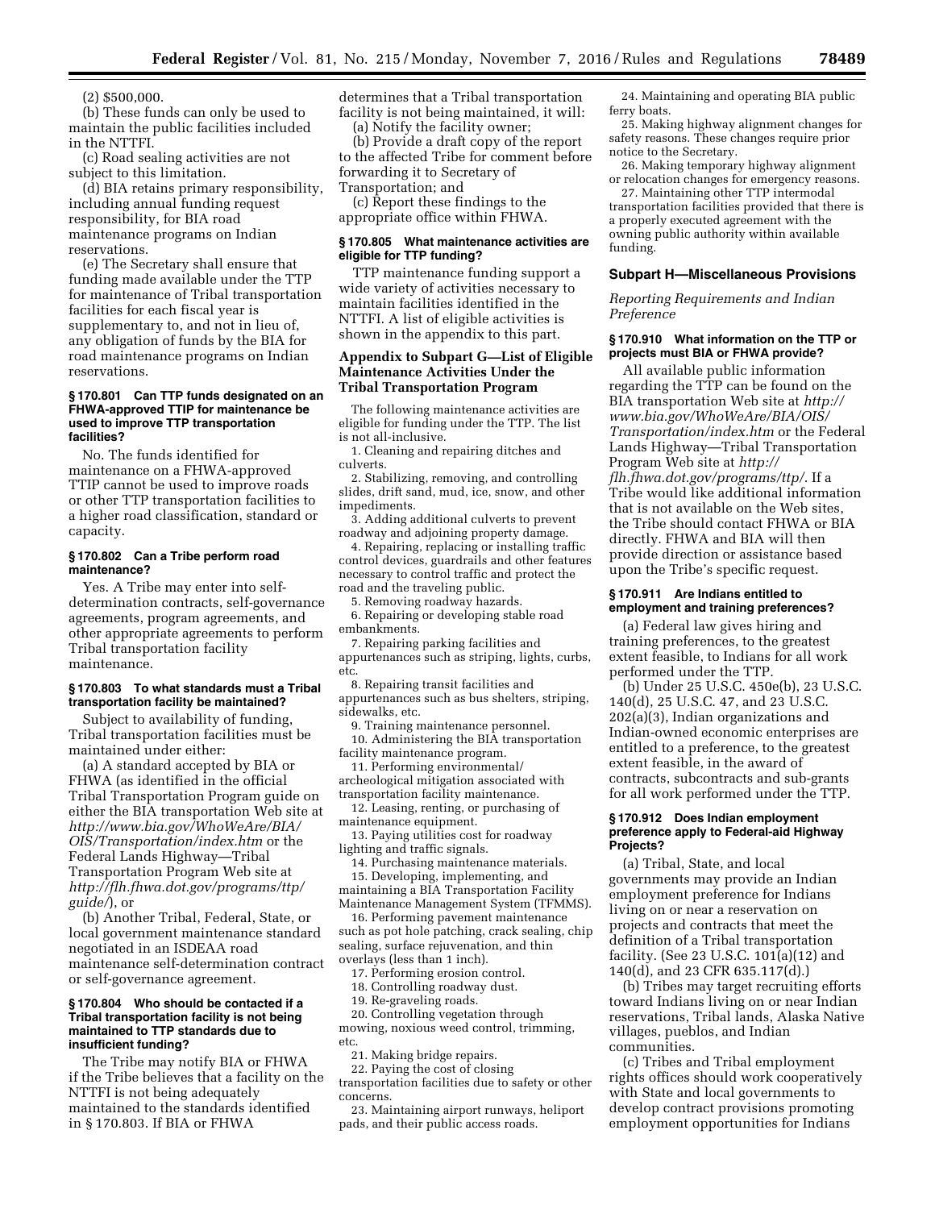(2) $500,000.

(b) These funds can only be used to maintain the public facilities included in the NTTFI.

(c) Road sealing activities are not subject to this limitation.

(d) BIA retains primary responsibility, including annual funding request responsibility, for BIA road maintenance programs on Indian reservations.

(e) The Secretary shall ensure that funding made available under the TTP for maintenance of Tribal transportation facilities for each fiscal year is supplementary to, and not in lieu of, any obligation of funds by the BIA for road maintenance programs on Indian reservations.

#### § 170.801 Can TTP funds designated on an FHWA-approved TTIP for maintenance be used to improve TTP transportation facilities?

No. The funds identified for maintenance on a FHWA-approved TTIP cannot be used to improve roads or other TTP transportation facilities to a higher road classification, standard or capacity.

#### § 170.802 Can a Tribe perform road maintenance?

Yes. A Tribe may enter into self-determination contracts, self-governance agreements, program agreements, and other appropriate agreements to perform Tribal transportation facility maintenance.

#### § 170.803 To what standards must a Tribal transportation facility be maintained?

Subject to availability of funding, Tribal transportation facilities must be maintained under either:

(a) A standard accepted by BIA or FHWA (as identified in the official Tribal Transportation Program guide on either the BIA transportation Web site at *http://www.bia.gov/WhoWeAre/BIA/OIS/Transportation/index.htm* or the Federal Lands Highway—Tribal Transportation Program Web site at *http://flh.fhwa.dot.gov/programs/ttp/guide/*), or

(b) Another Tribal, Federal, State, or local government maintenance standard negotiated in an ISDEAA road maintenance self-determination contract or self-governance agreement.

#### § 170.804 Who should be contacted if a Tribal transportation facility is not being maintained to TTP standards due to insufficient funding?

The Tribe may notify BIA or FHWA if the Tribe believes that a facility on the NTTFI is not being adequately maintained to the standards identified in § 170.803. If BIA or FHWA determines that a Tribal transportation facility is not being maintained, it will:

(a) Notify the facility owner;

(b) Provide a draft copy of the report to the affected Tribe for comment before forwarding it to Secretary of Transportation; and

(c) Report these findings to the appropriate office within FHWA.

#### § 170.805 What maintenance activities are eligible for TTP funding?

TTP maintenance funding support a wide variety of activities necessary to maintain facilities identified in the NTTFI. A list of eligible activities is shown in the appendix to this part.

### Appendix to Subpart G—List of Eligible Maintenance Activities Under the Tribal Transportation Program

The following maintenance activities are eligible for funding under the TTP. The list is not all-inclusive.

1. Cleaning and repairing ditches and culverts.
2. Stabilizing, removing, and controlling slides, drift sand, mud, ice, snow, and other impediments.
3. Adding additional culverts to prevent roadway and adjoining property damage.
4. Repairing, replacing or installing traffic control devices, guardrails and other features necessary to control traffic and protect the road and the traveling public.
5. Removing roadway hazards.
6. Repairing or developing stable road embankments.
7. Repairing parking facilities and appurtenances such as striping, lights, curbs, etc.
8. Repairing transit facilities and appurtenances such as bus shelters, striping, sidewalks, etc.
9. Training maintenance personnel.
10. Administering the BIA transportation facility maintenance program.
11. Performing environmental/archeological mitigation associated with transportation facility maintenance.
12. Leasing, renting, or purchasing of maintenance equipment.
13. Paying utilities cost for roadway lighting and traffic signals.
14. Purchasing maintenance materials.
15. Developing, implementing, and maintaining a BIA Transportation Facility Maintenance Management System (TFMMS).
16. Performing pavement maintenance such as pot hole patching, crack sealing, chip sealing, surface rejuvenation, and thin overlays (less than 1 inch).
17. Performing erosion control.
18. Controlling roadway dust.
19. Re-graveling roads.
20. Controlling vegetation through mowing, noxious weed control, trimming, etc.
21. Making bridge repairs.
22. Paying the cost of closing transportation facilities due to safety or other concerns.
23. Maintaining airport runways, heliport pads, and their public access roads.
24. Maintaining and operating BIA public ferry boats.
25. Making highway alignment changes for safety reasons. These changes require prior notice to the Secretary.
26. Making temporary highway alignment or relocation changes for emergency reasons.
27. Maintaining other TTP intermodal transportation facilities provided that there is a properly executed agreement with the owning public authority within available funding.

## Subpart H—Miscellaneous Provisions

*Reporting Requirements and Indian Preference*

#### § 170.910 What information on the TTP or projects must BIA or FHWA provide?

All available public information regarding the TTP can be found on the BIA transportation Web site at *http://www.bia.gov/WhoWeAre/BIA/OIS/Transportation/index.htm* or the Federal Lands Highway—Tribal Transportation Program Web site at *http://flh.fhwa.dot.gov/programs/ttp/*. If a Tribe would like additional information that is not available on the Web sites, the Tribe should contact FHWA or BIA directly. FHWA and BIA will then provide direction or assistance based upon the Tribe's specific request.

#### § 170.911 Are Indians entitled to employment and training preferences?

(a) Federal law gives hiring and training preferences, to the greatest extent feasible, to Indians for all work performed under the TTP.

(b) Under 25 U.S.C. 450e(b), 23 U.S.C. 140(d), 25 U.S.C. 47, and 23 U.S.C. 202(a)(3), Indian organizations and Indian-owned economic enterprises are entitled to a preference, to the greatest extent feasible, in the award of contracts, subcontracts and sub-grants for all work performed under the TTP.

#### § 170.912 Does Indian employment preference apply to Federal-aid Highway Projects?

(a) Tribal, State, and local governments may provide an Indian employment preference for Indians living on or near a reservation on projects and contracts that meet the definition of a Tribal transportation facility. (See 23 U.S.C. 101(a)(12) and 140(d), and 23 CFR 635.117(d).)

(b) Tribes may target recruiting efforts toward Indians living on or near Indian reservations, Tribal lands, Alaska Native villages, pueblos, and Indian communities.

(c) Tribes and Tribal employment rights offices should work cooperatively with State and local governments to develop contract provisions promoting employment opportunities for Indians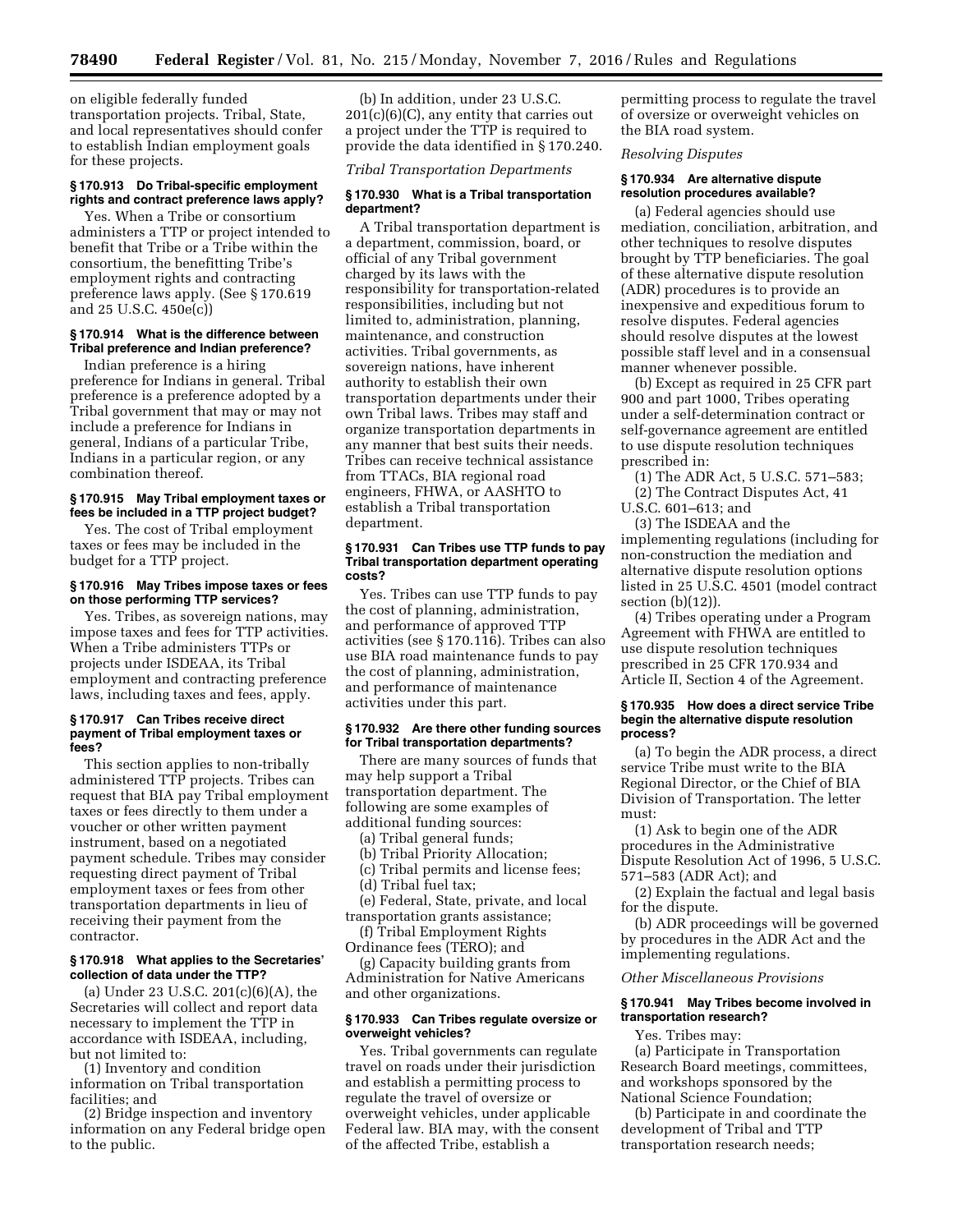on eligible federally funded transportation projects. Tribal, State, and local representatives should confer to establish Indian employment goals for these projects.

### § 170.913 Do Tribal-specific employment rights and contract preference laws apply?

Yes. When a Tribe or consortium administers a TTP or project intended to benefit that Tribe or a Tribe within the consortium, the benefitting Tribe's employment rights and contracting preference laws apply. (See § 170.619 and 25 U.S.C. 450e(c))

### § 170.914 What is the difference between Tribal preference and Indian preference?

Indian preference is a hiring preference for Indians in general. Tribal preference is a preference adopted by a Tribal government that may or may not include a preference for Indians in general, Indians of a particular Tribe, Indians in a particular region, or any combination thereof.

### § 170.915 May Tribal employment taxes or fees be included in a TTP project budget?

Yes. The cost of Tribal employment taxes or fees may be included in the budget for a TTP project.

### § 170.916 May Tribes impose taxes or fees on those performing TTP services?

Yes. Tribes, as sovereign nations, may impose taxes and fees for TTP activities. When a Tribe administers TTPs or projects under ISDEAA, its Tribal employment and contracting preference laws, including taxes and fees, apply.

### § 170.917 Can Tribes receive direct payment of Tribal employment taxes or fees?

This section applies to non-tribally administered TTP projects. Tribes can request that BIA pay Tribal employment taxes or fees directly to them under a voucher or other written payment instrument, based on a negotiated payment schedule. Tribes may consider requesting direct payment of Tribal employment taxes or fees from other transportation departments in lieu of receiving their payment from the contractor.

### § 170.918 What applies to the Secretaries' collection of data under the TTP?

(a) Under 23 U.S.C. 201(c)(6)(A), the Secretaries will collect and report data necessary to implement the TTP in accordance with ISDEAA, including, but not limited to:

(1) Inventory and condition information on Tribal transportation facilities; and

(2) Bridge inspection and inventory information on any Federal bridge open to the public.

(b) In addition, under 23 U.S.C. 201(c)(6)(C), any entity that carries out a project under the TTP is required to provide the data identified in § 170.240.

*Tribal Transportation Departments*

### § 170.930 What is a Tribal transportation department?

A Tribal transportation department is a department, commission, board, or official of any Tribal government charged by its laws with the responsibility for transportation-related responsibilities, including but not limited to, administration, planning, maintenance, and construction activities. Tribal governments, as sovereign nations, have inherent authority to establish their own transportation departments under their own Tribal laws. Tribes may staff and organize transportation departments in any manner that best suits their needs. Tribes can receive technical assistance from TTACs, BIA regional road engineers, FHWA, or AASHTO to establish a Tribal transportation department.

### § 170.931 Can Tribes use TTP funds to pay Tribal transportation department operating costs?

Yes. Tribes can use TTP funds to pay the cost of planning, administration, and performance of approved TTP activities (see § 170.116). Tribes can also use BIA road maintenance funds to pay the cost of planning, administration, and performance of maintenance activities under this part.

### § 170.932 Are there other funding sources for Tribal transportation departments?

There are many sources of funds that may help support a Tribal transportation department. The following are some examples of additional funding sources:

(a) Tribal general funds;

(b) Tribal Priority Allocation;

(c) Tribal permits and license fees;

(d) Tribal fuel tax;

(e) Federal, State, private, and local transportation grants assistance;

(f) Tribal Employment Rights Ordinance fees (TERO); and

(g) Capacity building grants from Administration for Native Americans and other organizations.

### § 170.933 Can Tribes regulate oversize or overweight vehicles?

Yes. Tribal governments can regulate travel on roads under their jurisdiction and establish a permitting process to regulate the travel of oversize or overweight vehicles, under applicable Federal law. BIA may, with the consent of the affected Tribe, establish a permitting process to regulate the travel of oversize or overweight vehicles on the BIA road system.

*Resolving Disputes*

### § 170.934 Are alternative dispute resolution procedures available?

(a) Federal agencies should use mediation, conciliation, arbitration, and other techniques to resolve disputes brought by TTP beneficiaries. The goal of these alternative dispute resolution (ADR) procedures is to provide an inexpensive and expeditious forum to resolve disputes. Federal agencies should resolve disputes at the lowest possible staff level and in a consensual manner whenever possible.

(b) Except as required in 25 CFR part 900 and part 1000, Tribes operating under a self-determination contract or self-governance agreement are entitled to use dispute resolution techniques prescribed in:

(1) The ADR Act, 5 U.S.C. 571–583;

(2) The Contract Disputes Act, 41 U.S.C. 601–613; and

(3) The ISDEAA and the implementing regulations (including for non-construction the mediation and alternative dispute resolution options listed in 25 U.S.C. 4501 (model contract section (b)(12)).

(4) Tribes operating under a Program Agreement with FHWA are entitled to use dispute resolution techniques prescribed in 25 CFR 170.934 and Article II, Section 4 of the Agreement.

### § 170.935 How does a direct service Tribe begin the alternative dispute resolution process?

(a) To begin the ADR process, a direct service Tribe must write to the BIA Regional Director, or the Chief of BIA Division of Transportation. The letter must:

(1) Ask to begin one of the ADR procedures in the Administrative Dispute Resolution Act of 1996, 5 U.S.C. 571–583 (ADR Act); and

(2) Explain the factual and legal basis for the dispute.

(b) ADR proceedings will be governed by procedures in the ADR Act and the implementing regulations.

*Other Miscellaneous Provisions*

### § 170.941 May Tribes become involved in transportation research?

Yes. Tribes may:

(a) Participate in Transportation Research Board meetings, committees, and workshops sponsored by the National Science Foundation;

(b) Participate in and coordinate the development of Tribal and TTP transportation research needs;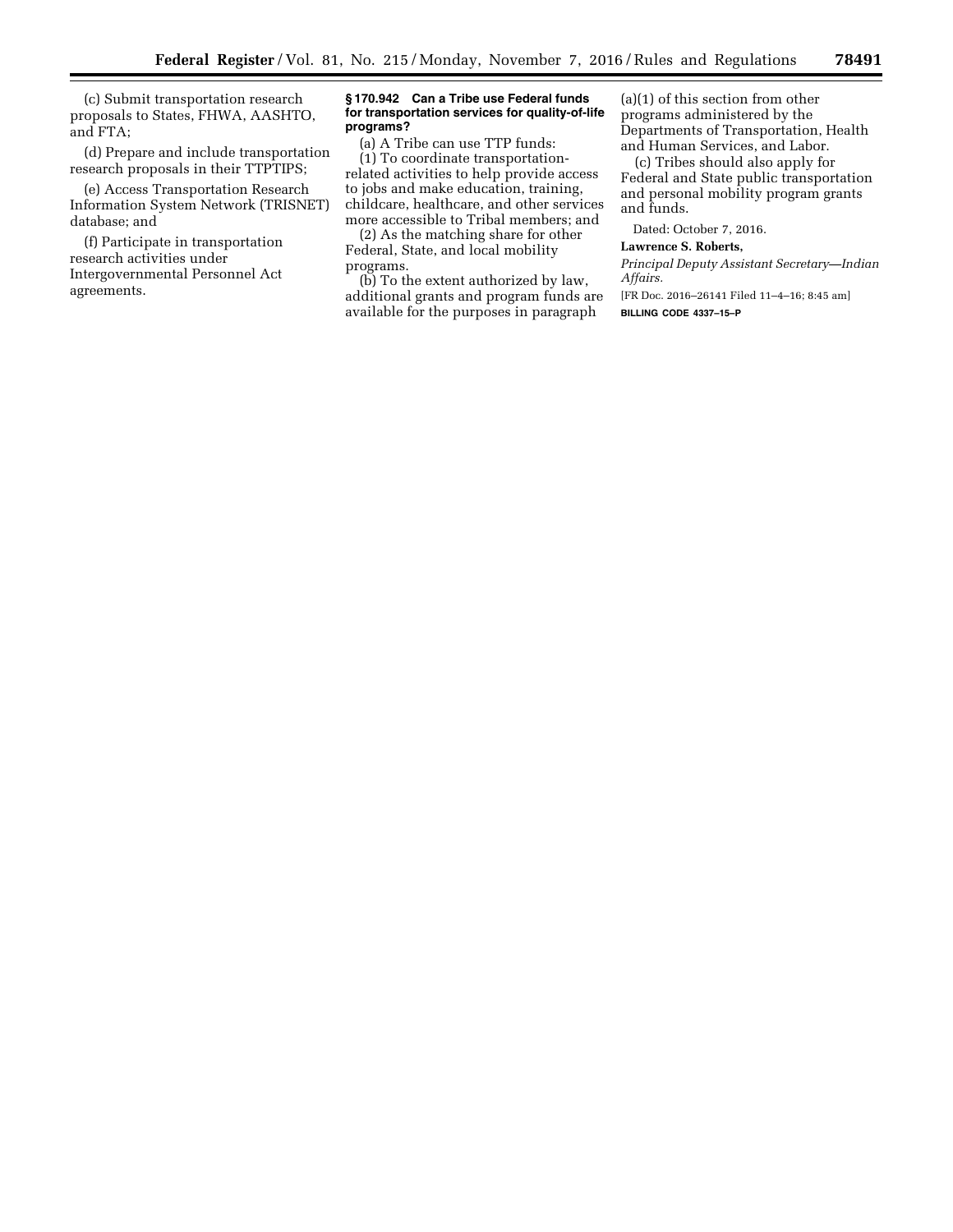(c) Submit transportation research proposals to States, FHWA, AASHTO, and FTA;

(d) Prepare and include transportation research proposals in their TTPTIPS;

(e) Access Transportation Research Information System Network (TRISNET) database; and

(f) Participate in transportation research activities under Intergovernmental Personnel Act agreements.

#### § 170.942 Can a Tribe use Federal funds for transportation services for quality-of-life programs?

(a) A Tribe can use TTP funds:

(1) To coordinate transportation-related activities to help provide access to jobs and make education, training, childcare, healthcare, and other services more accessible to Tribal members; and

(2) As the matching share for other Federal, State, and local mobility programs.

(b) To the extent authorized by law, additional grants and program funds are available for the purposes in paragraph (a)(1) of this section from other programs administered by the Departments of Transportation, Health and Human Services, and Labor.

(c) Tribes should also apply for Federal and State public transportation and personal mobility program grants and funds.

Dated: October 7, 2016.

**Lawrence S. Roberts,**

*Principal Deputy Assistant Secretary—Indian Affairs.*

[FR Doc. 2016–26141 Filed 11–4–16; 8:45 am]

**BILLING CODE 4337–15–P**